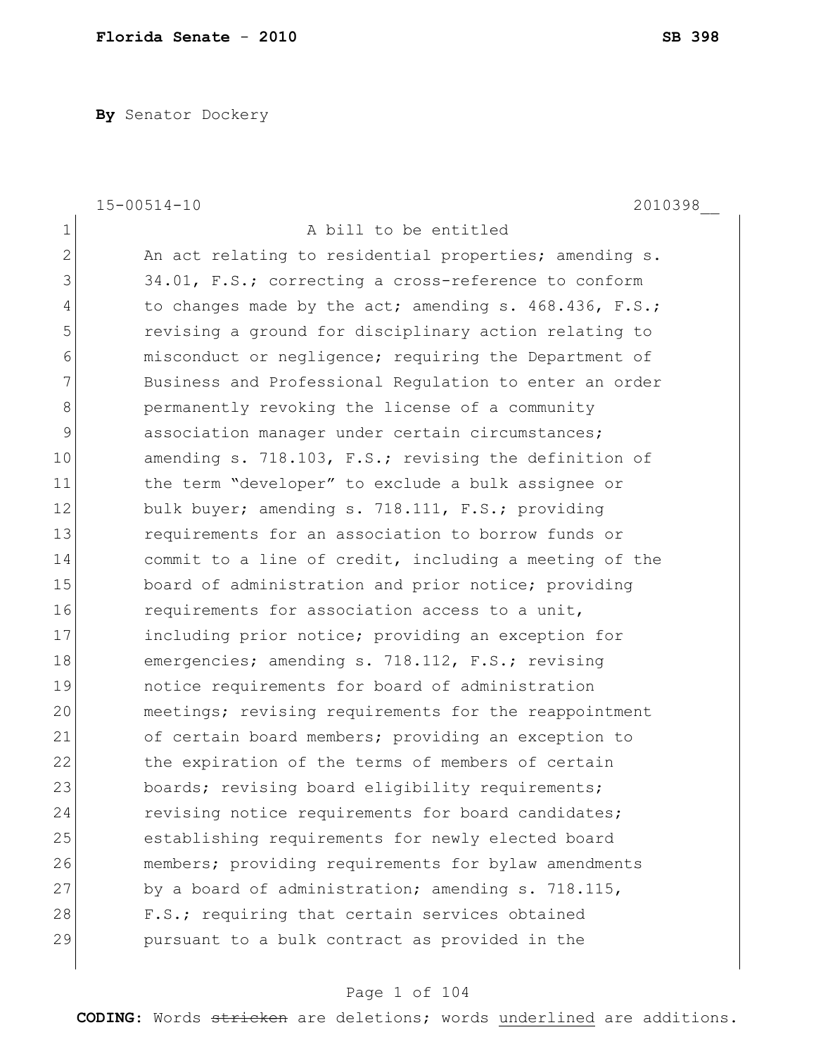**Florida Senate - 2010** **SB 398**

**By** Senator Dockery

15-00514-10 2010398__

1 A bill to be entitled
2 An act relating to residential properties; amending s.
3 34.01, F.S.; correcting a cross-reference to conform
4 to changes made by the act; amending s. 468.436, F.S.;
5 revising a ground for disciplinary action relating to
6 misconduct or negligence; requiring the Department of
7 Business and Professional Regulation to enter an order
8 permanently revoking the license of a community
9 association manager under certain circumstances;
10 amending s. 718.103, F.S.; revising the definition of
11 the term "developer" to exclude a bulk assignee or
12 bulk buyer; amending s. 718.111, F.S.; providing
13 requirements for an association to borrow funds or
14 commit to a line of credit, including a meeting of the
15 board of administration and prior notice; providing
16 requirements for association access to a unit,
17 including prior notice; providing an exception for
18 emergencies; amending s. 718.112, F.S.; revising
19 notice requirements for board of administration
20 meetings; revising requirements for the reappointment
21 of certain board members; providing an exception to
22 the expiration of the terms of members of certain
23 boards; revising board eligibility requirements;
24 revising notice requirements for board candidates;
25 establishing requirements for newly elected board
26 members; providing requirements for bylaw amendments
27 by a board of administration; amending s. 718.115,
28 F.S.; requiring that certain services obtained
29 pursuant to a bulk contract as provided in the

**CODING:** Words ~~stricken~~ are deletions; words <u>underlined</u> are additions.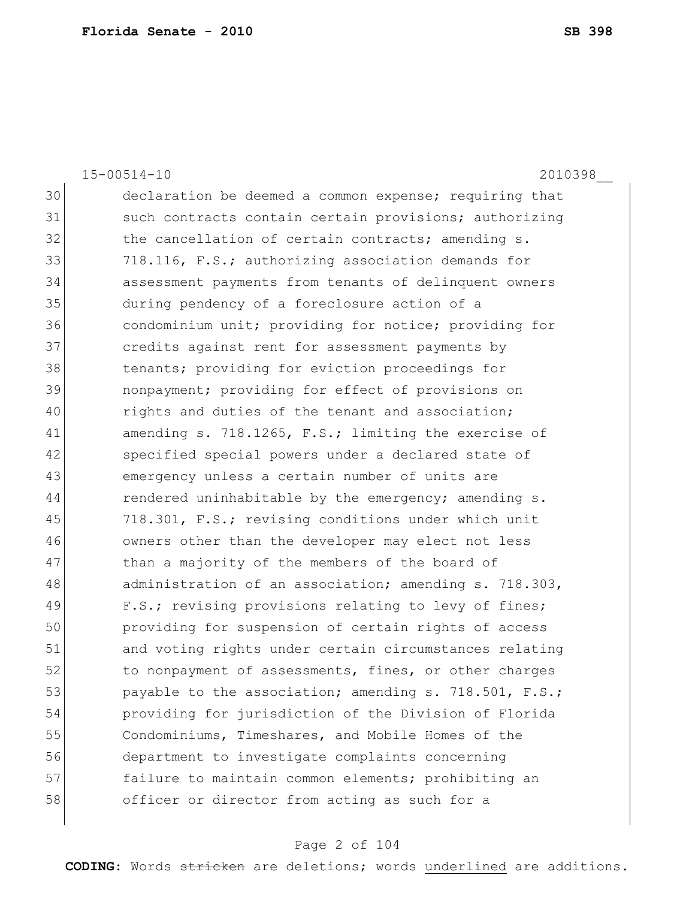15-00514-10 2010398__

30 declaration be deemed a common expense; requiring that
31 such contracts contain certain provisions; authorizing
32 the cancellation of certain contracts; amending s.
33 718.116, F.S.; authorizing association demands for
34 assessment payments from tenants of delinquent owners
35 during pendency of a foreclosure action of a
36 condominium unit; providing for notice; providing for
37 credits against rent for assessment payments by
38 tenants; providing for eviction proceedings for
39 nonpayment; providing for effect of provisions on
40 rights and duties of the tenant and association;
41 amending s. 718.1265, F.S.; limiting the exercise of
42 specified special powers under a declared state of
43 emergency unless a certain number of units are
44 rendered uninhabitable by the emergency; amending s.
45 718.301, F.S.; revising conditions under which unit
46 owners other than the developer may elect not less
47 than a majority of the members of the board of
48 administration of an association; amending s. 718.303,
49 F.S.; revising provisions relating to levy of fines;
50 providing for suspension of certain rights of access
51 and voting rights under certain circumstances relating
52 to nonpayment of assessments, fines, or other charges
53 payable to the association; amending s. 718.501, F.S.;
54 providing for jurisdiction of the Division of Florida
55 Condominiums, Timeshares, and Mobile Homes of the
56 department to investigate complaints concerning
57 failure to maintain common elements; prohibiting an
58 officer or director from acting as such for a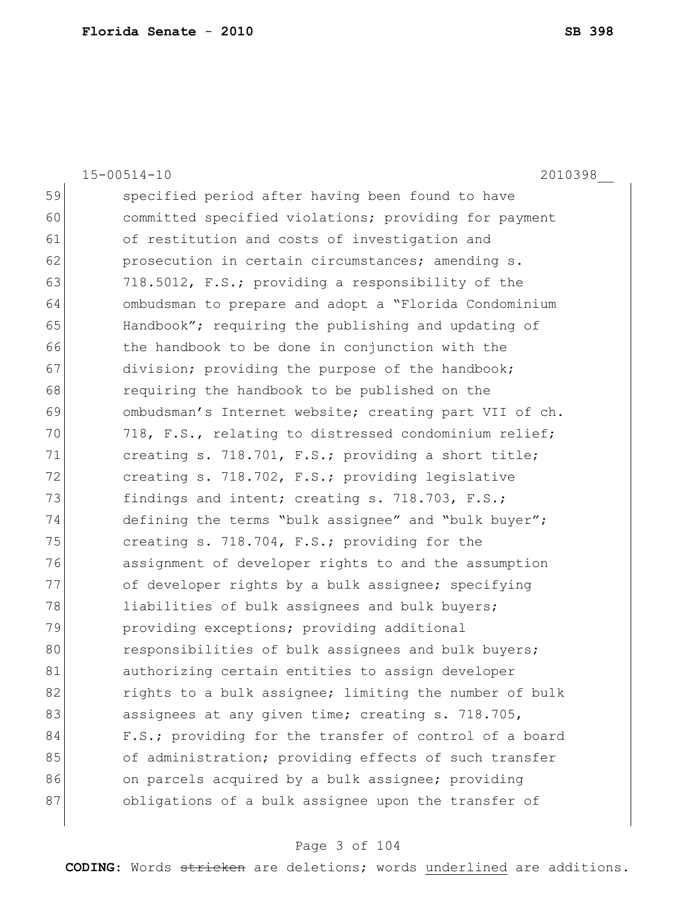specified period after having been found to have committed specified violations; providing for payment of restitution and costs of investigation and prosecution in certain circumstances; amending s. 718.5012, F.S.; providing a responsibility of the ombudsman to prepare and adopt a "Florida Condominium Handbook"; requiring the publishing and updating of the handbook to be done in conjunction with the division; providing the purpose of the handbook; requiring the handbook to be published on the ombudsman's Internet website; creating part VII of ch. 718, F.S., relating to distressed condominium relief; creating s. 718.701, F.S.; providing a short title; creating s. 718.702, F.S.; providing legislative findings and intent; creating s. 718.703, F.S.; defining the terms "bulk assignee" and "bulk buyer"; creating s. 718.704, F.S.; providing for the assignment of developer rights to and the assumption of developer rights by a bulk assignee; specifying liabilities of bulk assignees and bulk buyers; providing exceptions; providing additional responsibilities of bulk assignees and bulk buyers; authorizing certain entities to assign developer rights to a bulk assignee; limiting the number of bulk assignees at any given time; creating s. 718.705, F.S.; providing for the transfer of control of a board of administration; providing effects of such transfer on parcels acquired by a bulk assignee; providing obligations of a bulk assignee upon the transfer of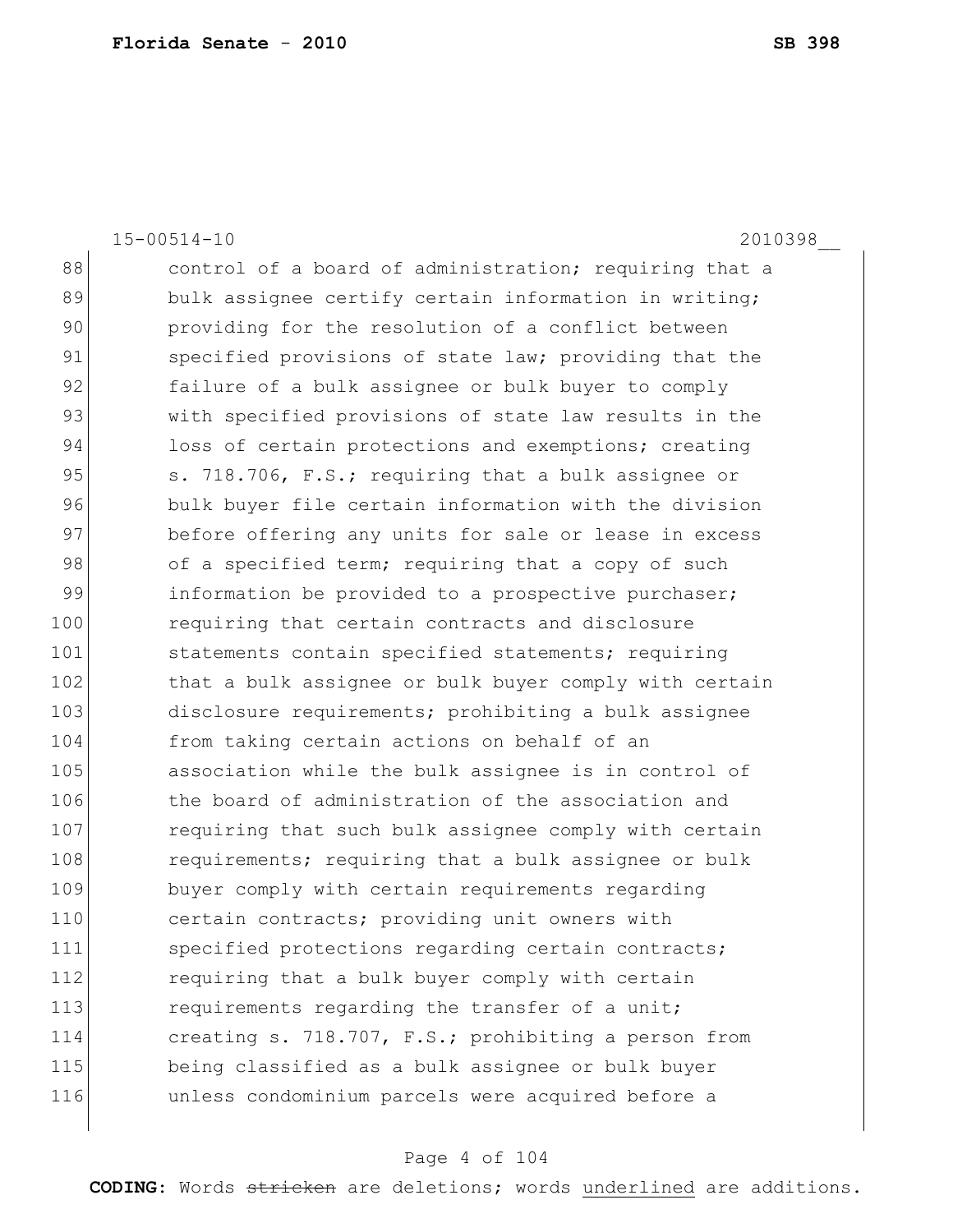control of a board of administration; requiring that a bulk assignee certify certain information in writing; providing for the resolution of a conflict between specified provisions of state law; providing that the failure of a bulk assignee or bulk buyer to comply with specified provisions of state law results in the loss of certain protections and exemptions; creating s. 718.706, F.S.; requiring that a bulk assignee or bulk buyer file certain information with the division before offering any units for sale or lease in excess of a specified term; requiring that a copy of such information be provided to a prospective purchaser; requiring that certain contracts and disclosure statements contain specified statements; requiring that a bulk assignee or bulk buyer comply with certain disclosure requirements; prohibiting a bulk assignee from taking certain actions on behalf of an association while the bulk assignee is in control of the board of administration of the association and requiring that such bulk assignee comply with certain requirements; requiring that a bulk assignee or bulk buyer comply with certain requirements regarding certain contracts; providing unit owners with specified protections regarding certain contracts; requiring that a bulk buyer comply with certain requirements regarding the transfer of a unit; creating s. 718.707, F.S.; prohibiting a person from being classified as a bulk assignee or bulk buyer unless condominium parcels were acquired before a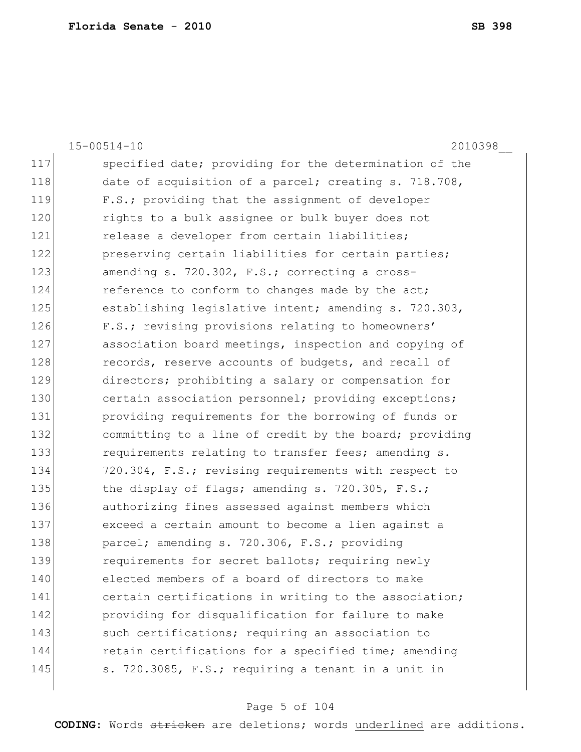15-00514-10 2010398__

117 specified date; providing for the determination of the
118 date of acquisition of a parcel; creating s. 718.708,
119 F.S.; providing that the assignment of developer
120 rights to a bulk assignee or bulk buyer does not
121 release a developer from certain liabilities;
122 preserving certain liabilities for certain parties;
123 amending s. 720.302, F.S.; correcting a cross-
124 reference to conform to changes made by the act;
125 establishing legislative intent; amending s. 720.303,
126 F.S.; revising provisions relating to homeowners'
127 association board meetings, inspection and copying of
128 records, reserve accounts of budgets, and recall of
129 directors; prohibiting a salary or compensation for
130 certain association personnel; providing exceptions;
131 providing requirements for the borrowing of funds or
132 committing to a line of credit by the board; providing
133 requirements relating to transfer fees; amending s.
134 720.304, F.S.; revising requirements with respect to
135 the display of flags; amending s. 720.305, F.S.;
136 authorizing fines assessed against members which
137 exceed a certain amount to become a lien against a
138 parcel; amending s. 720.306, F.S.; providing
139 requirements for secret ballots; requiring newly
140 elected members of a board of directors to make
141 certain certifications in writing to the association;
142 providing for disqualification for failure to make
143 such certifications; requiring an association to
144 retain certifications for a specified time; amending
145 s. 720.3085, F.S.; requiring a tenant in a unit in

**CODING:** Words ~~stricken~~ are deletions; words <u>underlined</u> are additions.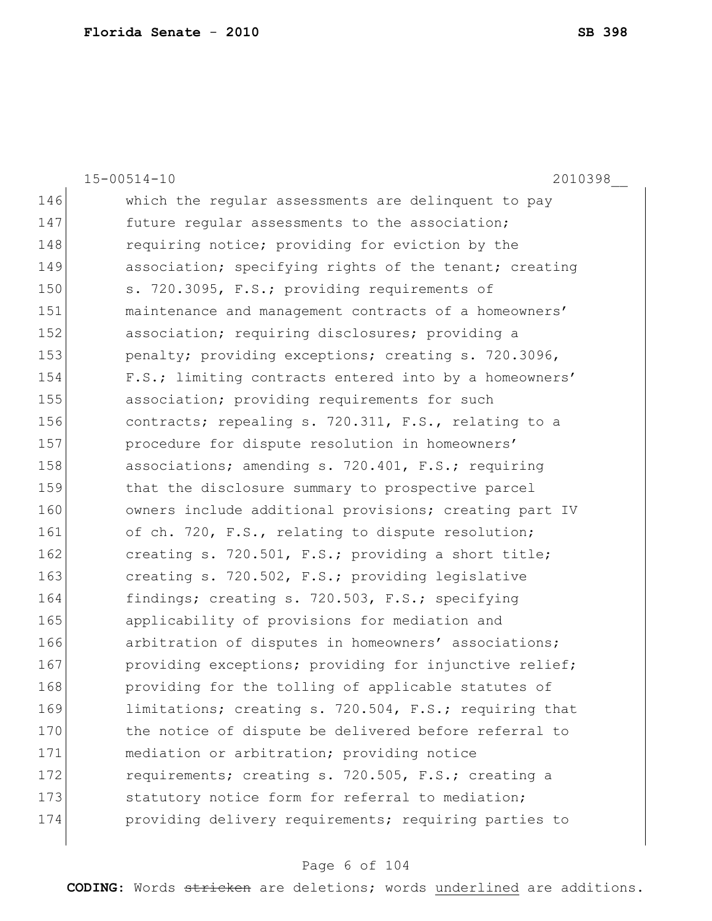which the regular assessments are delinquent to pay future regular assessments to the association; requiring notice; providing for eviction by the association; specifying rights of the tenant; creating s. 720.3095, F.S.; providing requirements of maintenance and management contracts of a homeowners' association; requiring disclosures; providing a penalty; providing exceptions; creating s. 720.3096, F.S.; limiting contracts entered into by a homeowners' association; providing requirements for such contracts; repealing s. 720.311, F.S., relating to a procedure for dispute resolution in homeowners' associations; amending s. 720.401, F.S.; requiring that the disclosure summary to prospective parcel owners include additional provisions; creating part IV of ch. 720, F.S., relating to dispute resolution; creating s. 720.501, F.S.; providing a short title; creating s. 720.502, F.S.; providing legislative findings; creating s. 720.503, F.S.; specifying applicability of provisions for mediation and arbitration of disputes in homeowners' associations; providing exceptions; providing for injunctive relief; providing for the tolling of applicable statutes of limitations; creating s. 720.504, F.S.; requiring that the notice of dispute be delivered before referral to mediation or arbitration; providing notice requirements; creating s. 720.505, F.S.; creating a statutory notice form for referral to mediation; providing delivery requirements; requiring parties to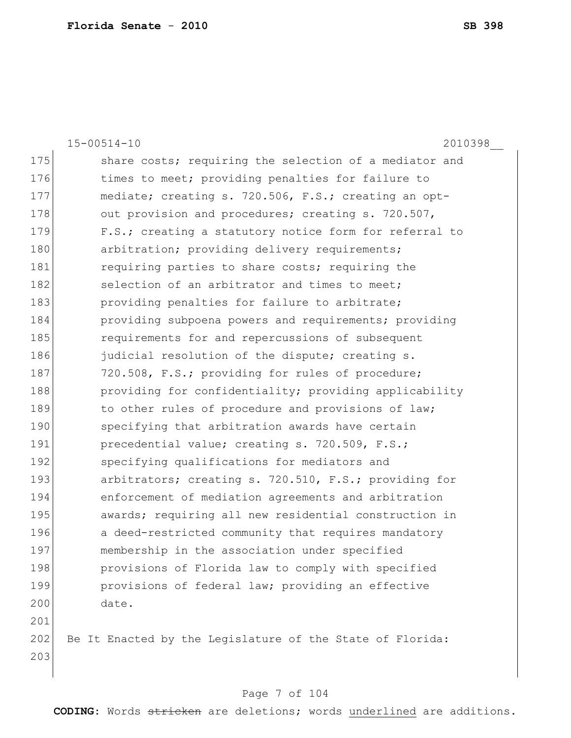share costs; requiring the selection of a mediator and times to meet; providing penalties for failure to mediate; creating s. 720.506, F.S.; creating an opt-out provision and procedures; creating s. 720.507, F.S.; creating a statutory notice form for referral to arbitration; providing delivery requirements; requiring parties to share costs; requiring the selection of an arbitrator and times to meet; providing penalties for failure to arbitrate; providing subpoena powers and requirements; providing requirements for and repercussions of subsequent judicial resolution of the dispute; creating s. 720.508, F.S.; providing for rules of procedure; providing for confidentiality; providing applicability to other rules of procedure and provisions of law; specifying that arbitration awards have certain precedential value; creating s. 720.509, F.S.; specifying qualifications for mediators and arbitrators; creating s. 720.510, F.S.; providing for enforcement of mediation agreements and arbitration awards; requiring all new residential construction in a deed-restricted community that requires mandatory membership in the association under specified provisions of Florida law to comply with specified provisions of federal law; providing an effective date.

Be It Enacted by the Legislature of the State of Florida: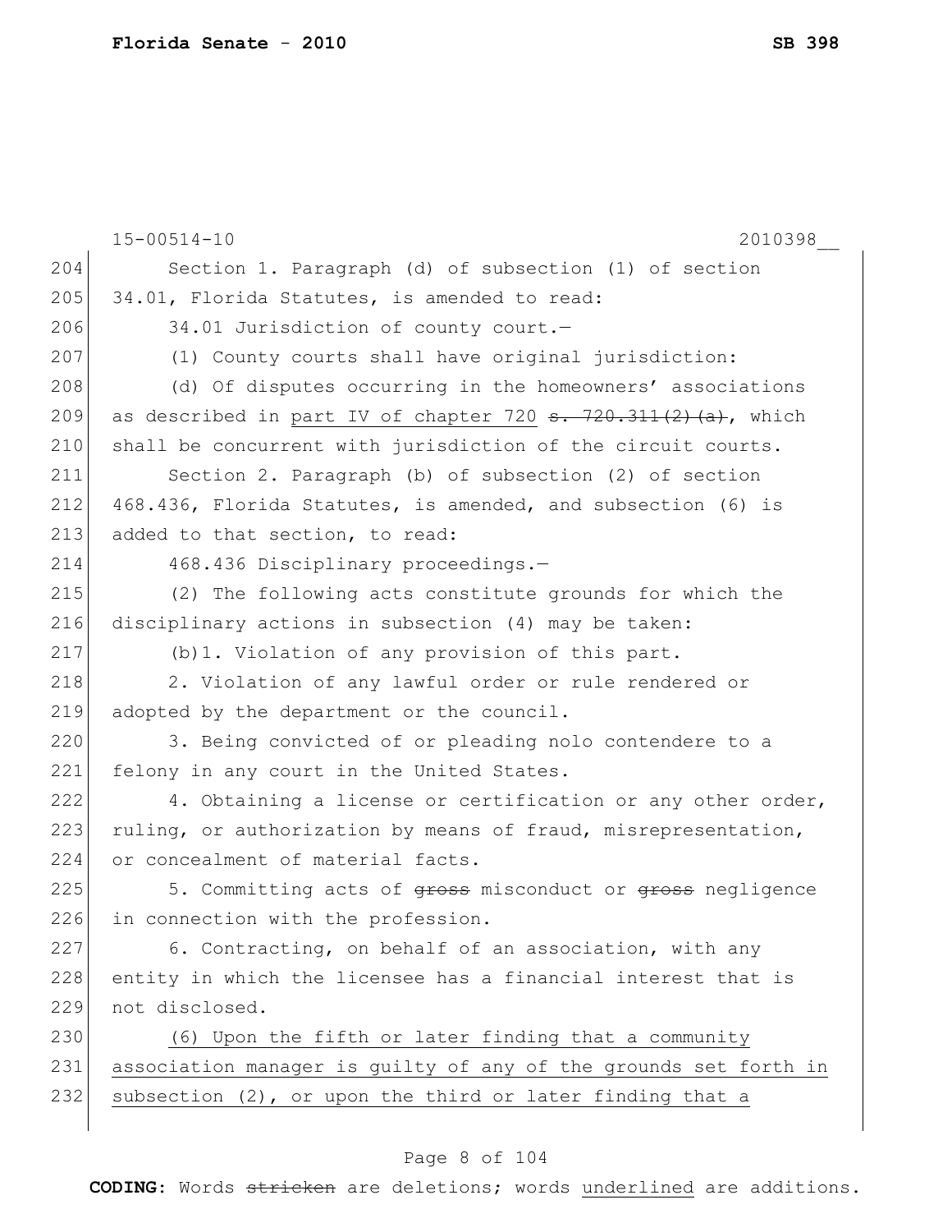15-00514-10 2010398__

Section 1. Paragraph (d) of subsection (1) of section 34.01, Florida Statutes, is amended to read:

34.01 Jurisdiction of county court.—

(1) County courts shall have original jurisdiction:

(d) Of disputes occurring in the homeowners' associations as described in <u>part IV of chapter 720</u> ~~s. 720.311(2)(a)~~, which shall be concurrent with jurisdiction of the circuit courts.

Section 2. Paragraph (b) of subsection (2) of section 468.436, Florida Statutes, is amended, and subsection (6) is added to that section, to read:

468.436 Disciplinary proceedings.—

(2) The following acts constitute grounds for which the disciplinary actions in subsection (4) may be taken:

(b)1. Violation of any provision of this part.

2. Violation of any lawful order or rule rendered or adopted by the department or the council.

3. Being convicted of or pleading nolo contendere to a felony in any court in the United States.

4. Obtaining a license or certification or any other order, ruling, or authorization by means of fraud, misrepresentation, or concealment of material facts.

5. Committing acts of ~~gross~~ misconduct or ~~gross~~ negligence in connection with the profession.

6. Contracting, on behalf of an association, with any entity in which the licensee has a financial interest that is not disclosed.

<u>(6) Upon the fifth or later finding that a community association manager is guilty of any of the grounds set forth in subsection (2), or upon the third or later finding that a</u>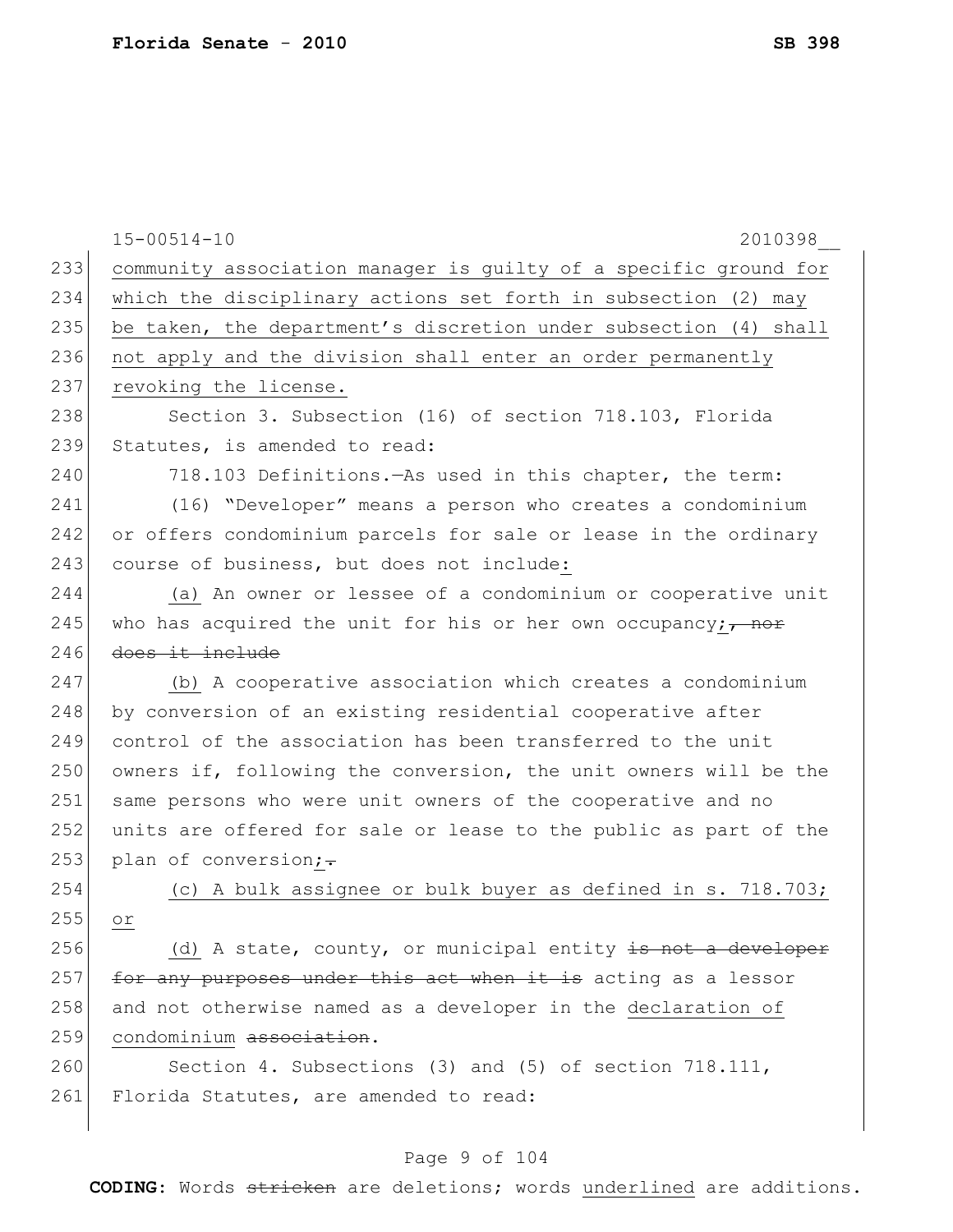community association manager is guilty of a specific ground for which the disciplinary actions set forth in subsection (2) may be taken, the department's discretion under subsection (4) shall not apply and the division shall enter an order permanently revoking the license.

Section 3. Subsection (16) of section 718.103, Florida Statutes, is amended to read:

718.103 Definitions.—As used in this chapter, the term:

(16) "Developer" means a person who creates a condominium or offers condominium parcels for sale or lease in the ordinary course of business, but does not include:

(a) An owner or lessee of a condominium or cooperative unit who has acquired the unit for his or her own occupancy;, nor does it include

(b) A cooperative association which creates a condominium by conversion of an existing residential cooperative after control of the association has been transferred to the unit owners if, following the conversion, the unit owners will be the same persons who were unit owners of the cooperative and no units are offered for sale or lease to the public as part of the plan of conversion;.

(c) A bulk assignee or bulk buyer as defined in s. 718.703; or

(d) A state, county, or municipal entity is not a developer for any purposes under this act when it is acting as a lessor and not otherwise named as a developer in the declaration of condominium association.

Section 4. Subsections (3) and (5) of section 718.111, Florida Statutes, are amended to read: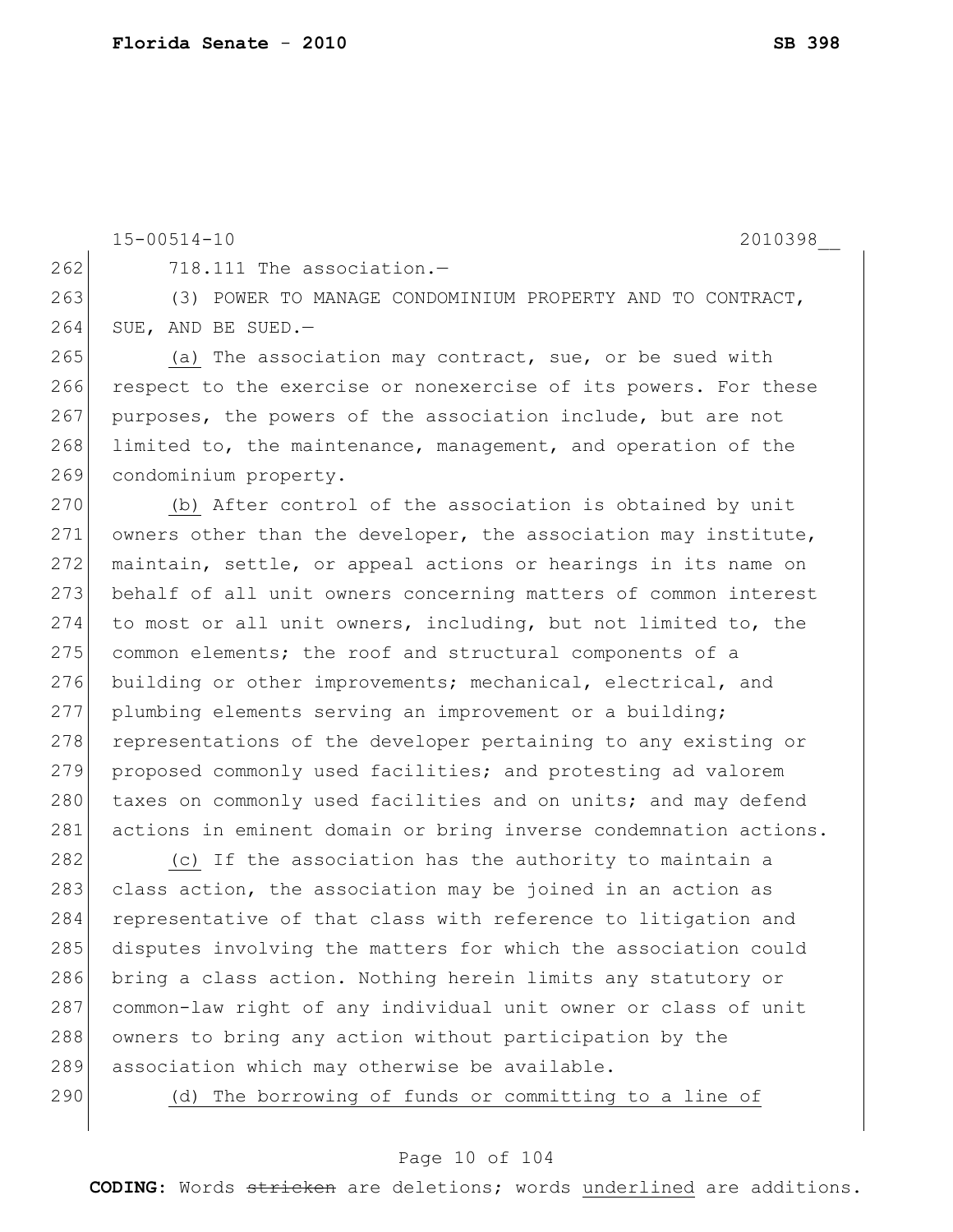15-00514-10 2010398__

718.111 The association.—

(3) POWER TO MANAGE CONDOMINIUM PROPERTY AND TO CONTRACT, SUE, AND BE SUED.—

<u>(a)</u> The association may contract, sue, or be sued with respect to the exercise or nonexercise of its powers. For these purposes, the powers of the association include, but are not limited to, the maintenance, management, and operation of the condominium property.

<u>(b)</u> After control of the association is obtained by unit owners other than the developer, the association may institute, maintain, settle, or appeal actions or hearings in its name on behalf of all unit owners concerning matters of common interest to most or all unit owners, including, but not limited to, the common elements; the roof and structural components of a building or other improvements; mechanical, electrical, and plumbing elements serving an improvement or a building; representations of the developer pertaining to any existing or proposed commonly used facilities; and protesting ad valorem taxes on commonly used facilities and on units; and may defend actions in eminent domain or bring inverse condemnation actions.

<u>(c)</u> If the association has the authority to maintain a class action, the association may be joined in an action as representative of that class with reference to litigation and disputes involving the matters for which the association could bring a class action. Nothing herein limits any statutory or common-law right of any individual unit owner or class of unit owners to bring any action without participation by the association which may otherwise be available.

<u>(d) The borrowing of funds or committing to a line of</u>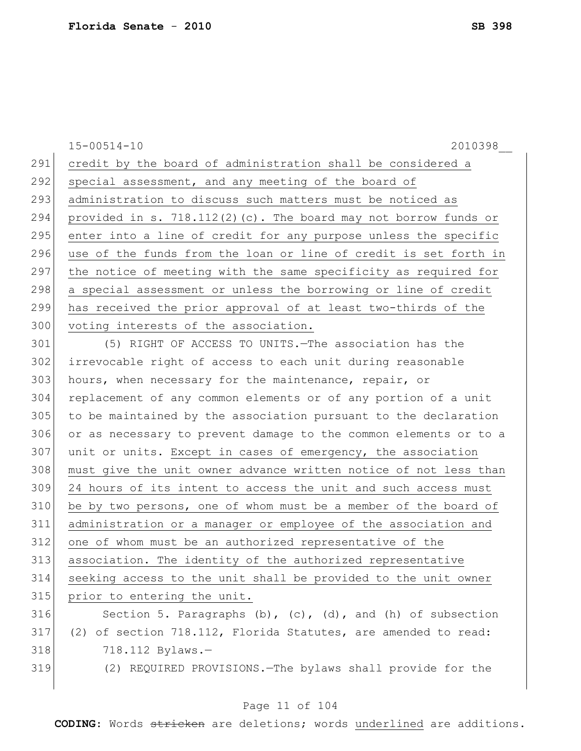credit by the board of administration shall be considered a special assessment, and any meeting of the board of administration to discuss such matters must be noticed as provided in s. 718.112(2)(c). The board may not borrow funds or enter into a line of credit for any purpose unless the specific use of the funds from the loan or line of credit is set forth in the notice of meeting with the same specificity as required for a special assessment or unless the borrowing or line of credit has received the prior approval of at least two-thirds of the voting interests of the association.

(5) RIGHT OF ACCESS TO UNITS.—The association has the irrevocable right of access to each unit during reasonable hours, when necessary for the maintenance, repair, or replacement of any common elements or of any portion of a unit to be maintained by the association pursuant to the declaration or as necessary to prevent damage to the common elements or to a unit or units. Except in cases of emergency, the association must give the unit owner advance written notice of not less than 24 hours of its intent to access the unit and such access must be by two persons, one of whom must be a member of the board of administration or a manager or employee of the association and one of whom must be an authorized representative of the association. The identity of the authorized representative seeking access to the unit shall be provided to the unit owner prior to entering the unit.

Section 5. Paragraphs (b), (c), (d), and (h) of subsection (2) of section 718.112, Florida Statutes, are amended to read:

718.112 Bylaws.—

(2) REQUIRED PROVISIONS.—The bylaws shall provide for the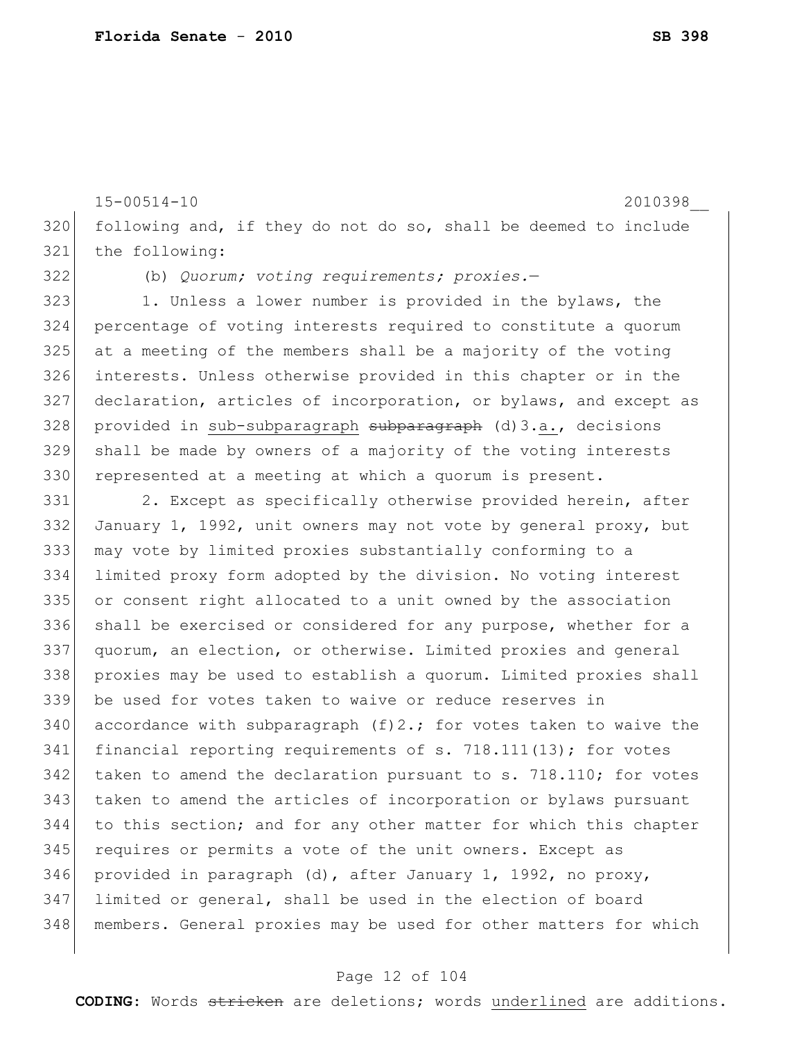following and, if they do not do so, shall be deemed to include the following:

(b) *Quorum; voting requirements; proxies.*—

1. Unless a lower number is provided in the bylaws, the percentage of voting interests required to constitute a quorum at a meeting of the members shall be a majority of the voting interests. Unless otherwise provided in this chapter or in the declaration, articles of incorporation, or bylaws, and except as provided in <u>sub-subparagraph</u> ~~subparagraph~~ (d)3.<u>a.</u>, decisions shall be made by owners of a majority of the voting interests represented at a meeting at which a quorum is present.

2. Except as specifically otherwise provided herein, after January 1, 1992, unit owners may not vote by general proxy, but may vote by limited proxies substantially conforming to a limited proxy form adopted by the division. No voting interest or consent right allocated to a unit owned by the association shall be exercised or considered for any purpose, whether for a quorum, an election, or otherwise. Limited proxies and general proxies may be used to establish a quorum. Limited proxies shall be used for votes taken to waive or reduce reserves in accordance with subparagraph (f)2.; for votes taken to waive the financial reporting requirements of s. 718.111(13); for votes taken to amend the declaration pursuant to s. 718.110; for votes taken to amend the articles of incorporation or bylaws pursuant to this section; and for any other matter for which this chapter requires or permits a vote of the unit owners. Except as provided in paragraph (d), after January 1, 1992, no proxy, limited or general, shall be used in the election of board members. General proxies may be used for other matters for which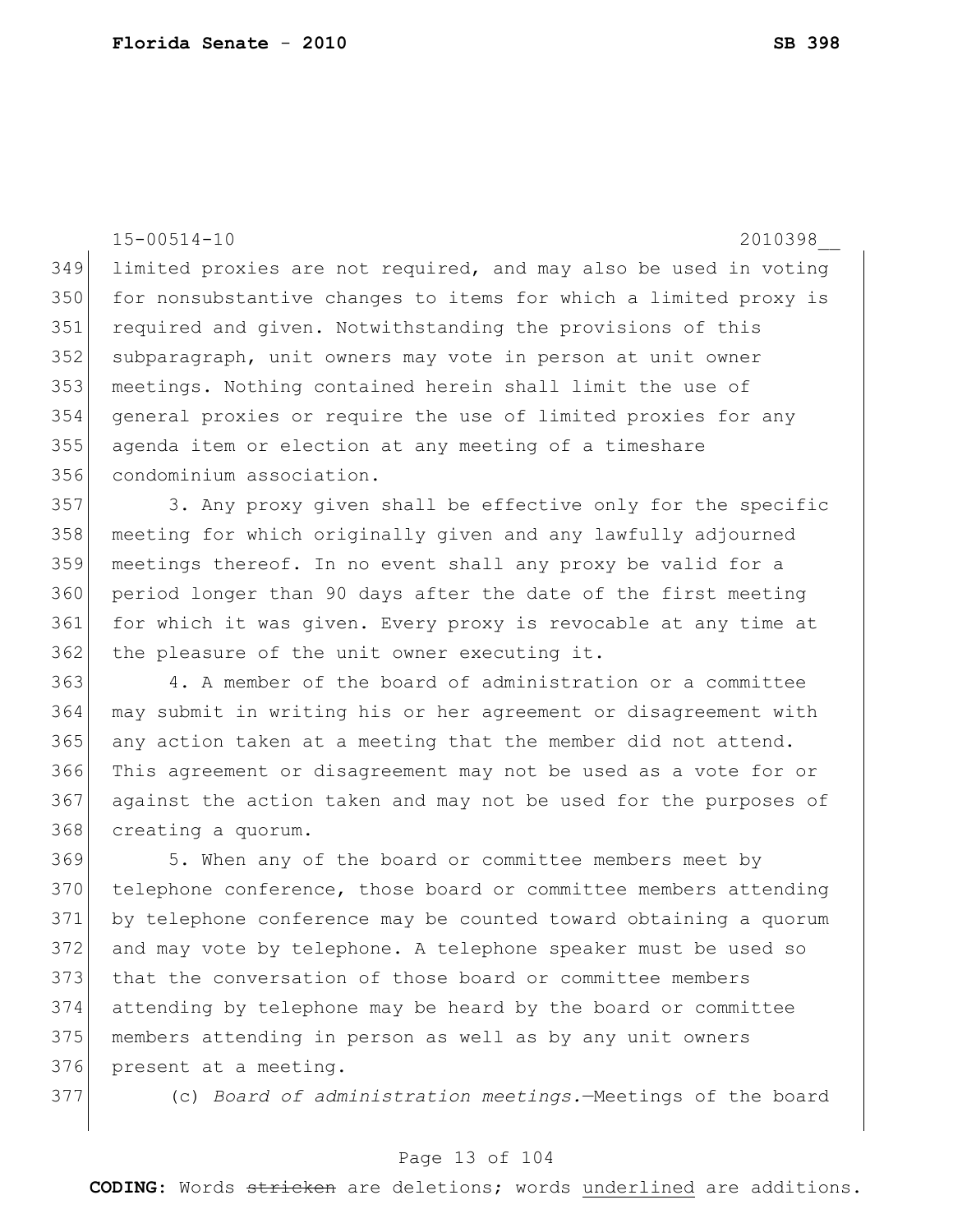limited proxies are not required, and may also be used in voting for nonsubstantive changes to items for which a limited proxy is required and given. Notwithstanding the provisions of this subparagraph, unit owners may vote in person at unit owner meetings. Nothing contained herein shall limit the use of general proxies or require the use of limited proxies for any agenda item or election at any meeting of a timeshare condominium association.

3. Any proxy given shall be effective only for the specific meeting for which originally given and any lawfully adjourned meetings thereof. In no event shall any proxy be valid for a period longer than 90 days after the date of the first meeting for which it was given. Every proxy is revocable at any time at the pleasure of the unit owner executing it.

4. A member of the board of administration or a committee may submit in writing his or her agreement or disagreement with any action taken at a meeting that the member did not attend. This agreement or disagreement may not be used as a vote for or against the action taken and may not be used for the purposes of creating a quorum.

5. When any of the board or committee members meet by telephone conference, those board or committee members attending by telephone conference may be counted toward obtaining a quorum and may vote by telephone. A telephone speaker must be used so that the conversation of those board or committee members attending by telephone may be heard by the board or committee members attending in person as well as by any unit owners present at a meeting.

(c) *Board of administration meetings.*—Meetings of the board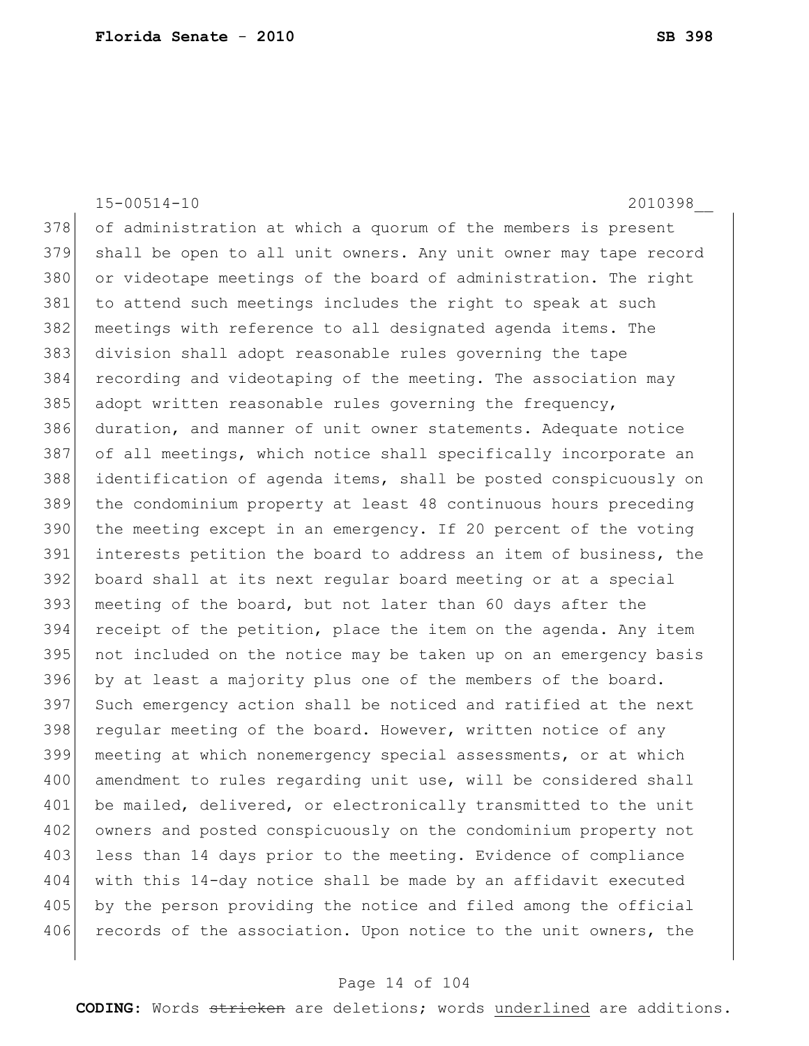of administration at which a quorum of the members is present shall be open to all unit owners. Any unit owner may tape record or videotape meetings of the board of administration. The right to attend such meetings includes the right to speak at such meetings with reference to all designated agenda items. The division shall adopt reasonable rules governing the tape recording and videotaping of the meeting. The association may adopt written reasonable rules governing the frequency, duration, and manner of unit owner statements. Adequate notice of all meetings, which notice shall specifically incorporate an identification of agenda items, shall be posted conspicuously on the condominium property at least 48 continuous hours preceding the meeting except in an emergency. If 20 percent of the voting interests petition the board to address an item of business, the board shall at its next regular board meeting or at a special meeting of the board, but not later than 60 days after the receipt of the petition, place the item on the agenda. Any item not included on the notice may be taken up on an emergency basis by at least a majority plus one of the members of the board. Such emergency action shall be noticed and ratified at the next regular meeting of the board. However, written notice of any meeting at which nonemergency special assessments, or at which amendment to rules regarding unit use, will be considered shall be mailed, delivered, or electronically transmitted to the unit owners and posted conspicuously on the condominium property not less than 14 days prior to the meeting. Evidence of compliance with this 14-day notice shall be made by an affidavit executed by the person providing the notice and filed among the official records of the association. Upon notice to the unit owners, the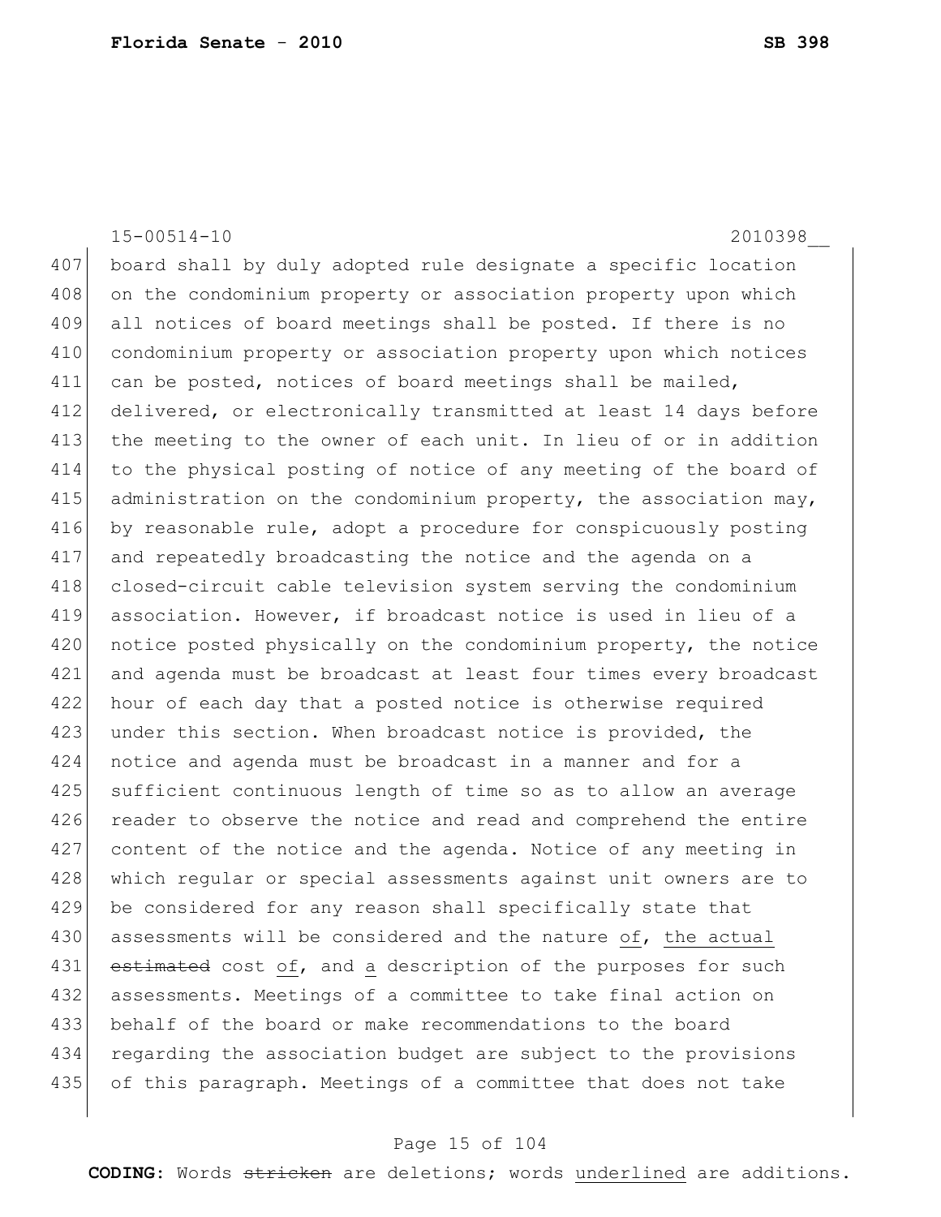board shall by duly adopted rule designate a specific location on the condominium property or association property upon which all notices of board meetings shall be posted. If there is no condominium property or association property upon which notices can be posted, notices of board meetings shall be mailed, delivered, or electronically transmitted at least 14 days before the meeting to the owner of each unit. In lieu of or in addition to the physical posting of notice of any meeting of the board of administration on the condominium property, the association may, by reasonable rule, adopt a procedure for conspicuously posting and repeatedly broadcasting the notice and the agenda on a closed-circuit cable television system serving the condominium association. However, if broadcast notice is used in lieu of a notice posted physically on the condominium property, the notice and agenda must be broadcast at least four times every broadcast hour of each day that a posted notice is otherwise required under this section. When broadcast notice is provided, the notice and agenda must be broadcast in a manner and for a sufficient continuous length of time so as to allow an average reader to observe the notice and read and comprehend the entire content of the notice and the agenda. Notice of any meeting in which regular or special assessments against unit owners are to be considered for any reason shall specifically state that assessments will be considered and the nature <u>of</u>, <u>the actual</u> ~~estimated~~ cost <u>of</u>, and <u>a</u> description of the purposes for such assessments. Meetings of a committee to take final action on behalf of the board or make recommendations to the board regarding the association budget are subject to the provisions of this paragraph. Meetings of a committee that does not take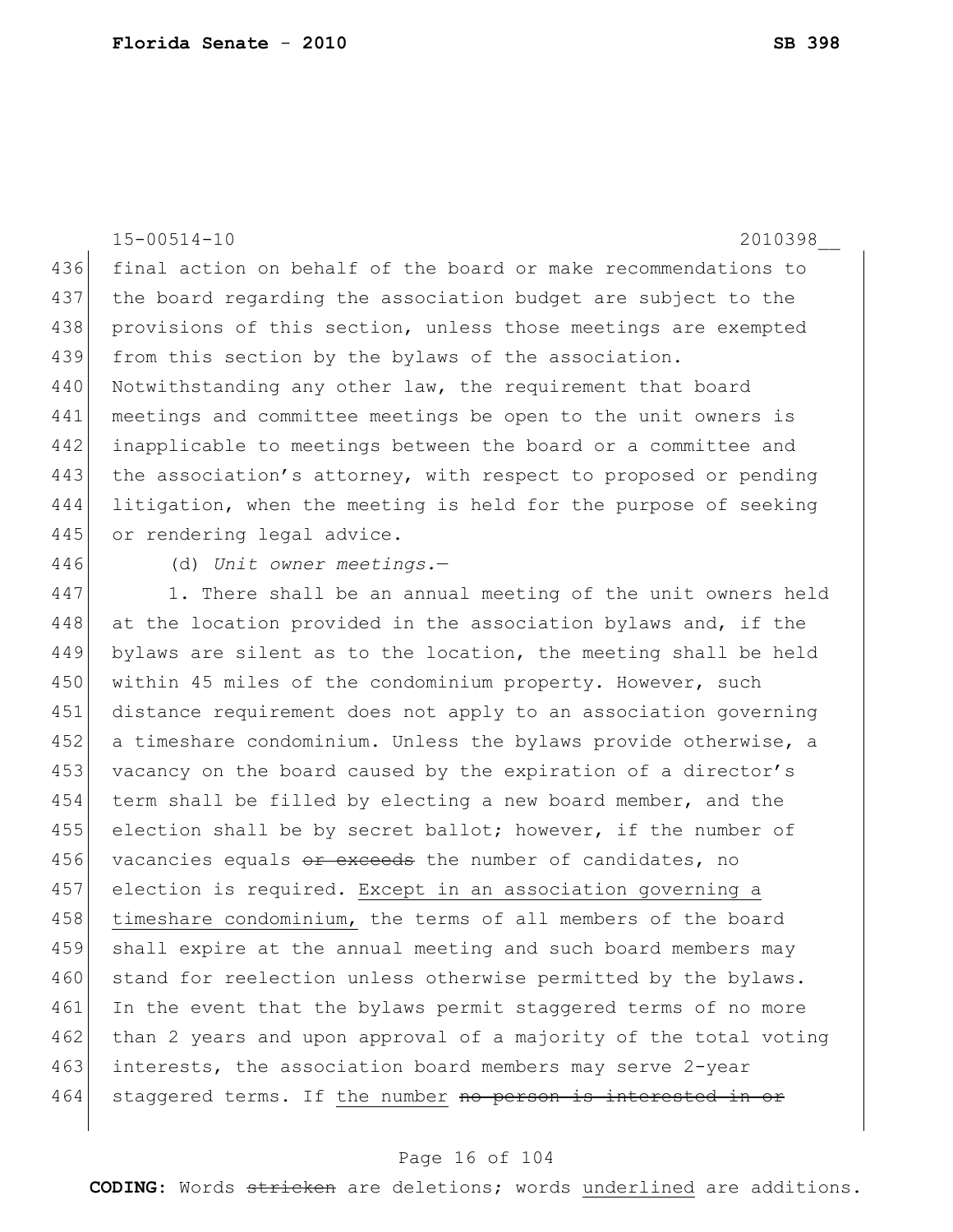final action on behalf of the board or make recommendations to the board regarding the association budget are subject to the provisions of this section, unless those meetings are exempted from this section by the bylaws of the association. Notwithstanding any other law, the requirement that board meetings and committee meetings be open to the unit owners is inapplicable to meetings between the board or a committee and the association's attorney, with respect to proposed or pending litigation, when the meeting is held for the purpose of seeking or rendering legal advice.

(d) *Unit owner meetings.*—

1. There shall be an annual meeting of the unit owners held at the location provided in the association bylaws and, if the bylaws are silent as to the location, the meeting shall be held within 45 miles of the condominium property. However, such distance requirement does not apply to an association governing a timeshare condominium. Unless the bylaws provide otherwise, a vacancy on the board caused by the expiration of a director's term shall be filled by electing a new board member, and the election shall be by secret ballot; however, if the number of vacancies equals ~~or exceeds~~ the number of candidates, no election is required. <u>Except in an association governing a timeshare condominium,</u> the terms of all members of the board shall expire at the annual meeting and such board members may stand for reelection unless otherwise permitted by the bylaws. In the event that the bylaws permit staggered terms of no more than 2 years and upon approval of a majority of the total voting interests, the association board members may serve 2-year staggered terms. If <u>the number</u> ~~no person is interested in or~~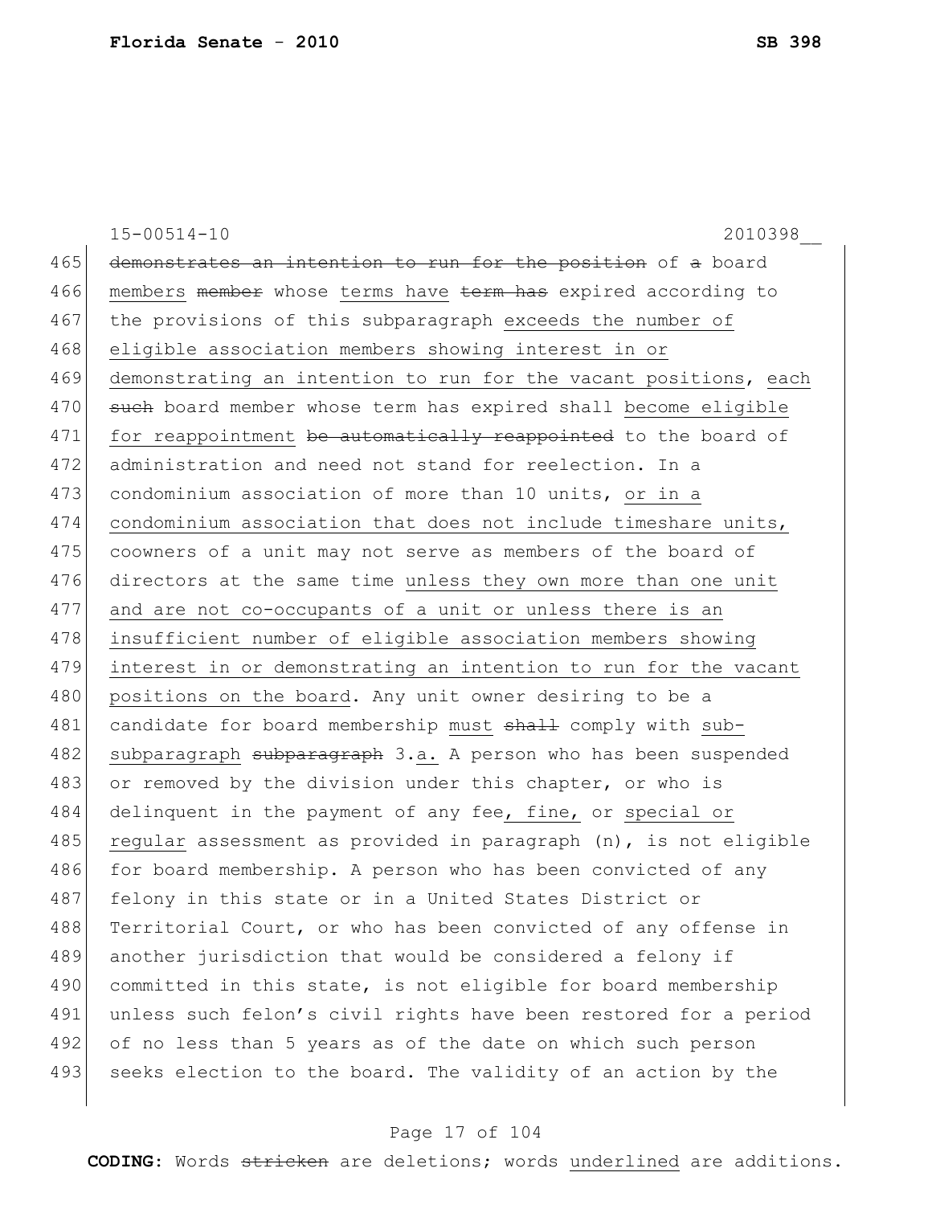demonstrates an intention to run for the position ~~of a~~ board members ~~member~~ whose terms have ~~term has~~ expired according to the provisions of this subparagraph exceeds the number of eligible association members showing interest in or demonstrating an intention to run for the vacant positions, each ~~such~~ board member whose term has expired shall become eligible for reappointment ~~be automatically reappointed~~ to the board of administration and need not stand for reelection. In a condominium association of more than 10 units, or in a condominium association that does not include timeshare units, coowners of a unit may not serve as members of the board of directors at the same time unless they own more than one unit and are not co-occupants of a unit or unless there is an insufficient number of eligible association members showing interest in or demonstrating an intention to run for the vacant positions on the board. Any unit owner desiring to be a candidate for board membership must ~~shall~~ comply with sub-subparagraph ~~subparagraph~~ 3.a. A person who has been suspended or removed by the division under this chapter, or who is delinquent in the payment of any fee, fine, or special or regular assessment as provided in paragraph (n), is not eligible for board membership. A person who has been convicted of any felony in this state or in a United States District or Territorial Court, or who has been convicted of any offense in another jurisdiction that would be considered a felony if committed in this state, is not eligible for board membership unless such felon's civil rights have been restored for a period of no less than 5 years as of the date on which such person seeks election to the board. The validity of an action by the

**CODING:** Words ~~stricken~~ are deletions; words underlined are additions.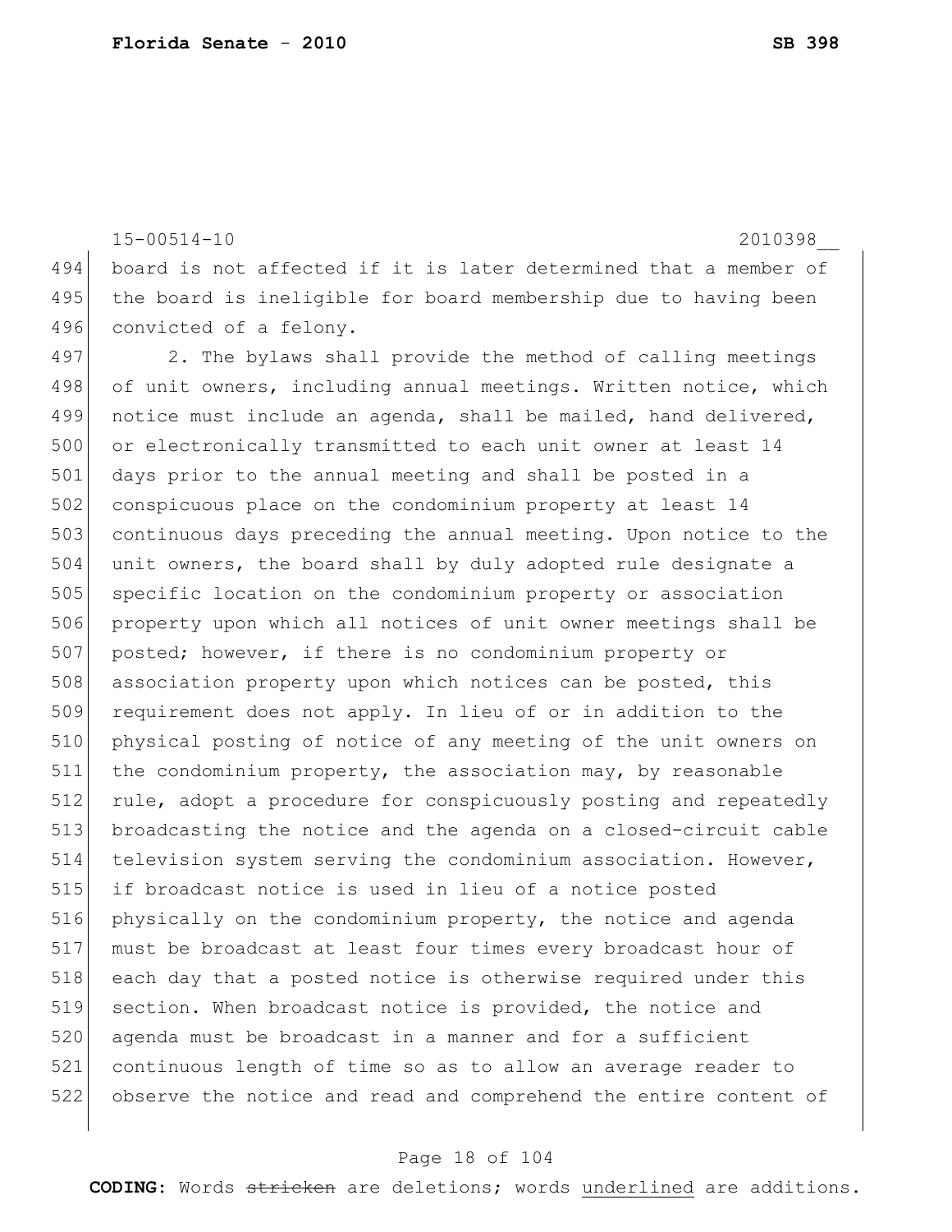board is not affected if it is later determined that a member of the board is ineligible for board membership due to having been convicted of a felony.

2. The bylaws shall provide the method of calling meetings of unit owners, including annual meetings. Written notice, which notice must include an agenda, shall be mailed, hand delivered, or electronically transmitted to each unit owner at least 14 days prior to the annual meeting and shall be posted in a conspicuous place on the condominium property at least 14 continuous days preceding the annual meeting. Upon notice to the unit owners, the board shall by duly adopted rule designate a specific location on the condominium property or association property upon which all notices of unit owner meetings shall be posted; however, if there is no condominium property or association property upon which notices can be posted, this requirement does not apply. In lieu of or in addition to the physical posting of notice of any meeting of the unit owners on the condominium property, the association may, by reasonable rule, adopt a procedure for conspicuously posting and repeatedly broadcasting the notice and the agenda on a closed-circuit cable television system serving the condominium association. However, if broadcast notice is used in lieu of a notice posted physically on the condominium property, the notice and agenda must be broadcast at least four times every broadcast hour of each day that a posted notice is otherwise required under this section. When broadcast notice is provided, the notice and agenda must be broadcast in a manner and for a sufficient continuous length of time so as to allow an average reader to observe the notice and read and comprehend the entire content of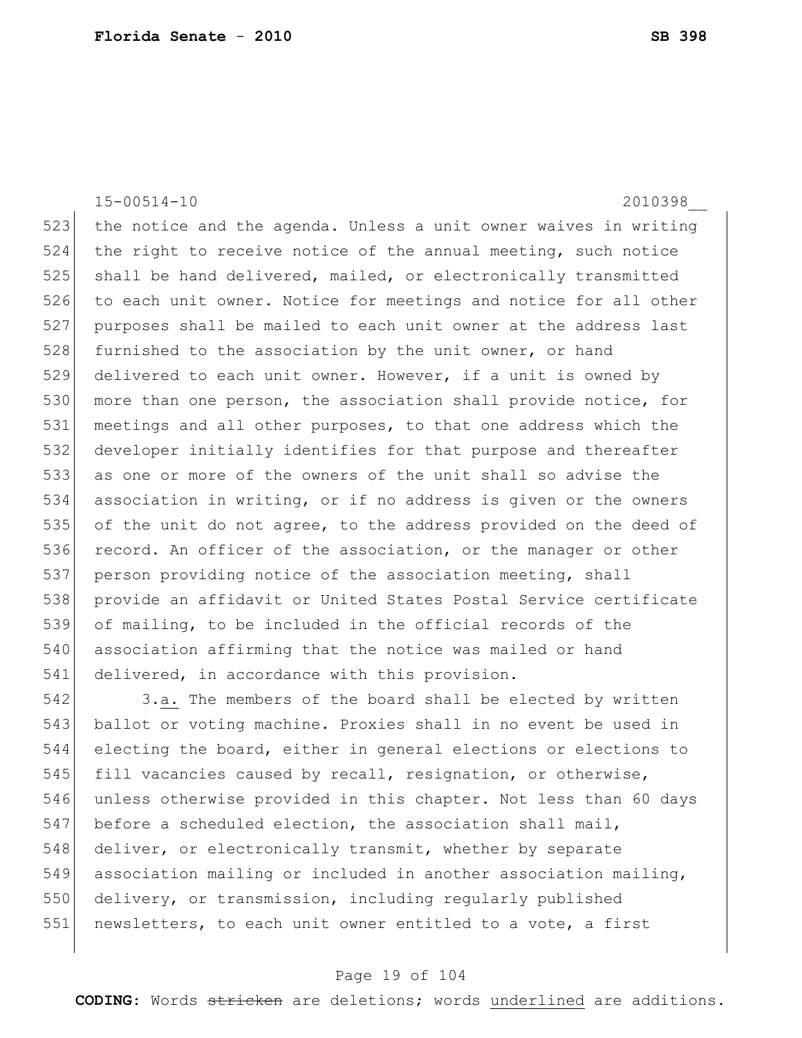the notice and the agenda. Unless a unit owner waives in writing the right to receive notice of the annual meeting, such notice shall be hand delivered, mailed, or electronically transmitted to each unit owner. Notice for meetings and notice for all other purposes shall be mailed to each unit owner at the address last furnished to the association by the unit owner, or hand delivered to each unit owner. However, if a unit is owned by more than one person, the association shall provide notice, for meetings and all other purposes, to that one address which the developer initially identifies for that purpose and thereafter as one or more of the owners of the unit shall so advise the association in writing, or if no address is given or the owners of the unit do not agree, to the address provided on the deed of record. An officer of the association, or the manager or other person providing notice of the association meeting, shall provide an affidavit or United States Postal Service certificate of mailing, to be included in the official records of the association affirming that the notice was mailed or hand delivered, in accordance with this provision.

3.a. The members of the board shall be elected by written ballot or voting machine. Proxies shall in no event be used in electing the board, either in general elections or elections to fill vacancies caused by recall, resignation, or otherwise, unless otherwise provided in this chapter. Not less than 60 days before a scheduled election, the association shall mail, deliver, or electronically transmit, whether by separate association mailing or included in another association mailing, delivery, or transmission, including regularly published newsletters, to each unit owner entitled to a vote, a first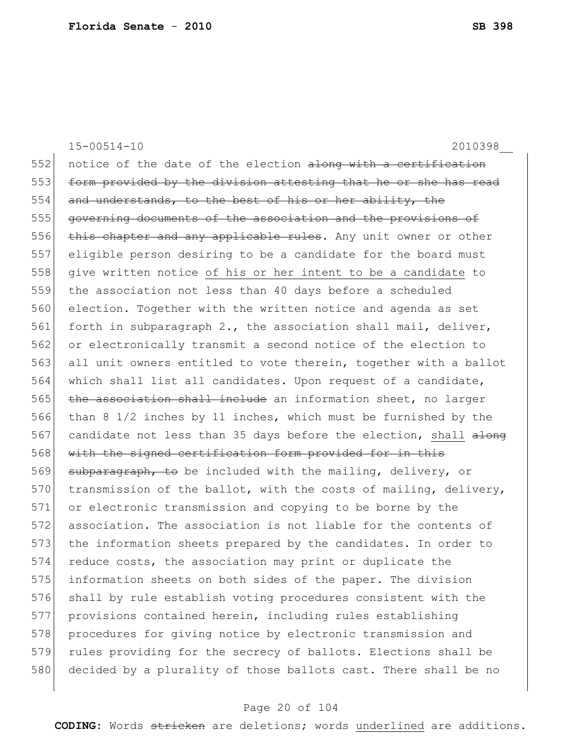notice of the date of the election ~~along with a certification form provided by the division attesting that he or she has read and understands, to the best of his or her ability, the governing documents of the association and the provisions of this chapter and any applicable rules~~. Any unit owner or other eligible person desiring to be a candidate for the board must give written notice <u>of his or her intent to be a candidate</u> to the association not less than 40 days before a scheduled election. Together with the written notice and agenda as set forth in subparagraph 2., the association shall mail, deliver, or electronically transmit a second notice of the election to all unit owners entitled to vote therein, together with a ballot which shall list all candidates. Upon request of a candidate, ~~the association shall include~~ an information sheet, no larger than 8 1/2 inches by 11 inches, which must be furnished by the candidate not less than 35 days before the election, <u>shall</u> ~~along with the signed certification form provided for in this subparagraph, to~~ be included with the mailing, delivery, or transmission of the ballot, with the costs of mailing, delivery, or electronic transmission and copying to be borne by the association. The association is not liable for the contents of the information sheets prepared by the candidates. In order to reduce costs, the association may print or duplicate the information sheets on both sides of the paper. The division shall by rule establish voting procedures consistent with the provisions contained herein, including rules establishing procedures for giving notice by electronic transmission and rules providing for the secrecy of ballots. Elections shall be decided by a plurality of those ballots cast. There shall be no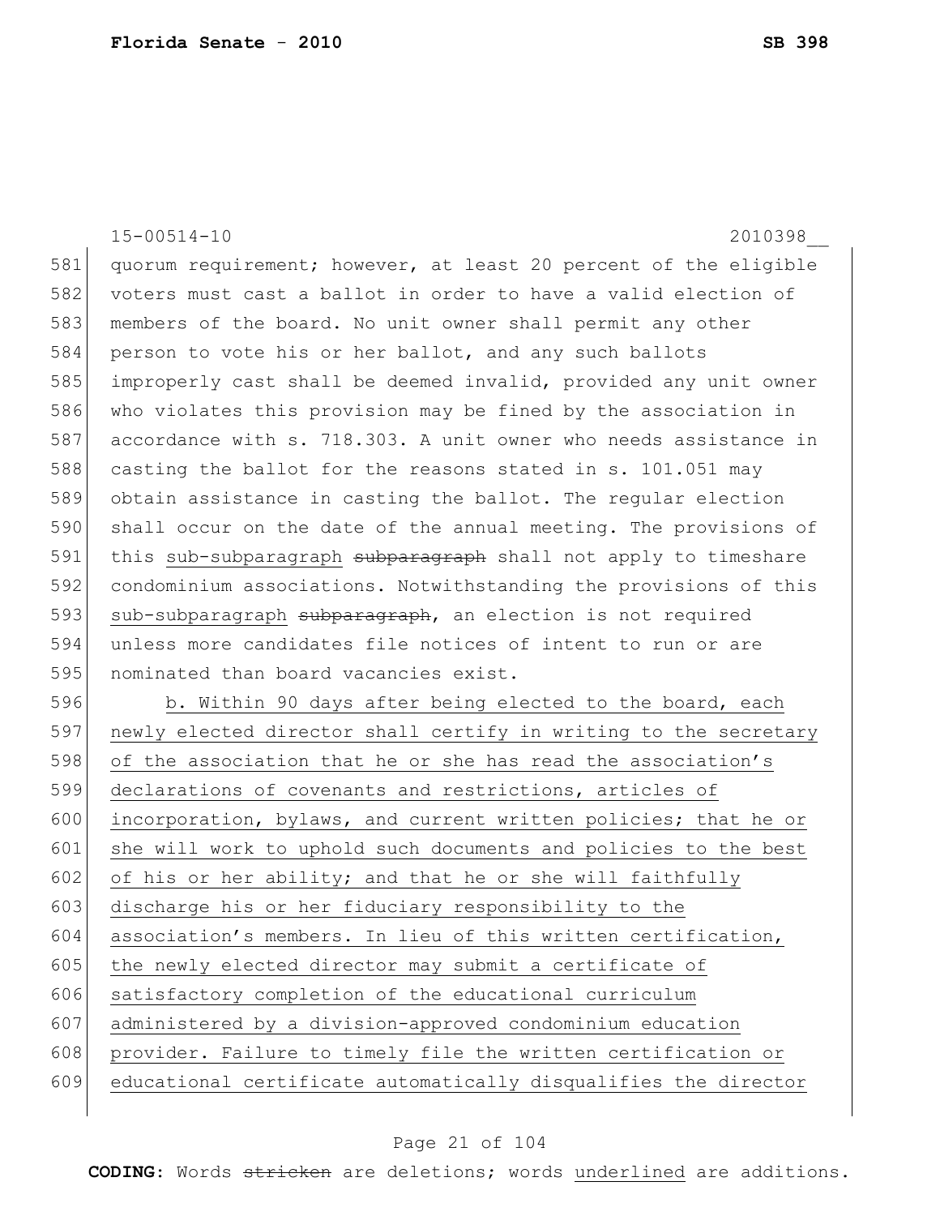quorum requirement; however, at least 20 percent of the eligible voters must cast a ballot in order to have a valid election of members of the board. No unit owner shall permit any other person to vote his or her ballot, and any such ballots improperly cast shall be deemed invalid, provided any unit owner who violates this provision may be fined by the association in accordance with s. 718.303. A unit owner who needs assistance in casting the ballot for the reasons stated in s. 101.051 may obtain assistance in casting the ballot. The regular election shall occur on the date of the annual meeting. The provisions of this <u>sub-subparagraph</u> ~~subparagraph~~ shall not apply to timeshare condominium associations. Notwithstanding the provisions of this <u>sub-subparagraph</u> ~~subparagraph~~, an election is not required unless more candidates file notices of intent to run or are nominated than board vacancies exist.

<u>b. Within 90 days after being elected to the board, each newly elected director shall certify in writing to the secretary of the association that he or she has read the association's declarations of covenants and restrictions, articles of incorporation, bylaws, and current written policies; that he or she will work to uphold such documents and policies to the best of his or her ability; and that he or she will faithfully discharge his or her fiduciary responsibility to the association's members. In lieu of this written certification, the newly elected director may submit a certificate of satisfactory completion of the educational curriculum administered by a division-approved condominium education provider. Failure to timely file the written certification or educational certificate automatically disqualifies the director</u>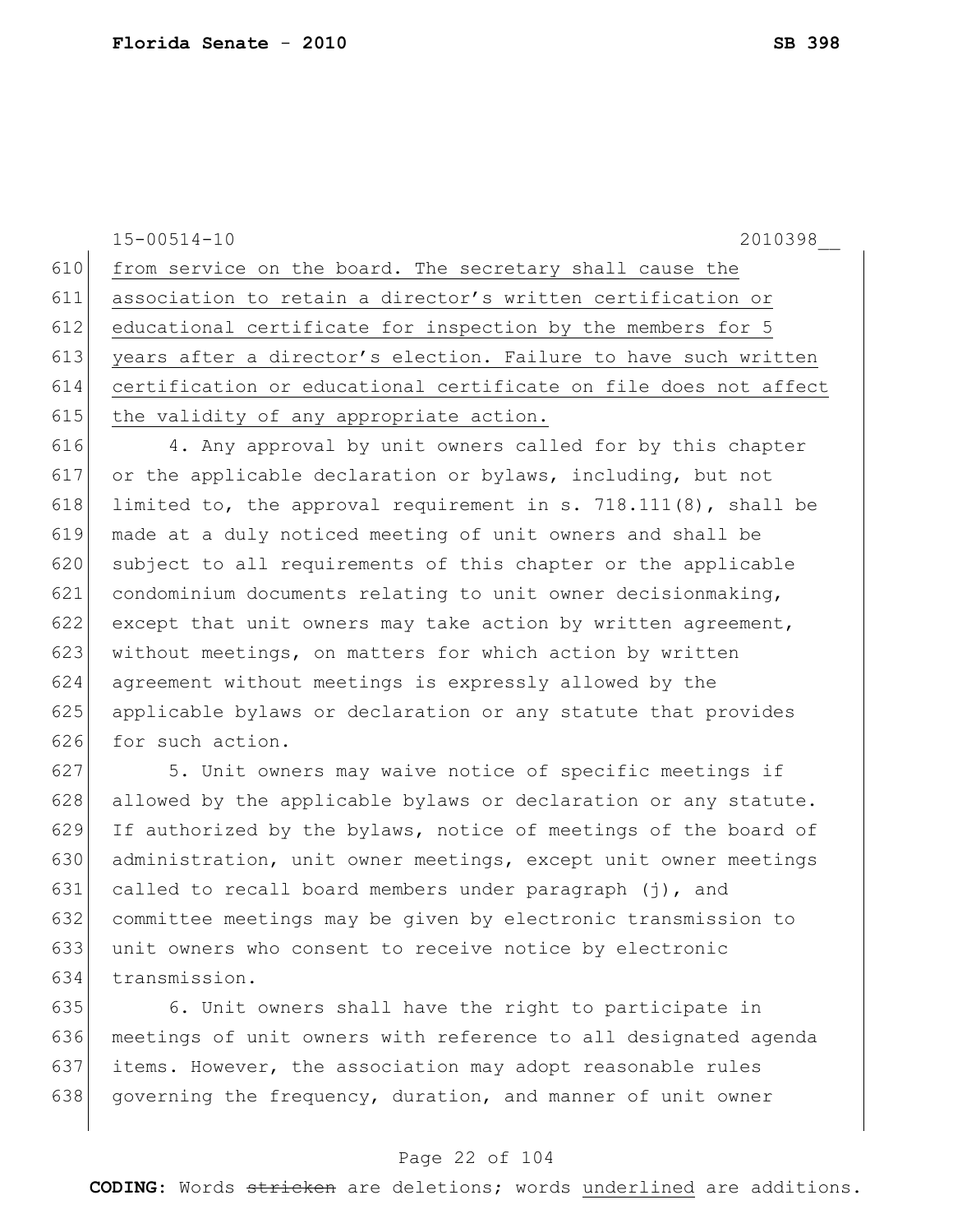from service on the board. The secretary shall cause the association to retain a director's written certification or educational certificate for inspection by the members for 5 years after a director's election. Failure to have such written certification or educational certificate on file does not affect the validity of any appropriate action.

4. Any approval by unit owners called for by this chapter or the applicable declaration or bylaws, including, but not limited to, the approval requirement in s. 718.111(8), shall be made at a duly noticed meeting of unit owners and shall be subject to all requirements of this chapter or the applicable condominium documents relating to unit owner decisionmaking, except that unit owners may take action by written agreement, without meetings, on matters for which action by written agreement without meetings is expressly allowed by the applicable bylaws or declaration or any statute that provides for such action.

5. Unit owners may waive notice of specific meetings if allowed by the applicable bylaws or declaration or any statute. If authorized by the bylaws, notice of meetings of the board of administration, unit owner meetings, except unit owner meetings called to recall board members under paragraph (j), and committee meetings may be given by electronic transmission to unit owners who consent to receive notice by electronic transmission.

6. Unit owners shall have the right to participate in meetings of unit owners with reference to all designated agenda items. However, the association may adopt reasonable rules governing the frequency, duration, and manner of unit owner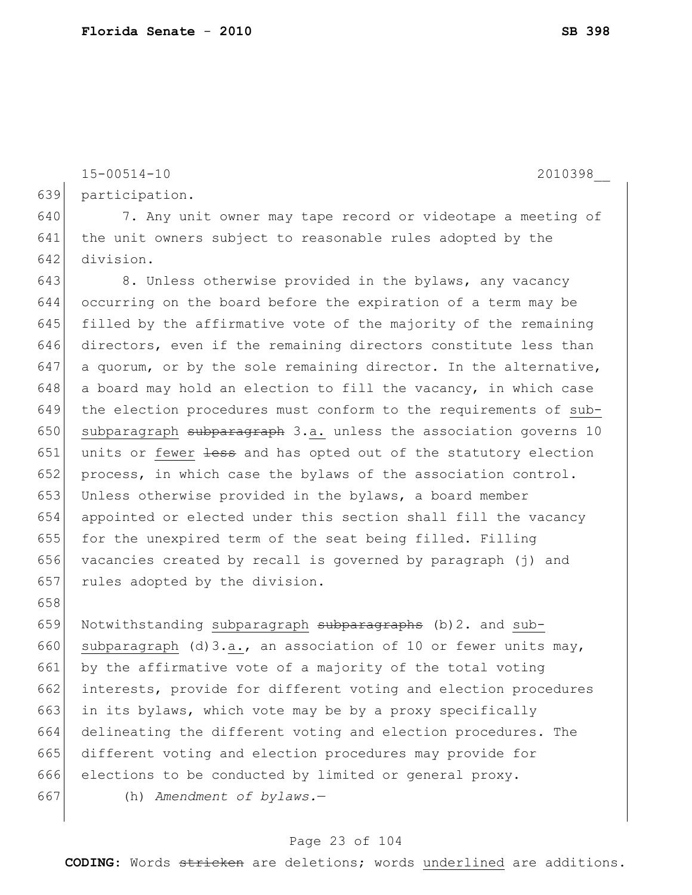participation.

7. Any unit owner may tape record or videotape a meeting of the unit owners subject to reasonable rules adopted by the division.

8. Unless otherwise provided in the bylaws, any vacancy occurring on the board before the expiration of a term may be filled by the affirmative vote of the majority of the remaining directors, even if the remaining directors constitute less than a quorum, or by the sole remaining director. In the alternative, a board may hold an election to fill the vacancy, in which case the election procedures must conform to the requirements of <u>sub-subparagraph</u> ~~subparagraph~~ 3.<u>a.</u> unless the association governs 10 units or <u>fewer</u> ~~less~~ and has opted out of the statutory election process, in which case the bylaws of the association control. Unless otherwise provided in the bylaws, a board member appointed or elected under this section shall fill the vacancy for the unexpired term of the seat being filled. Filling vacancies created by recall is governed by paragraph (j) and rules adopted by the division.

Notwithstanding <u>subparagraph</u> ~~subparagraphs~~ (b)2. and <u>sub-subparagraph</u> (d)3.<u>a.</u>, an association of 10 or fewer units may, by the affirmative vote of a majority of the total voting interests, provide for different voting and election procedures in its bylaws, which vote may be by a proxy specifically delineating the different voting and election procedures. The different voting and election procedures may provide for elections to be conducted by limited or general proxy.

(h) *Amendment of bylaws.*—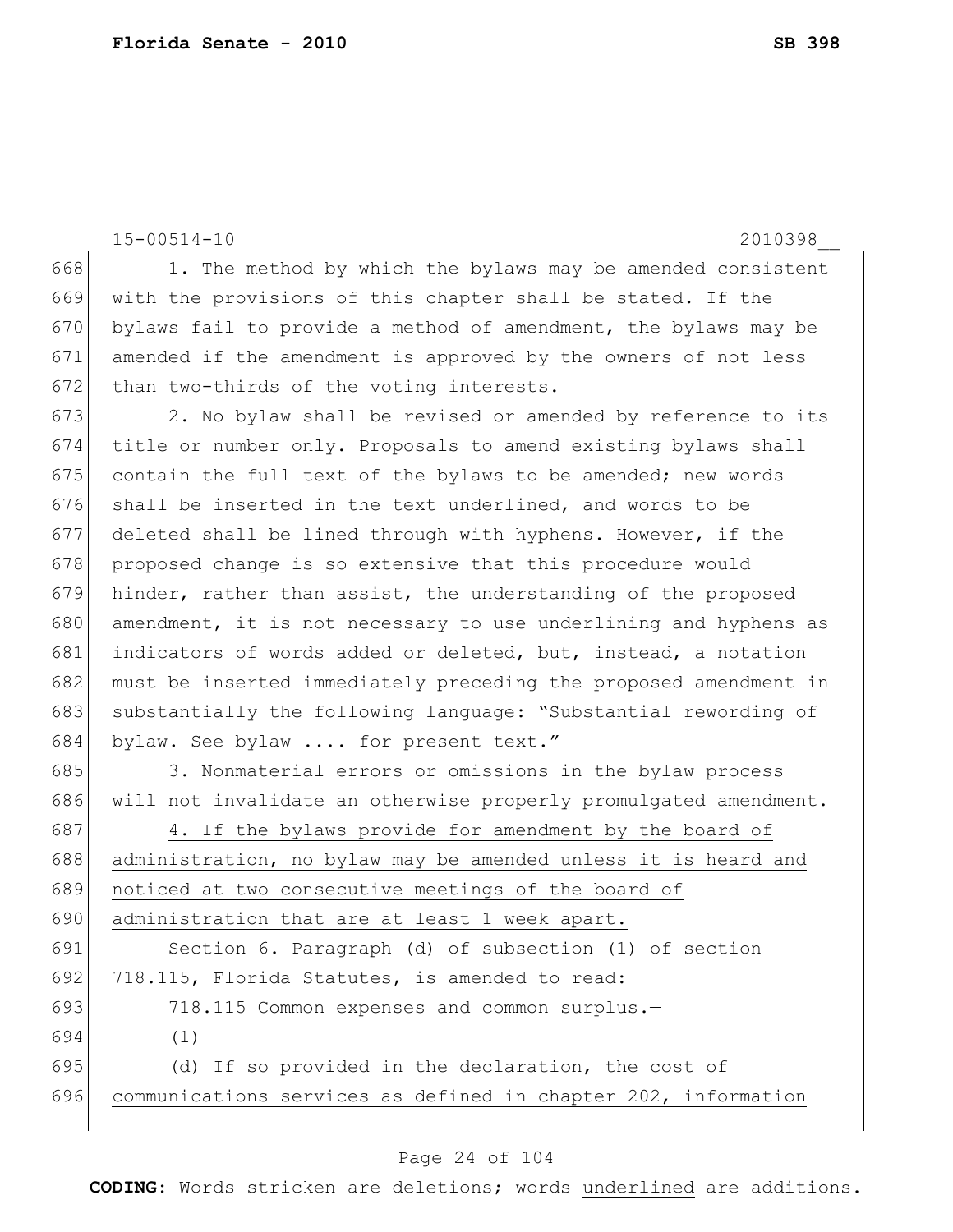1. The method by which the bylaws may be amended consistent with the provisions of this chapter shall be stated. If the bylaws fail to provide a method of amendment, the bylaws may be amended if the amendment is approved by the owners of not less than two-thirds of the voting interests.

2. No bylaw shall be revised or amended by reference to its title or number only. Proposals to amend existing bylaws shall contain the full text of the bylaws to be amended; new words shall be inserted in the text underlined, and words to be deleted shall be lined through with hyphens. However, if the proposed change is so extensive that this procedure would hinder, rather than assist, the understanding of the proposed amendment, it is not necessary to use underlining and hyphens as indicators of words added or deleted, but, instead, a notation must be inserted immediately preceding the proposed amendment in substantially the following language: "Substantial rewording of bylaw. See bylaw .... for present text."

3. Nonmaterial errors or omissions in the bylaw process will not invalidate an otherwise properly promulgated amendment.

<u>4. If the bylaws provide for amendment by the board of administration, no bylaw may be amended unless it is heard and noticed at two consecutive meetings of the board of administration that are at least 1 week apart.</u>

Section 6. Paragraph (d) of subsection (1) of section 718.115, Florida Statutes, is amended to read:

718.115 Common expenses and common surplus.—

(1)

(d) If so provided in the declaration, the cost of <u>communications services as defined in chapter 202, information</u>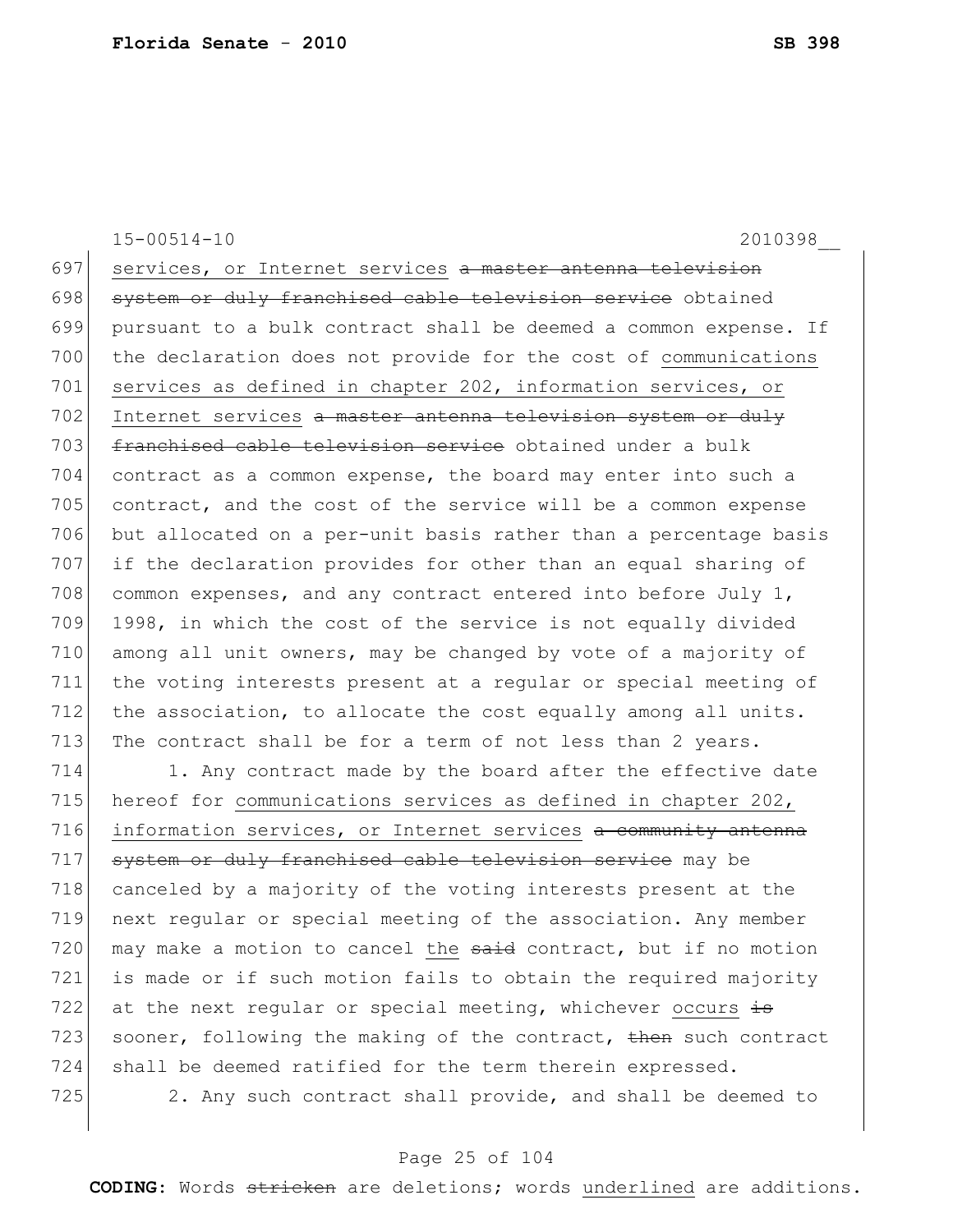services, or Internet services ~~a master antenna television system or duly franchised cable television service~~ obtained pursuant to a bulk contract shall be deemed a common expense. If the declaration does not provide for the cost of communications services as defined in chapter 202, information services, or Internet services ~~a master antenna television system or duly franchised cable television service~~ obtained under a bulk contract as a common expense, the board may enter into such a contract, and the cost of the service will be a common expense but allocated on a per-unit basis rather than a percentage basis if the declaration provides for other than an equal sharing of common expenses, and any contract entered into before July 1, 1998, in which the cost of the service is not equally divided among all unit owners, may be changed by vote of a majority of the voting interests present at a regular or special meeting of the association, to allocate the cost equally among all units. The contract shall be for a term of not less than 2 years.

1. Any contract made by the board after the effective date hereof for communications services as defined in chapter 202, information services, or Internet services ~~a community antenna system or duly franchised cable television service~~ may be canceled by a majority of the voting interests present at the next regular or special meeting of the association. Any member may make a motion to cancel the ~~said~~ contract, but if no motion is made or if such motion fails to obtain the required majority at the next regular or special meeting, whichever occurs ~~is~~ sooner, following the making of the contract, ~~then~~ such contract shall be deemed ratified for the term therein expressed.

2. Any such contract shall provide, and shall be deemed to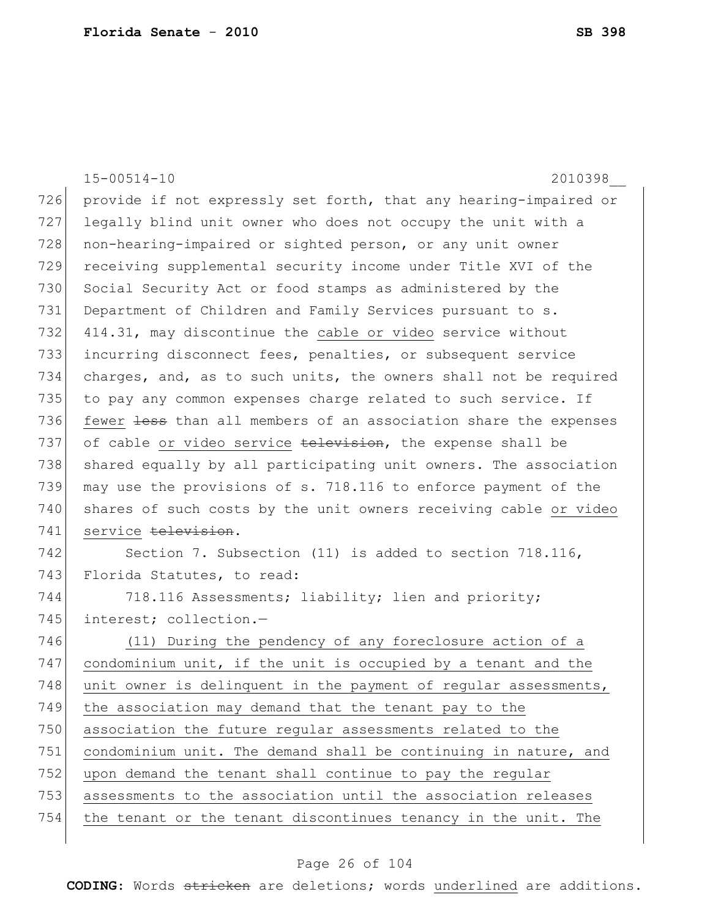15-00514-10 2010398__

provide if not expressly set forth, that any hearing-impaired or legally blind unit owner who does not occupy the unit with a non-hearing-impaired or sighted person, or any unit owner receiving supplemental security income under Title XVI of the Social Security Act or food stamps as administered by the Department of Children and Family Services pursuant to s. 414.31, may discontinue the <u>cable or video</u> service without incurring disconnect fees, penalties, or subsequent service charges, and, as to such units, the owners shall not be required to pay any common expenses charge related to such service. If <u>fewer</u> ~~less~~ than all members of an association share the expenses of cable <u>or video service</u> ~~television~~, the expense shall be shared equally by all participating unit owners. The association may use the provisions of s. 718.116 to enforce payment of the shares of such costs by the unit owners receiving cable <u>or video service</u> ~~television~~.

Section 7. Subsection (11) is added to section 718.116, Florida Statutes, to read:

718.116 Assessments; liability; lien and priority; interest; collection.—

<u>(11) During the pendency of any foreclosure action of a condominium unit, if the unit is occupied by a tenant and the unit owner is delinquent in the payment of regular assessments, the association may demand that the tenant pay to the association the future regular assessments related to the condominium unit. The demand shall be continuing in nature, and upon demand the tenant shall continue to pay the regular assessments to the association until the association releases the tenant or the tenant discontinues tenancy in the unit. The</u>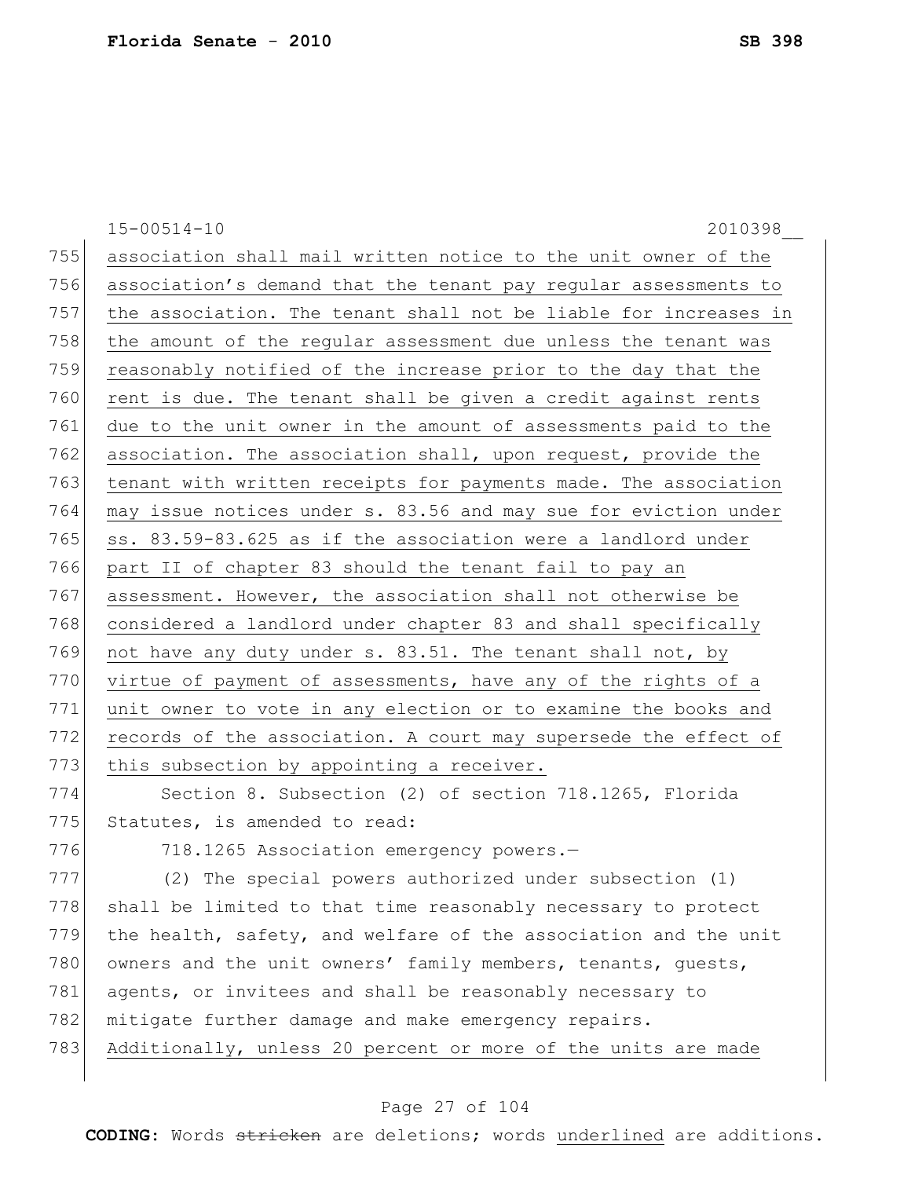association shall mail written notice to the unit owner of the association's demand that the tenant pay regular assessments to the association. The tenant shall not be liable for increases in the amount of the regular assessment due unless the tenant was reasonably notified of the increase prior to the day that the rent is due. The tenant shall be given a credit against rents due to the unit owner in the amount of assessments paid to the association. The association shall, upon request, provide the tenant with written receipts for payments made. The association may issue notices under s. 83.56 and may sue for eviction under ss. 83.59-83.625 as if the association were a landlord under part II of chapter 83 should the tenant fail to pay an assessment. However, the association shall not otherwise be considered a landlord under chapter 83 and shall specifically not have any duty under s. 83.51. The tenant shall not, by virtue of payment of assessments, have any of the rights of a unit owner to vote in any election or to examine the books and records of the association. A court may supersede the effect of this subsection by appointing a receiver.

Section 8. Subsection (2) of section 718.1265, Florida Statutes, is amended to read:

718.1265 Association emergency powers.—

(2) The special powers authorized under subsection (1) shall be limited to that time reasonably necessary to protect the health, safety, and welfare of the association and the unit owners and the unit owners' family members, tenants, guests, agents, or invitees and shall be reasonably necessary to mitigate further damage and make emergency repairs. Additionally, unless 20 percent or more of the units are made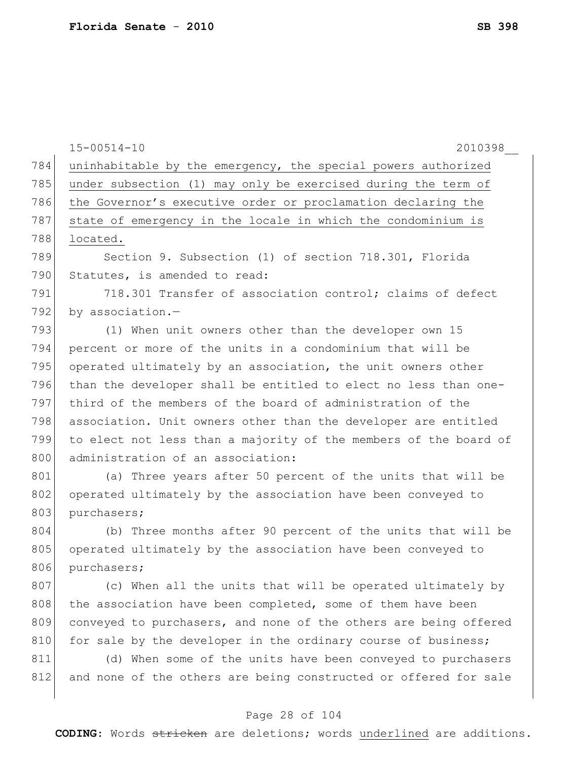uninhabitable by the emergency, the special powers authorized under subsection (1) may only be exercised during the term of the Governor's executive order or proclamation declaring the state of emergency in the locale in which the condominium is located.

Section 9. Subsection (1) of section 718.301, Florida Statutes, is amended to read:

718.301 Transfer of association control; claims of defect by association.—

(1) When unit owners other than the developer own 15 percent or more of the units in a condominium that will be operated ultimately by an association, the unit owners other than the developer shall be entitled to elect no less than one-third of the members of the board of administration of the association. Unit owners other than the developer are entitled to elect not less than a majority of the members of the board of administration of an association:

(a) Three years after 50 percent of the units that will be operated ultimately by the association have been conveyed to purchasers;

(b) Three months after 90 percent of the units that will be operated ultimately by the association have been conveyed to purchasers;

(c) When all the units that will be operated ultimately by the association have been completed, some of them have been conveyed to purchasers, and none of the others are being offered for sale by the developer in the ordinary course of business;

(d) When some of the units have been conveyed to purchasers and none of the others are being constructed or offered for sale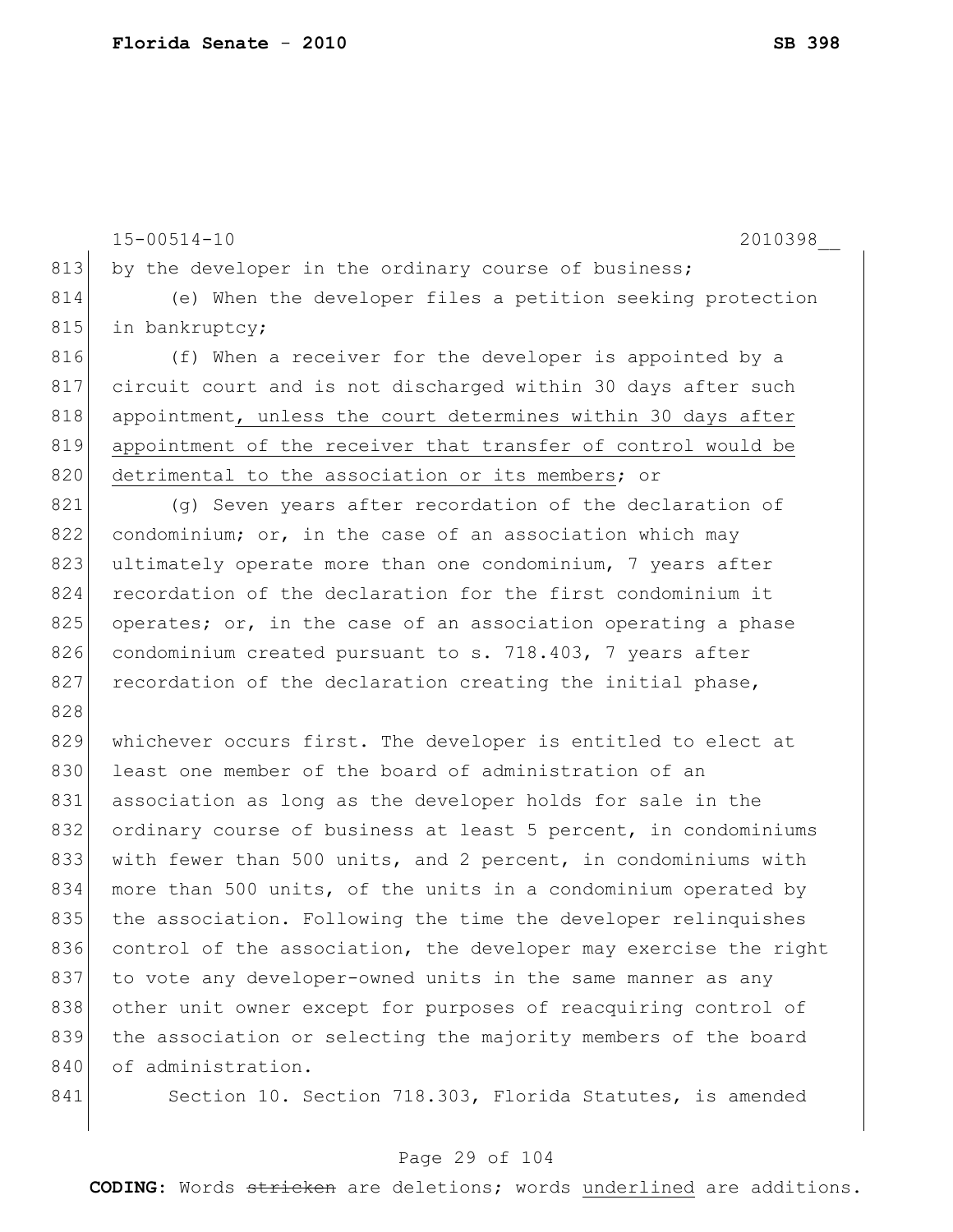by the developer in the ordinary course of business;

(e) When the developer files a petition seeking protection in bankruptcy;

(f) When a receiver for the developer is appointed by a circuit court and is not discharged within 30 days after such appointment, <u>unless the court determines within 30 days after appointment of the receiver that transfer of control would be detrimental to the association or its members</u>; or

(g) Seven years after recordation of the declaration of condominium; or, in the case of an association which may ultimately operate more than one condominium, 7 years after recordation of the declaration for the first condominium it operates; or, in the case of an association operating a phase condominium created pursuant to s. 718.403, 7 years after recordation of the declaration creating the initial phase,

whichever occurs first. The developer is entitled to elect at least one member of the board of administration of an association as long as the developer holds for sale in the ordinary course of business at least 5 percent, in condominiums with fewer than 500 units, and 2 percent, in condominiums with more than 500 units, of the units in a condominium operated by the association. Following the time the developer relinquishes control of the association, the developer may exercise the right to vote any developer-owned units in the same manner as any other unit owner except for purposes of reacquiring control of the association or selecting the majority members of the board of administration.

Section 10. Section 718.303, Florida Statutes, is amended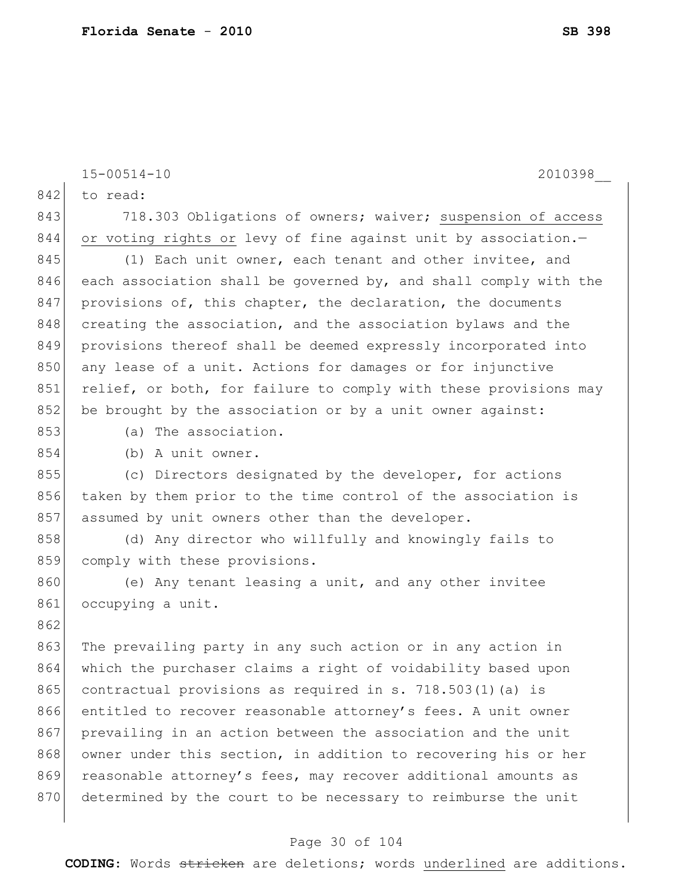to read:

718.303 Obligations of owners; waiver; <u>suspension of access or voting rights or</u> levy of fine against unit by association.—

(1) Each unit owner, each tenant and other invitee, and each association shall be governed by, and shall comply with the provisions of, this chapter, the declaration, the documents creating the association, and the association bylaws and the provisions thereof shall be deemed expressly incorporated into any lease of a unit. Actions for damages or for injunctive relief, or both, for failure to comply with these provisions may be brought by the association or by a unit owner against:

(a) The association.

(b) A unit owner.

(c) Directors designated by the developer, for actions taken by them prior to the time control of the association is assumed by unit owners other than the developer.

(d) Any director who willfully and knowingly fails to comply with these provisions.

(e) Any tenant leasing a unit, and any other invitee occupying a unit.

The prevailing party in any such action or in any action in which the purchaser claims a right of voidability based upon contractual provisions as required in s. 718.503(1)(a) is entitled to recover reasonable attorney's fees. A unit owner prevailing in an action between the association and the unit owner under this section, in addition to recovering his or her reasonable attorney's fees, may recover additional amounts as determined by the court to be necessary to reimburse the unit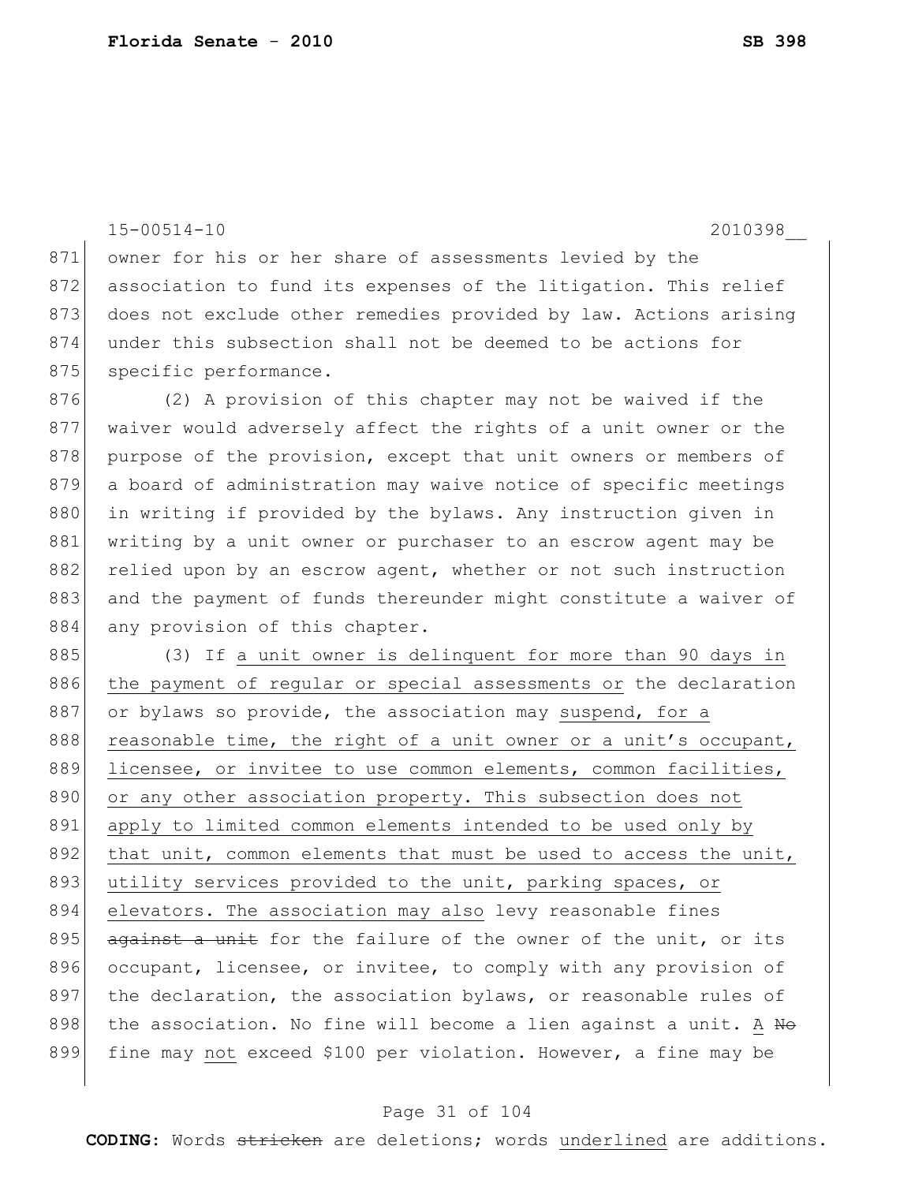871 owner for his or her share of assessments levied by the
872 association to fund its expenses of the litigation. This relief
873 does not exclude other remedies provided by law. Actions arising
874 under this subsection shall not be deemed to be actions for
875 specific performance.

876 (2) A provision of this chapter may not be waived if the
877 waiver would adversely affect the rights of a unit owner or the
878 purpose of the provision, except that unit owners or members of
879 a board of administration may waive notice of specific meetings
880 in writing if provided by the bylaws. Any instruction given in
881 writing by a unit owner or purchaser to an escrow agent may be
882 relied upon by an escrow agent, whether or not such instruction
883 and the payment of funds thereunder might constitute a waiver of
884 any provision of this chapter.

885 (3) If <u>a unit owner is delinquent for more than 90 days in</u>
886 <u>the payment of regular or special assessments or</u> the declaration
887 or bylaws so provide, the association may <u>suspend, for a</u>
888 <u>reasonable time, the right of a unit owner or a unit's occupant,</u>
889 <u>licensee, or invitee to use common elements, common facilities,</u>
890 <u>or any other association property. This subsection does not</u>
891 <u>apply to limited common elements intended to be used only by</u>
892 <u>that unit, common elements that must be used to access the unit,</u>
893 <u>utility services provided to the unit, parking spaces, or</u>
894 <u>elevators. The association may also</u> levy reasonable fines
895 ~~against a unit~~ for the failure of the owner of the unit, or its
896 occupant, licensee, or invitee, to comply with any provision of
897 the declaration, the association bylaws, or reasonable rules of
898 the association. No fine will become a lien against a unit. <u>A</u> ~~No~~
899 fine may <u>not</u> exceed $100 per violation. However, a fine may be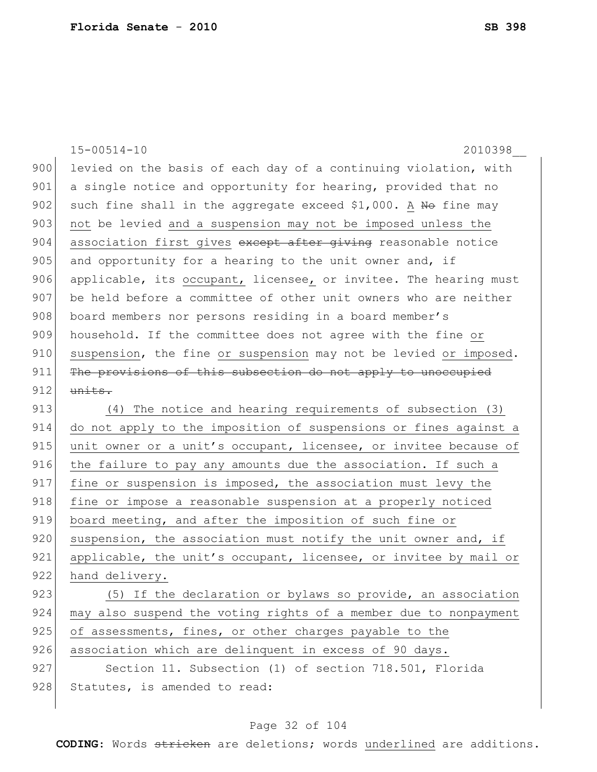levied on the basis of each day of a continuing violation, with a single notice and opportunity for hearing, provided that no such fine shall in the aggregate exceed $1,000. A ~~No~~ fine may not be levied and a suspension may not be imposed unless the association first gives ~~except after giving~~ reasonable notice and opportunity for a hearing to the unit owner and, if applicable, its occupant, licensee, or invitee. The hearing must be held before a committee of other unit owners who are neither board members nor persons residing in a board member's household. If the committee does not agree with the fine or suspension, the fine or suspension may not be levied or imposed. ~~The provisions of this subsection do not apply to unoccupied units.~~

(4) The notice and hearing requirements of subsection (3) do not apply to the imposition of suspensions or fines against a unit owner or a unit's occupant, licensee, or invitee because of the failure to pay any amounts due the association. If such a fine or suspension is imposed, the association must levy the fine or impose a reasonable suspension at a properly noticed board meeting, and after the imposition of such fine or suspension, the association must notify the unit owner and, if applicable, the unit's occupant, licensee, or invitee by mail or hand delivery.

(5) If the declaration or bylaws so provide, an association may also suspend the voting rights of a member due to nonpayment of assessments, fines, or other charges payable to the association which are delinquent in excess of 90 days.

Section 11. Subsection (1) of section 718.501, Florida Statutes, is amended to read: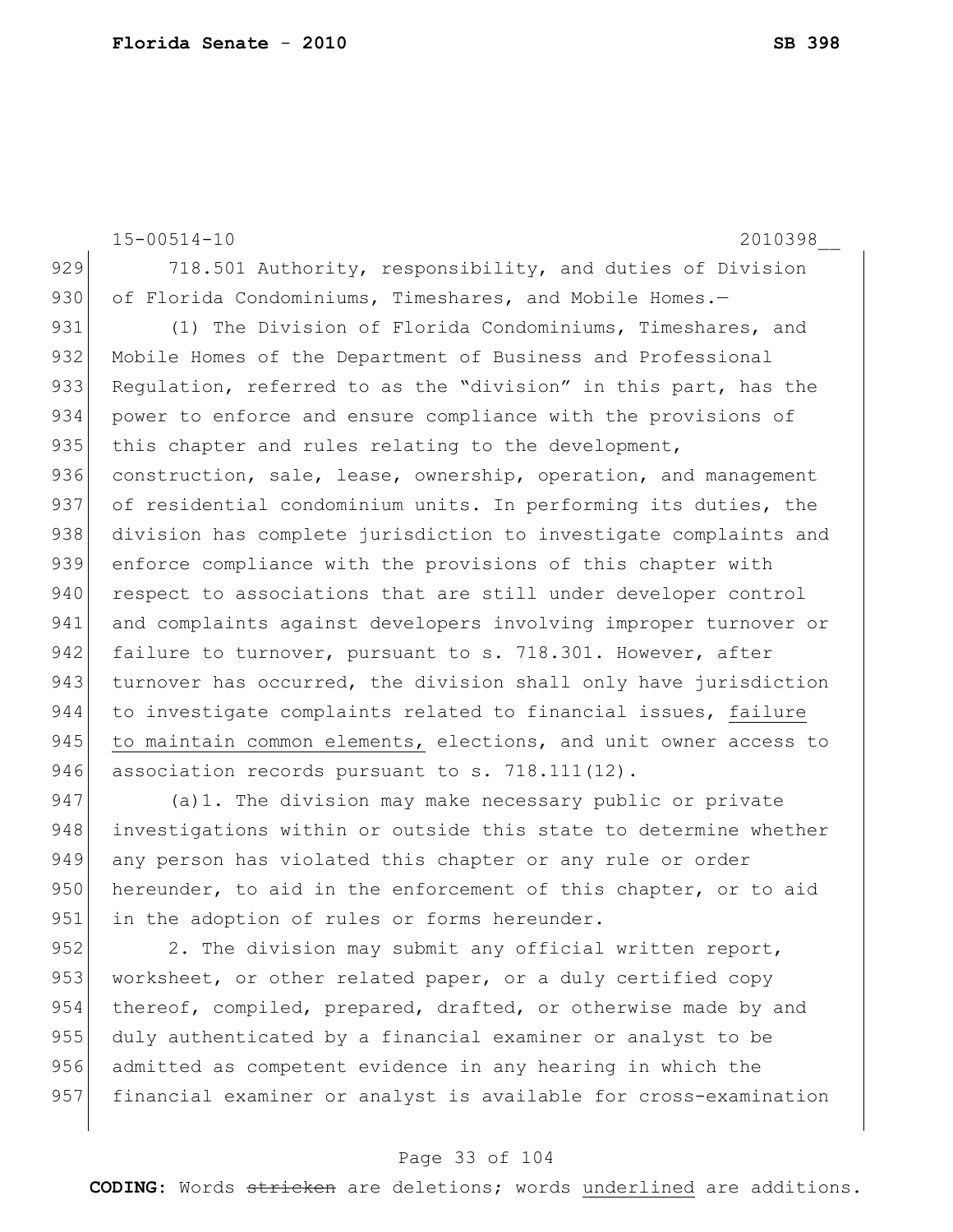718.501 Authority, responsibility, and duties of Division of Florida Condominiums, Timeshares, and Mobile Homes.—

(1) The Division of Florida Condominiums, Timeshares, and Mobile Homes of the Department of Business and Professional Regulation, referred to as the "division" in this part, has the power to enforce and ensure compliance with the provisions of this chapter and rules relating to the development, construction, sale, lease, ownership, operation, and management of residential condominium units. In performing its duties, the division has complete jurisdiction to investigate complaints and enforce compliance with the provisions of this chapter with respect to associations that are still under developer control and complaints against developers involving improper turnover or failure to turnover, pursuant to s. 718.301. However, after turnover has occurred, the division shall only have jurisdiction to investigate complaints related to financial issues, <u>failure to maintain common elements,</u> elections, and unit owner access to association records pursuant to s. 718.111(12).

(a)1. The division may make necessary public or private investigations within or outside this state to determine whether any person has violated this chapter or any rule or order hereunder, to aid in the enforcement of this chapter, or to aid in the adoption of rules or forms hereunder.

2. The division may submit any official written report, worksheet, or other related paper, or a duly certified copy thereof, compiled, prepared, drafted, or otherwise made by and duly authenticated by a financial examiner or analyst to be admitted as competent evidence in any hearing in which the financial examiner or analyst is available for cross-examination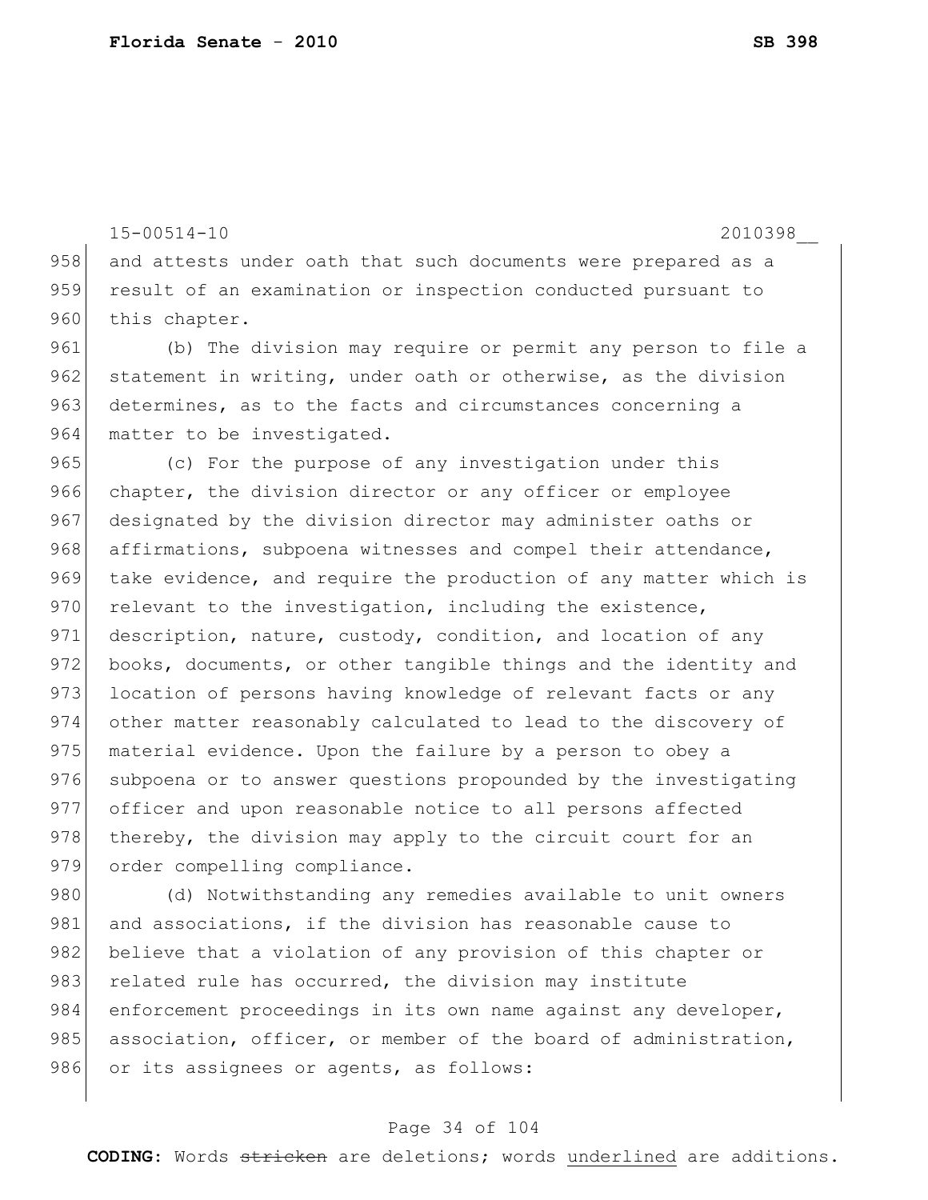and attests under oath that such documents were prepared as a result of an examination or inspection conducted pursuant to this chapter.

(b) The division may require or permit any person to file a statement in writing, under oath or otherwise, as the division determines, as to the facts and circumstances concerning a matter to be investigated.

(c) For the purpose of any investigation under this chapter, the division director or any officer or employee designated by the division director may administer oaths or affirmations, subpoena witnesses and compel their attendance, take evidence, and require the production of any matter which is relevant to the investigation, including the existence, description, nature, custody, condition, and location of any books, documents, or other tangible things and the identity and location of persons having knowledge of relevant facts or any other matter reasonably calculated to lead to the discovery of material evidence. Upon the failure by a person to obey a subpoena or to answer questions propounded by the investigating officer and upon reasonable notice to all persons affected thereby, the division may apply to the circuit court for an order compelling compliance.

(d) Notwithstanding any remedies available to unit owners and associations, if the division has reasonable cause to believe that a violation of any provision of this chapter or related rule has occurred, the division may institute enforcement proceedings in its own name against any developer, association, officer, or member of the board of administration, or its assignees or agents, as follows: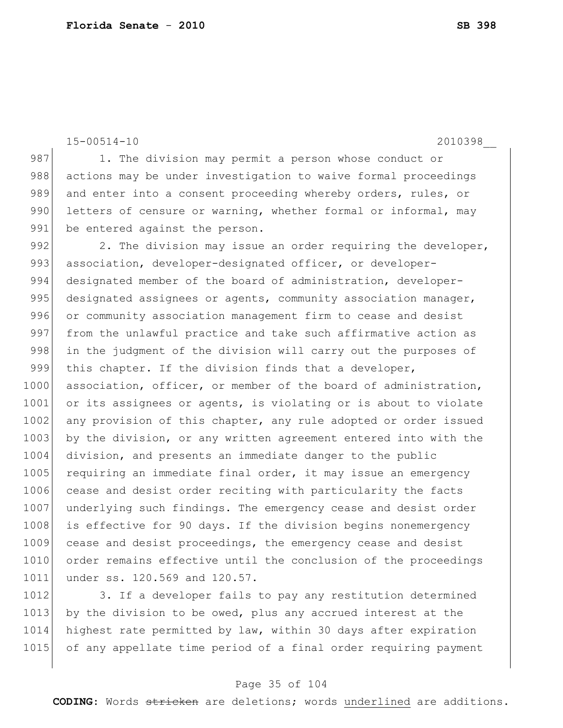1. The division may permit a person whose conduct or actions may be under investigation to waive formal proceedings and enter into a consent proceeding whereby orders, rules, or letters of censure or warning, whether formal or informal, may be entered against the person.

2. The division may issue an order requiring the developer, association, developer-designated officer, or developer-designated member of the board of administration, developer-designated assignees or agents, community association manager, or community association management firm to cease and desist from the unlawful practice and take such affirmative action as in the judgment of the division will carry out the purposes of this chapter. If the division finds that a developer, association, officer, or member of the board of administration, or its assignees or agents, is violating or is about to violate any provision of this chapter, any rule adopted or order issued by the division, or any written agreement entered into with the division, and presents an immediate danger to the public requiring an immediate final order, it may issue an emergency cease and desist order reciting with particularity the facts underlying such findings. The emergency cease and desist order is effective for 90 days. If the division begins nonemergency cease and desist proceedings, the emergency cease and desist order remains effective until the conclusion of the proceedings under ss. 120.569 and 120.57.

3. If a developer fails to pay any restitution determined by the division to be owed, plus any accrued interest at the highest rate permitted by law, within 30 days after expiration of any appellate time period of a final order requiring payment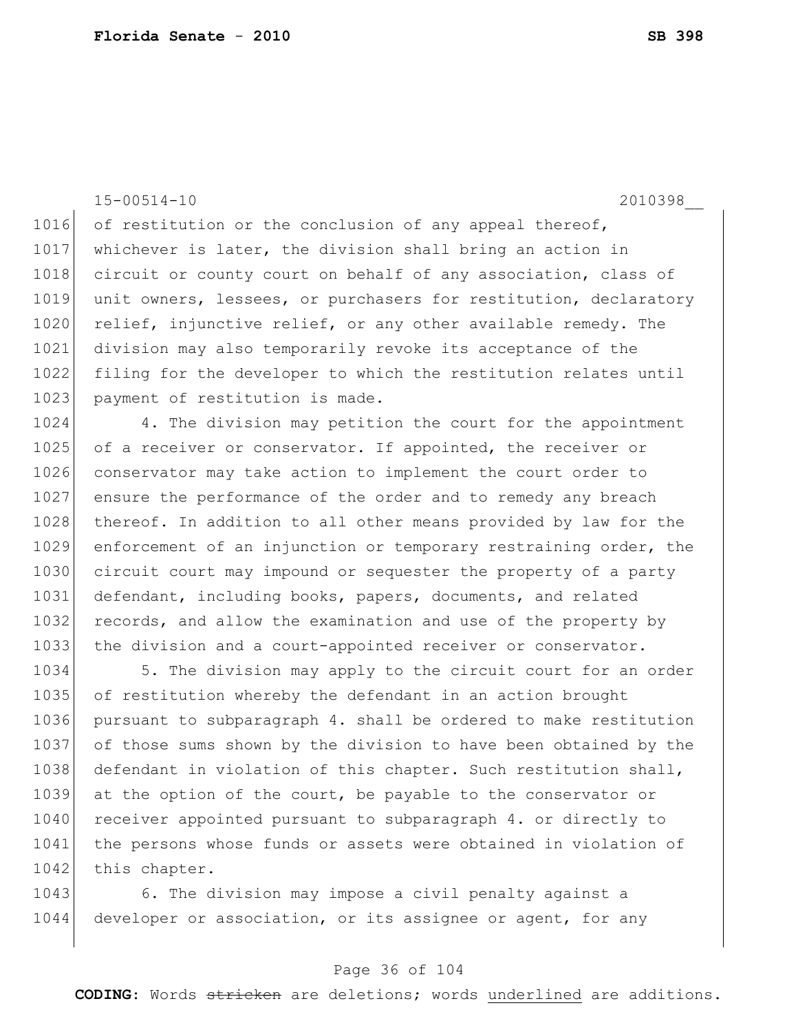of restitution or the conclusion of any appeal thereof, whichever is later, the division shall bring an action in circuit or county court on behalf of any association, class of unit owners, lessees, or purchasers for restitution, declaratory relief, injunctive relief, or any other available remedy. The division may also temporarily revoke its acceptance of the filing for the developer to which the restitution relates until payment of restitution is made.

4. The division may petition the court for the appointment of a receiver or conservator. If appointed, the receiver or conservator may take action to implement the court order to ensure the performance of the order and to remedy any breach thereof. In addition to all other means provided by law for the enforcement of an injunction or temporary restraining order, the circuit court may impound or sequester the property of a party defendant, including books, papers, documents, and related records, and allow the examination and use of the property by the division and a court-appointed receiver or conservator.

5. The division may apply to the circuit court for an order of restitution whereby the defendant in an action brought pursuant to subparagraph 4. shall be ordered to make restitution of those sums shown by the division to have been obtained by the defendant in violation of this chapter. Such restitution shall, at the option of the court, be payable to the conservator or receiver appointed pursuant to subparagraph 4. or directly to the persons whose funds or assets were obtained in violation of this chapter.

6. The division may impose a civil penalty against a developer or association, or its assignee or agent, for any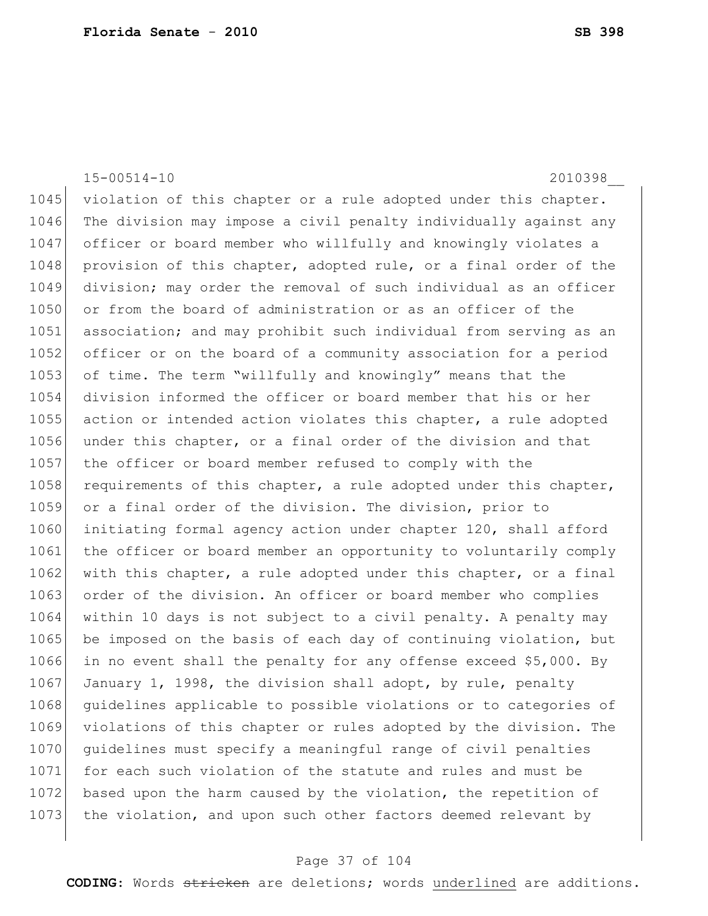violation of this chapter or a rule adopted under this chapter. The division may impose a civil penalty individually against any officer or board member who willfully and knowingly violates a provision of this chapter, adopted rule, or a final order of the division; may order the removal of such individual as an officer or from the board of administration or as an officer of the association; and may prohibit such individual from serving as an officer or on the board of a community association for a period of time. The term "willfully and knowingly" means that the division informed the officer or board member that his or her action or intended action violates this chapter, a rule adopted under this chapter, or a final order of the division and that the officer or board member refused to comply with the requirements of this chapter, a rule adopted under this chapter, or a final order of the division. The division, prior to initiating formal agency action under chapter 120, shall afford the officer or board member an opportunity to voluntarily comply with this chapter, a rule adopted under this chapter, or a final order of the division. An officer or board member who complies within 10 days is not subject to a civil penalty. A penalty may be imposed on the basis of each day of continuing violation, but in no event shall the penalty for any offense exceed $5,000. By January 1, 1998, the division shall adopt, by rule, penalty guidelines applicable to possible violations or to categories of violations of this chapter or rules adopted by the division. The guidelines must specify a meaningful range of civil penalties for each such violation of the statute and rules and must be based upon the harm caused by the violation, the repetition of the violation, and upon such other factors deemed relevant by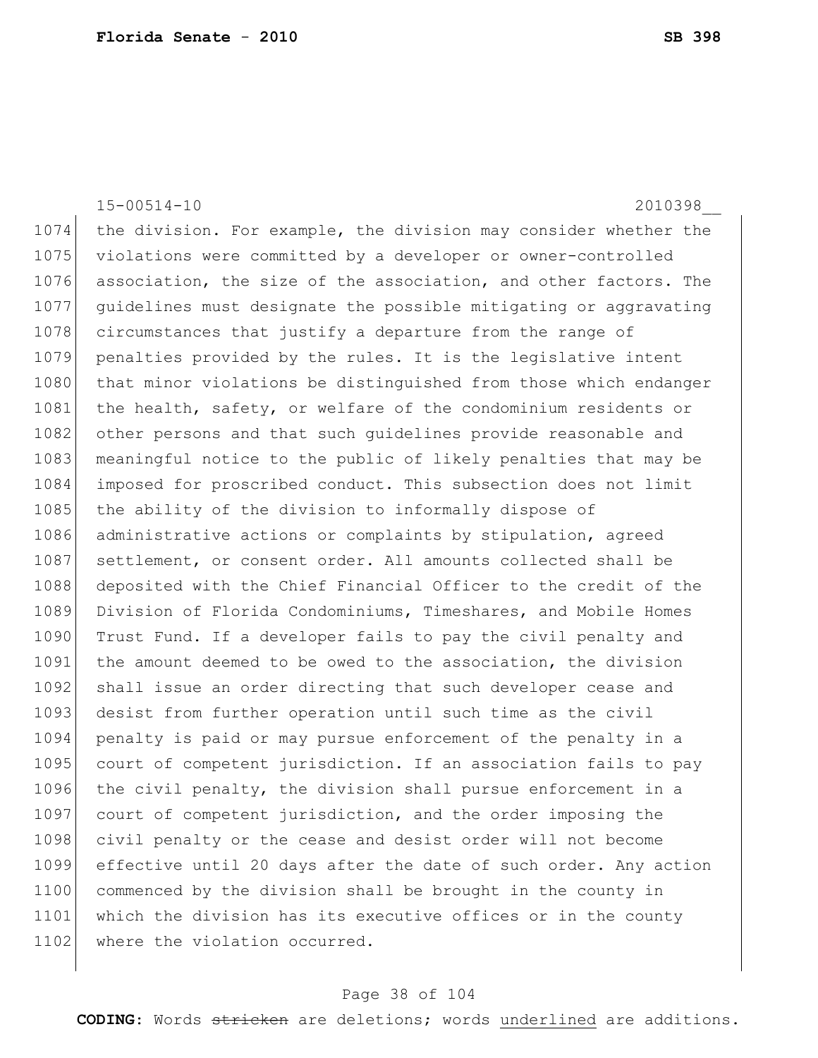the division. For example, the division may consider whether the violations were committed by a developer or owner-controlled association, the size of the association, and other factors. The guidelines must designate the possible mitigating or aggravating circumstances that justify a departure from the range of penalties provided by the rules. It is the legislative intent that minor violations be distinguished from those which endanger the health, safety, or welfare of the condominium residents or other persons and that such guidelines provide reasonable and meaningful notice to the public of likely penalties that may be imposed for proscribed conduct. This subsection does not limit the ability of the division to informally dispose of administrative actions or complaints by stipulation, agreed settlement, or consent order. All amounts collected shall be deposited with the Chief Financial Officer to the credit of the Division of Florida Condominiums, Timeshares, and Mobile Homes Trust Fund. If a developer fails to pay the civil penalty and the amount deemed to be owed to the association, the division shall issue an order directing that such developer cease and desist from further operation until such time as the civil penalty is paid or may pursue enforcement of the penalty in a court of competent jurisdiction. If an association fails to pay the civil penalty, the division shall pursue enforcement in a court of competent jurisdiction, and the order imposing the civil penalty or the cease and desist order will not become effective until 20 days after the date of such order. Any action commenced by the division shall be brought in the county in which the division has its executive offices or in the county where the violation occurred.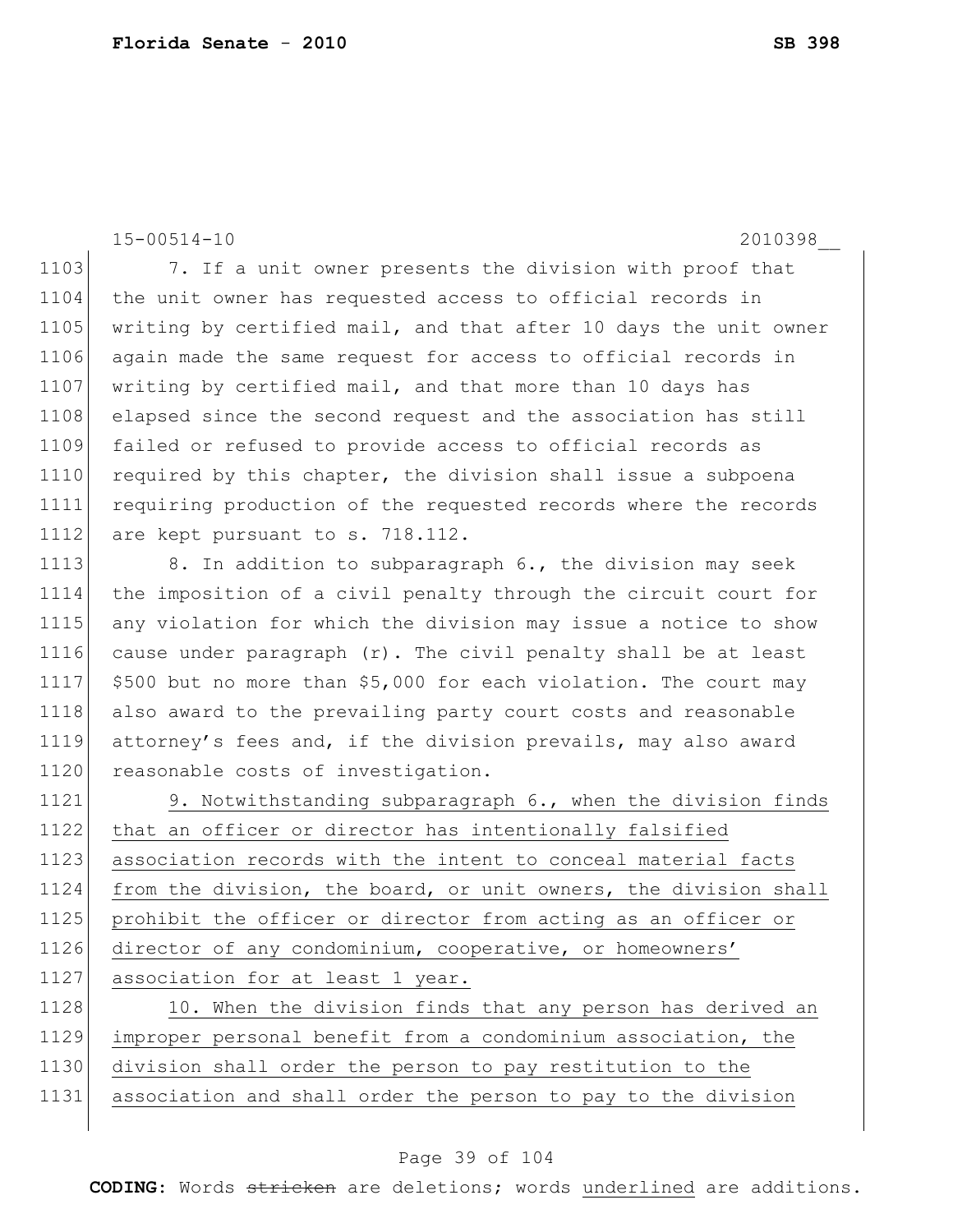15-00514-10 2010398__

7. If a unit owner presents the division with proof that the unit owner has requested access to official records in writing by certified mail, and that after 10 days the unit owner again made the same request for access to official records in writing by certified mail, and that more than 10 days has elapsed since the second request and the association has still failed or refused to provide access to official records as required by this chapter, the division shall issue a subpoena requiring production of the requested records where the records are kept pursuant to s. 718.112.

8. In addition to subparagraph 6., the division may seek the imposition of a civil penalty through the circuit court for any violation for which the division may issue a notice to show cause under paragraph (r). The civil penalty shall be at least $500 but no more than $5,000 for each violation. The court may also award to the prevailing party court costs and reasonable attorney's fees and, if the division prevails, may also award reasonable costs of investigation.

<u>9. Notwithstanding subparagraph 6., when the division finds that an officer or director has intentionally falsified association records with the intent to conceal material facts from the division, the board, or unit owners, the division shall prohibit the officer or director from acting as an officer or director of any condominium, cooperative, or homeowners' association for at least 1 year.</u>

<u>10. When the division finds that any person has derived an improper personal benefit from a condominium association, the division shall order the person to pay restitution to the association and shall order the person to pay to the division</u>

**CODING:** Words ~~stricken~~ are deletions; words <u>underlined</u> are additions.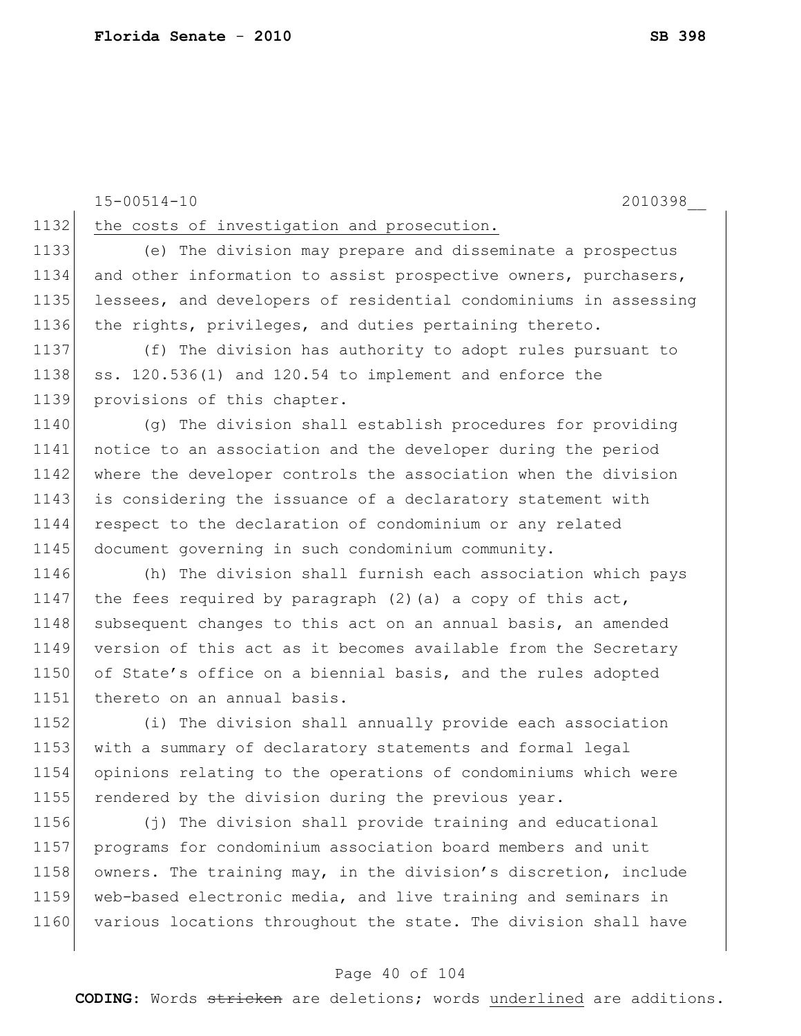the costs of investigation and prosecution.

(e) The division may prepare and disseminate a prospectus and other information to assist prospective owners, purchasers, lessees, and developers of residential condominiums in assessing the rights, privileges, and duties pertaining thereto.

(f) The division has authority to adopt rules pursuant to ss. 120.536(1) and 120.54 to implement and enforce the provisions of this chapter.

(g) The division shall establish procedures for providing notice to an association and the developer during the period where the developer controls the association when the division is considering the issuance of a declaratory statement with respect to the declaration of condominium or any related document governing in such condominium community.

(h) The division shall furnish each association which pays the fees required by paragraph (2)(a) a copy of this act, subsequent changes to this act on an annual basis, an amended version of this act as it becomes available from the Secretary of State's office on a biennial basis, and the rules adopted thereto on an annual basis.

(i) The division shall annually provide each association with a summary of declaratory statements and formal legal opinions relating to the operations of condominiums which were rendered by the division during the previous year.

(j) The division shall provide training and educational programs for condominium association board members and unit owners. The training may, in the division's discretion, include web-based electronic media, and live training and seminars in various locations throughout the state. The division shall have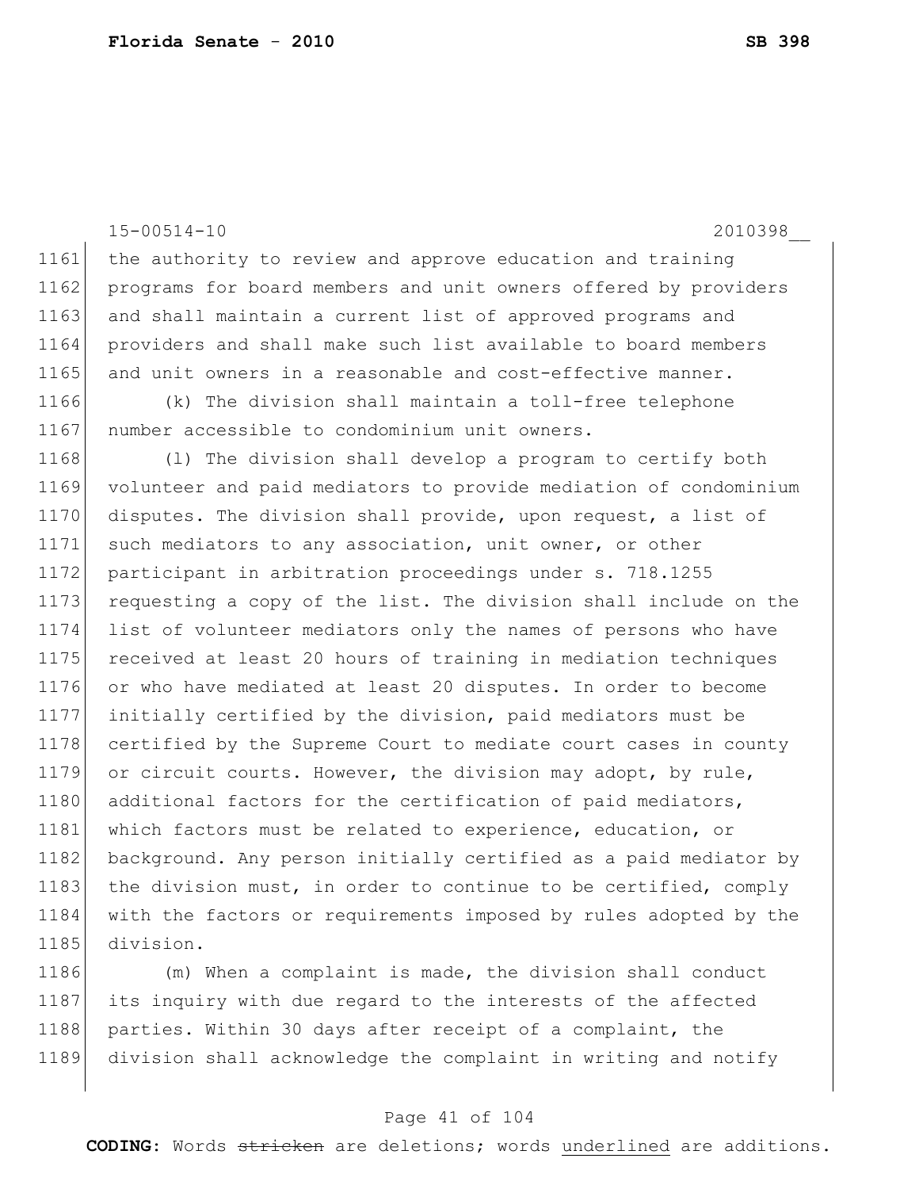the authority to review and approve education and training programs for board members and unit owners offered by providers and shall maintain a current list of approved programs and providers and shall make such list available to board members and unit owners in a reasonable and cost-effective manner.

(k) The division shall maintain a toll-free telephone number accessible to condominium unit owners.

(l) The division shall develop a program to certify both volunteer and paid mediators to provide mediation of condominium disputes. The division shall provide, upon request, a list of such mediators to any association, unit owner, or other participant in arbitration proceedings under s. 718.1255 requesting a copy of the list. The division shall include on the list of volunteer mediators only the names of persons who have received at least 20 hours of training in mediation techniques or who have mediated at least 20 disputes. In order to become initially certified by the division, paid mediators must be certified by the Supreme Court to mediate court cases in county or circuit courts. However, the division may adopt, by rule, additional factors for the certification of paid mediators, which factors must be related to experience, education, or background. Any person initially certified as a paid mediator by the division must, in order to continue to be certified, comply with the factors or requirements imposed by rules adopted by the division.

(m) When a complaint is made, the division shall conduct its inquiry with due regard to the interests of the affected parties. Within 30 days after receipt of a complaint, the division shall acknowledge the complaint in writing and notify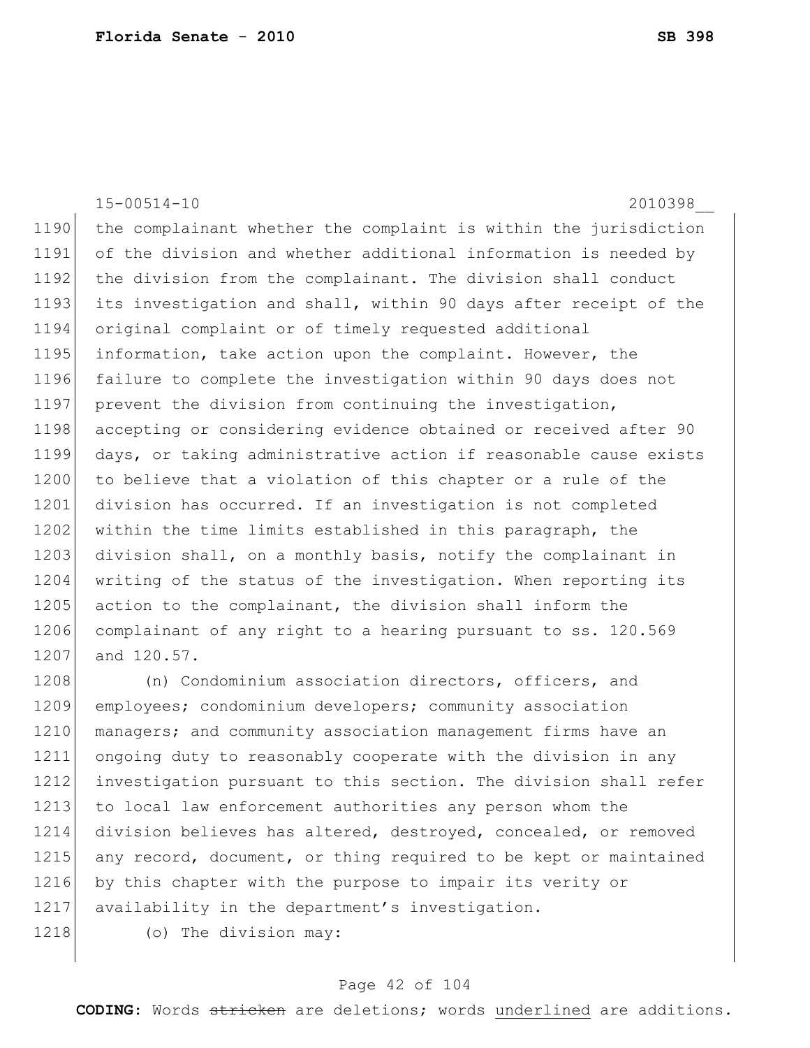the complainant whether the complaint is within the jurisdiction of the division and whether additional information is needed by the division from the complainant. The division shall conduct its investigation and shall, within 90 days after receipt of the original complaint or of timely requested additional information, take action upon the complaint. However, the failure to complete the investigation within 90 days does not prevent the division from continuing the investigation, accepting or considering evidence obtained or received after 90 days, or taking administrative action if reasonable cause exists to believe that a violation of this chapter or a rule of the division has occurred. If an investigation is not completed within the time limits established in this paragraph, the division shall, on a monthly basis, notify the complainant in writing of the status of the investigation. When reporting its action to the complainant, the division shall inform the complainant of any right to a hearing pursuant to ss. 120.569 and 120.57.

(n) Condominium association directors, officers, and employees; condominium developers; community association managers; and community association management firms have an ongoing duty to reasonably cooperate with the division in any investigation pursuant to this section. The division shall refer to local law enforcement authorities any person whom the division believes has altered, destroyed, concealed, or removed any record, document, or thing required to be kept or maintained by this chapter with the purpose to impair its verity or availability in the department's investigation.

(o) The division may: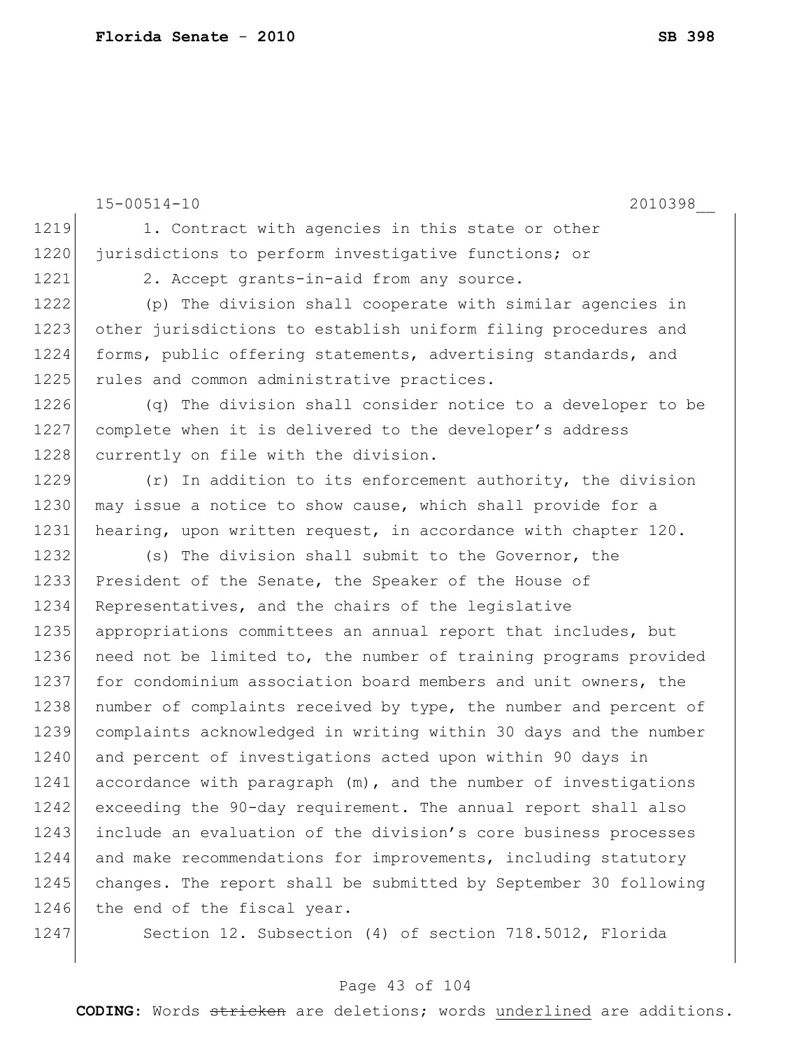1. Contract with agencies in this state or other jurisdictions to perform investigative functions; or

2. Accept grants-in-aid from any source.

(p) The division shall cooperate with similar agencies in other jurisdictions to establish uniform filing procedures and forms, public offering statements, advertising standards, and rules and common administrative practices.

(q) The division shall consider notice to a developer to be complete when it is delivered to the developer's address currently on file with the division.

(r) In addition to its enforcement authority, the division may issue a notice to show cause, which shall provide for a hearing, upon written request, in accordance with chapter 120.

(s) The division shall submit to the Governor, the President of the Senate, the Speaker of the House of Representatives, and the chairs of the legislative appropriations committees an annual report that includes, but need not be limited to, the number of training programs provided for condominium association board members and unit owners, the number of complaints received by type, the number and percent of complaints acknowledged in writing within 30 days and the number and percent of investigations acted upon within 90 days in accordance with paragraph (m), and the number of investigations exceeding the 90-day requirement. The annual report shall also include an evaluation of the division's core business processes and make recommendations for improvements, including statutory changes. The report shall be submitted by September 30 following the end of the fiscal year.

Section 12. Subsection (4) of section 718.5012, Florida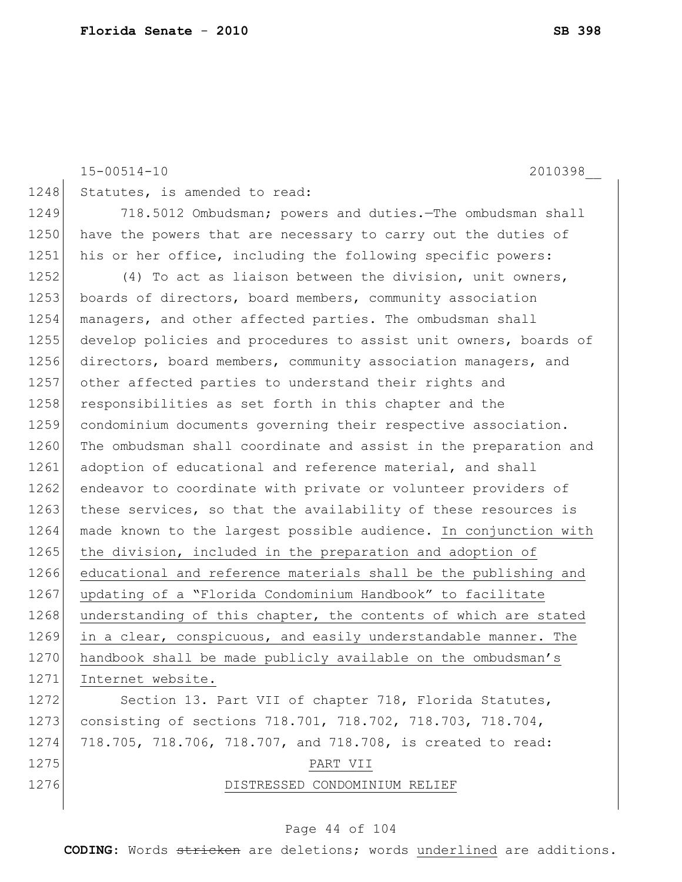Statutes, is amended to read:

718.5012 Ombudsman; powers and duties.—The ombudsman shall have the powers that are necessary to carry out the duties of his or her office, including the following specific powers:

(4) To act as liaison between the division, unit owners, boards of directors, board members, community association managers, and other affected parties. The ombudsman shall develop policies and procedures to assist unit owners, boards of directors, board members, community association managers, and other affected parties to understand their rights and responsibilities as set forth in this chapter and the condominium documents governing their respective association. The ombudsman shall coordinate and assist in the preparation and adoption of educational and reference material, and shall endeavor to coordinate with private or volunteer providers of these services, so that the availability of these resources is made known to the largest possible audience. <u>In conjunction with the division, included in the preparation and adoption of educational and reference materials shall be the publishing and updating of a "Florida Condominium Handbook" to facilitate understanding of this chapter, the contents of which are stated in a clear, conspicuous, and easily understandable manner. The handbook shall be made publicly available on the ombudsman's Internet website.</u>

Section 13. Part VII of chapter 718, Florida Statutes, consisting of sections 718.701, 718.702, 718.703, 718.704, 718.705, 718.706, 718.707, and 718.708, is created to read:

<u>PART VII</u>

<u>DISTRESSED CONDOMINIUM RELIEF</u>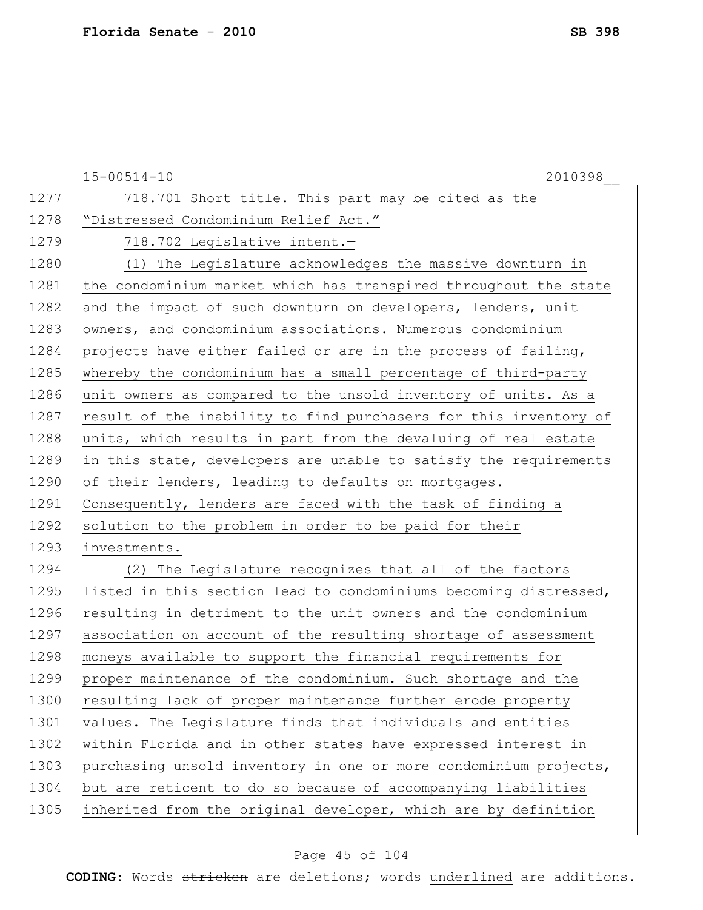718.701 Short title.—This part may be cited as the "Distressed Condominium Relief Act."

718.702 Legislative intent.—

(1) The Legislature acknowledges the massive downturn in the condominium market which has transpired throughout the state and the impact of such downturn on developers, lenders, unit owners, and condominium associations. Numerous condominium projects have either failed or are in the process of failing, whereby the condominium has a small percentage of third-party unit owners as compared to the unsold inventory of units. As a result of the inability to find purchasers for this inventory of units, which results in part from the devaluing of real estate in this state, developers are unable to satisfy the requirements of their lenders, leading to defaults on mortgages. Consequently, lenders are faced with the task of finding a solution to the problem in order to be paid for their investments.

(2) The Legislature recognizes that all of the factors listed in this section lead to condominiums becoming distressed, resulting in detriment to the unit owners and the condominium association on account of the resulting shortage of assessment moneys available to support the financial requirements for proper maintenance of the condominium. Such shortage and the resulting lack of proper maintenance further erode property values. The Legislature finds that individuals and entities within Florida and in other states have expressed interest in purchasing unsold inventory in one or more condominium projects, but are reticent to do so because of accompanying liabilities inherited from the original developer, which are by definition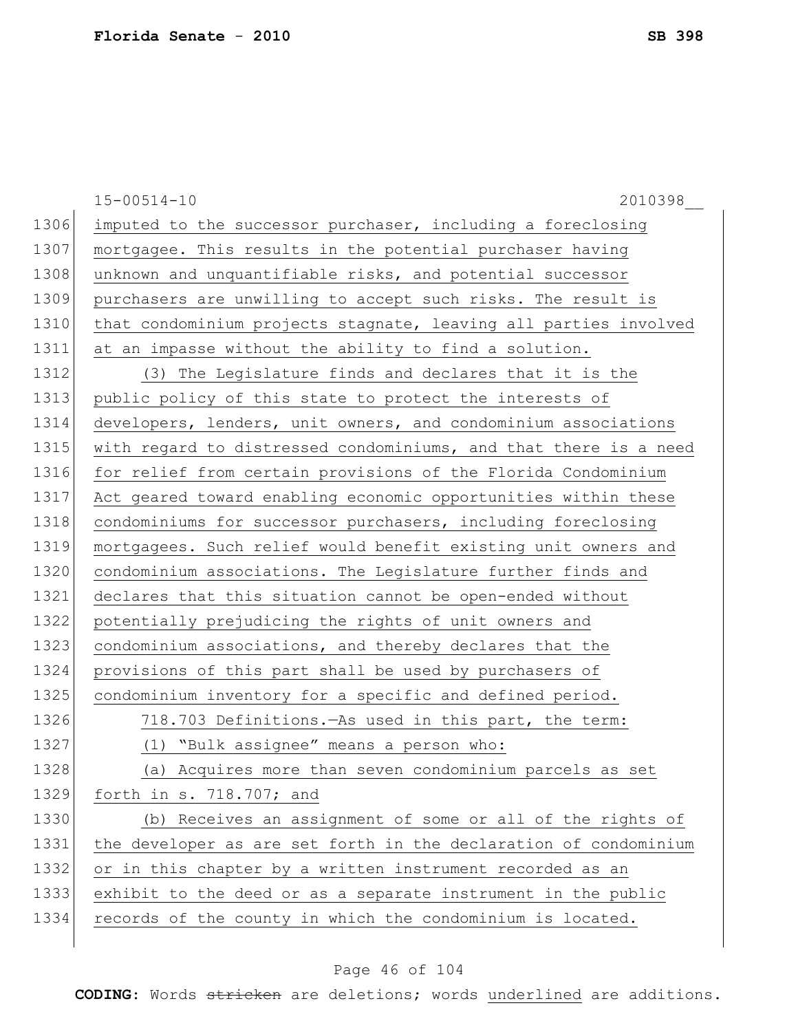imputed to the successor purchaser, including a foreclosing mortgagee. This results in the potential purchaser having unknown and unquantifiable risks, and potential successor purchasers are unwilling to accept such risks. The result is that condominium projects stagnate, leaving all parties involved at an impasse without the ability to find a solution.

(3) The Legislature finds and declares that it is the public policy of this state to protect the interests of developers, lenders, unit owners, and condominium associations with regard to distressed condominiums, and that there is a need for relief from certain provisions of the Florida Condominium Act geared toward enabling economic opportunities within these condominiums for successor purchasers, including foreclosing mortgagees. Such relief would benefit existing unit owners and condominium associations. The Legislature further finds and declares that this situation cannot be open-ended without potentially prejudicing the rights of unit owners and condominium associations, and thereby declares that the provisions of this part shall be used by purchasers of condominium inventory for a specific and defined period.

718.703 Definitions.—As used in this part, the term:

(1) "Bulk assignee" means a person who:

(a) Acquires more than seven condominium parcels as set forth in s. 718.707; and

(b) Receives an assignment of some or all of the rights of the developer as are set forth in the declaration of condominium or in this chapter by a written instrument recorded as an exhibit to the deed or as a separate instrument in the public records of the county in which the condominium is located.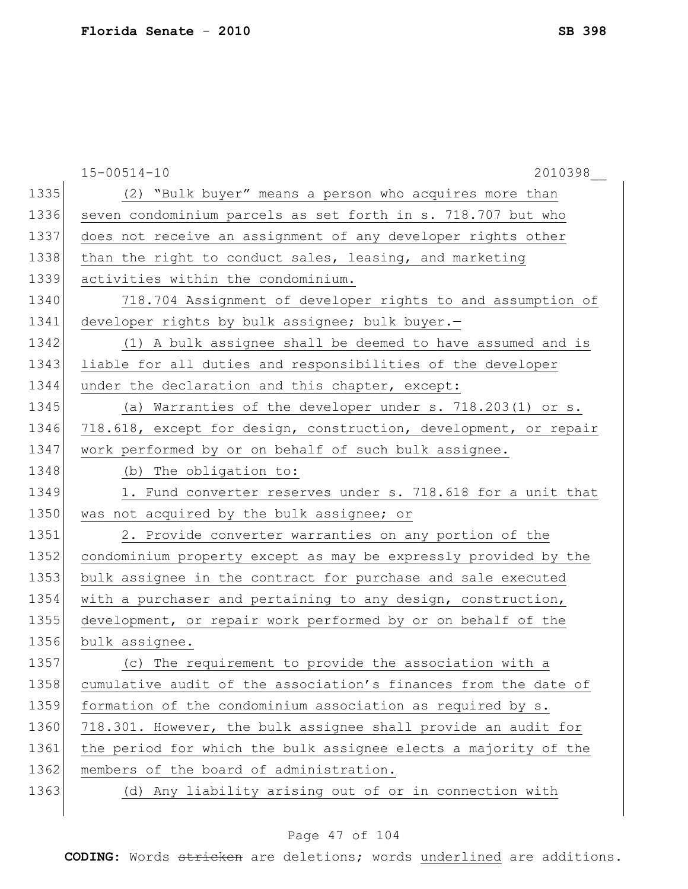15-00514-10 2010398__

(2) "Bulk buyer" means a person who acquires more than seven condominium parcels as set forth in s. 718.707 but who does not receive an assignment of any developer rights other than the right to conduct sales, leasing, and marketing activities within the condominium.

718.704 Assignment of developer rights to and assumption of developer rights by bulk assignee; bulk buyer.—

(1) A bulk assignee shall be deemed to have assumed and is liable for all duties and responsibilities of the developer under the declaration and this chapter, except:

(a) Warranties of the developer under s. 718.203(1) or s. 718.618, except for design, construction, development, or repair work performed by or on behalf of such bulk assignee.

(b) The obligation to:

1. Fund converter reserves under s. 718.618 for a unit that was not acquired by the bulk assignee; or

2. Provide converter warranties on any portion of the condominium property except as may be expressly provided by the bulk assignee in the contract for purchase and sale executed with a purchaser and pertaining to any design, construction, development, or repair work performed by or on behalf of the bulk assignee.

(c) The requirement to provide the association with a cumulative audit of the association's finances from the date of formation of the condominium association as required by s. 718.301. However, the bulk assignee shall provide an audit for the period for which the bulk assignee elects a majority of the members of the board of administration.

(d) Any liability arising out of or in connection with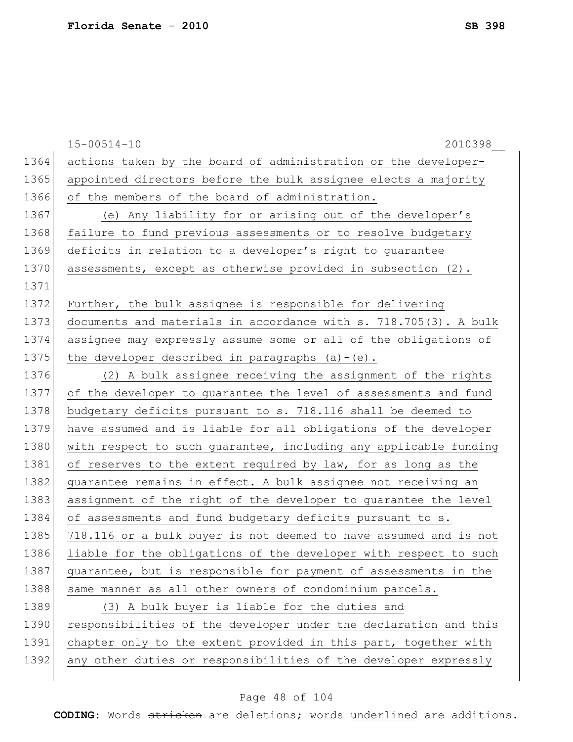actions taken by the board of administration or the developer-appointed directors before the bulk assignee elects a majority of the members of the board of administration.

(e) Any liability for or arising out of the developer's failure to fund previous assessments or to resolve budgetary deficits in relation to a developer's right to guarantee assessments, except as otherwise provided in subsection (2).

Further, the bulk assignee is responsible for delivering documents and materials in accordance with s. 718.705(3). A bulk assignee may expressly assume some or all of the obligations of the developer described in paragraphs (a)-(e).

(2) A bulk assignee receiving the assignment of the rights of the developer to guarantee the level of assessments and fund budgetary deficits pursuant to s. 718.116 shall be deemed to have assumed and is liable for all obligations of the developer with respect to such guarantee, including any applicable funding of reserves to the extent required by law, for as long as the guarantee remains in effect. A bulk assignee not receiving an assignment of the right of the developer to guarantee the level of assessments and fund budgetary deficits pursuant to s. 718.116 or a bulk buyer is not deemed to have assumed and is not liable for the obligations of the developer with respect to such guarantee, but is responsible for payment of assessments in the same manner as all other owners of condominium parcels.

(3) A bulk buyer is liable for the duties and responsibilities of the developer under the declaration and this chapter only to the extent provided in this part, together with any other duties or responsibilities of the developer expressly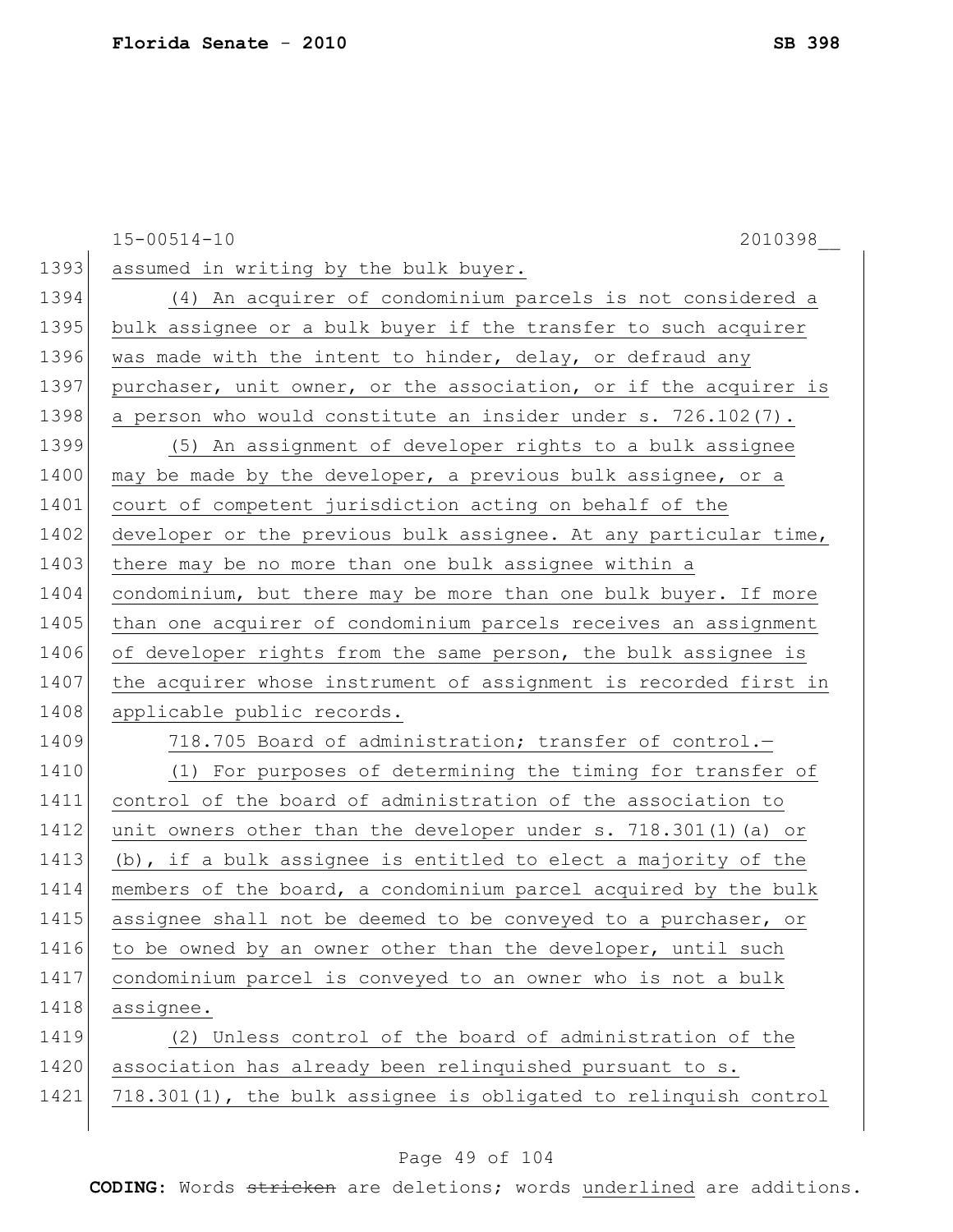assumed in writing by the bulk buyer.

(4) An acquirer of condominium parcels is not considered a bulk assignee or a bulk buyer if the transfer to such acquirer was made with the intent to hinder, delay, or defraud any purchaser, unit owner, or the association, or if the acquirer is a person who would constitute an insider under s. 726.102(7).

(5) An assignment of developer rights to a bulk assignee may be made by the developer, a previous bulk assignee, or a court of competent jurisdiction acting on behalf of the developer or the previous bulk assignee. At any particular time, there may be no more than one bulk assignee within a condominium, but there may be more than one bulk buyer. If more than one acquirer of condominium parcels receives an assignment of developer rights from the same person, the bulk assignee is the acquirer whose instrument of assignment is recorded first in applicable public records.

718.705 Board of administration; transfer of control.—

(1) For purposes of determining the timing for transfer of control of the board of administration of the association to unit owners other than the developer under s. 718.301(1)(a) or (b), if a bulk assignee is entitled to elect a majority of the members of the board, a condominium parcel acquired by the bulk assignee shall not be deemed to be conveyed to a purchaser, or to be owned by an owner other than the developer, until such condominium parcel is conveyed to an owner who is not a bulk assignee.

(2) Unless control of the board of administration of the association has already been relinquished pursuant to s. 718.301(1), the bulk assignee is obligated to relinquish control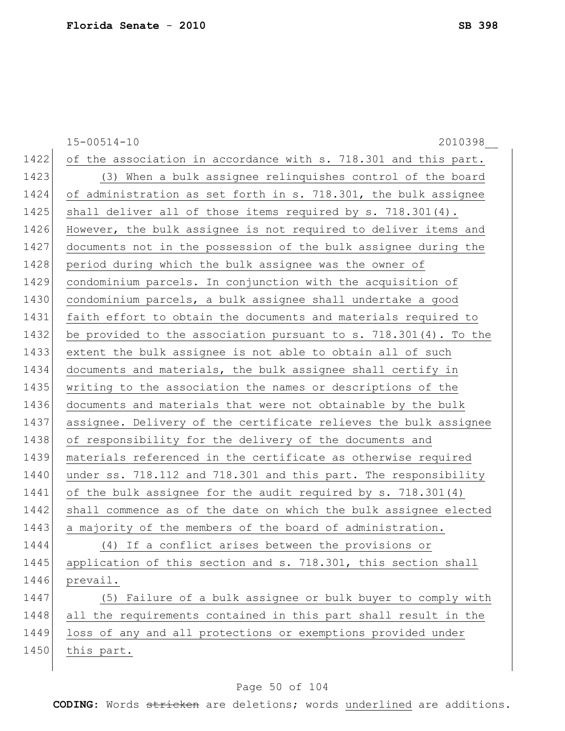of the association in accordance with s. 718.301 and this part.

(3) When a bulk assignee relinquishes control of the board of administration as set forth in s. 718.301, the bulk assignee shall deliver all of those items required by s. 718.301(4). However, the bulk assignee is not required to deliver items and documents not in the possession of the bulk assignee during the period during which the bulk assignee was the owner of condominium parcels. In conjunction with the acquisition of condominium parcels, a bulk assignee shall undertake a good faith effort to obtain the documents and materials required to be provided to the association pursuant to s. 718.301(4). To the extent the bulk assignee is not able to obtain all of such documents and materials, the bulk assignee shall certify in writing to the association the names or descriptions of the documents and materials that were not obtainable by the bulk assignee. Delivery of the certificate relieves the bulk assignee of responsibility for the delivery of the documents and materials referenced in the certificate as otherwise required under ss. 718.112 and 718.301 and this part. The responsibility of the bulk assignee for the audit required by s. 718.301(4) shall commence as of the date on which the bulk assignee elected a majority of the members of the board of administration.

(4) If a conflict arises between the provisions or application of this section and s. 718.301, this section shall prevail.

(5) Failure of a bulk assignee or bulk buyer to comply with all the requirements contained in this part shall result in the loss of any and all protections or exemptions provided under this part.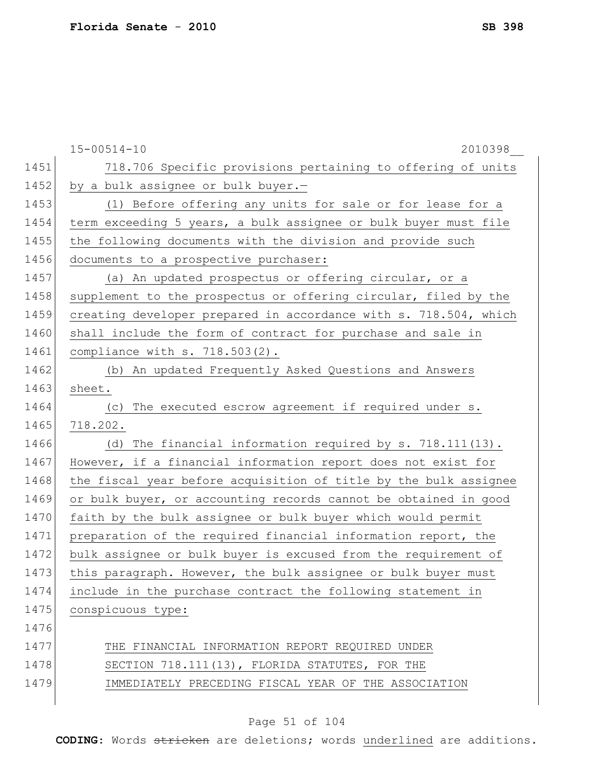718.706 Specific provisions pertaining to offering of units by a bulk assignee or bulk buyer.—

(1) Before offering any units for sale or for lease for a term exceeding 5 years, a bulk assignee or bulk buyer must file the following documents with the division and provide such documents to a prospective purchaser:

(a) An updated prospectus or offering circular, or a supplement to the prospectus or offering circular, filed by the creating developer prepared in accordance with s. 718.504, which shall include the form of contract for purchase and sale in compliance with s. 718.503(2).

(b) An updated Frequently Asked Questions and Answers sheet.

(c) The executed escrow agreement if required under s. 718.202.

(d) The financial information required by s. 718.111(13). However, if a financial information report does not exist for the fiscal year before acquisition of title by the bulk assignee or bulk buyer, or accounting records cannot be obtained in good faith by the bulk assignee or bulk buyer which would permit preparation of the required financial information report, the bulk assignee or bulk buyer is excused from the requirement of this paragraph. However, the bulk assignee or bulk buyer must include in the purchase contract the following statement in conspicuous type:

THE FINANCIAL INFORMATION REPORT REQUIRED UNDER SECTION 718.111(13), FLORIDA STATUTES, FOR THE IMMEDIATELY PRECEDING FISCAL YEAR OF THE ASSOCIATION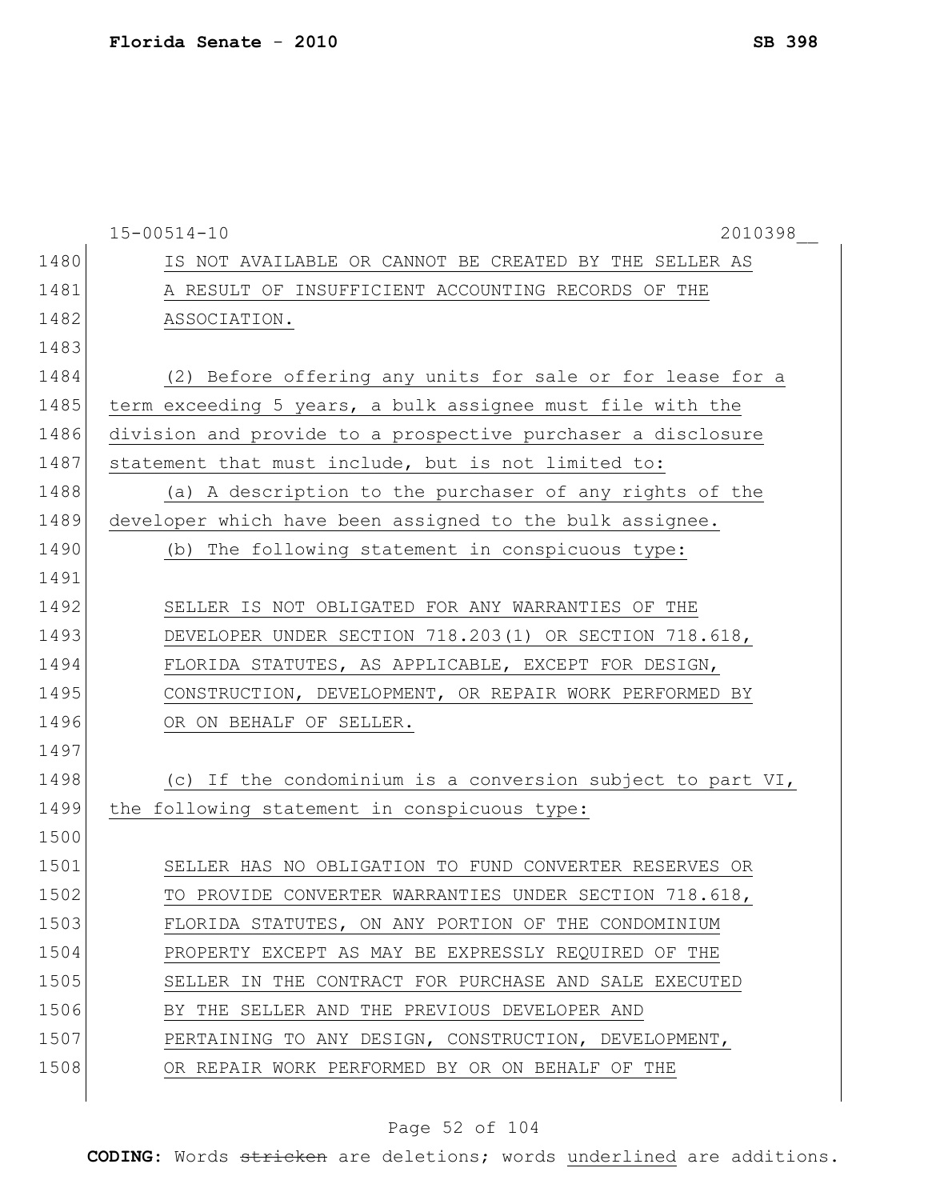IS NOT AVAILABLE OR CANNOT BE CREATED BY THE SELLER AS A RESULT OF INSUFFICIENT ACCOUNTING RECORDS OF THE ASSOCIATION.

(2) Before offering any units for sale or for lease for a term exceeding 5 years, a bulk assignee must file with the division and provide to a prospective purchaser a disclosure statement that must include, but is not limited to:

(a) A description to the purchaser of any rights of the developer which have been assigned to the bulk assignee.

(b) The following statement in conspicuous type:

SELLER IS NOT OBLIGATED FOR ANY WARRANTIES OF THE DEVELOPER UNDER SECTION 718.203(1) OR SECTION 718.618, FLORIDA STATUTES, AS APPLICABLE, EXCEPT FOR DESIGN, CONSTRUCTION, DEVELOPMENT, OR REPAIR WORK PERFORMED BY OR ON BEHALF OF SELLER.

(c) If the condominium is a conversion subject to part VI, the following statement in conspicuous type:

SELLER HAS NO OBLIGATION TO FUND CONVERTER RESERVES OR TO PROVIDE CONVERTER WARRANTIES UNDER SECTION 718.618, FLORIDA STATUTES, ON ANY PORTION OF THE CONDOMINIUM PROPERTY EXCEPT AS MAY BE EXPRESSLY REQUIRED OF THE SELLER IN THE CONTRACT FOR PURCHASE AND SALE EXECUTED BY THE SELLER AND THE PREVIOUS DEVELOPER AND PERTAINING TO ANY DESIGN, CONSTRUCTION, DEVELOPMENT, OR REPAIR WORK PERFORMED BY OR ON BEHALF OF THE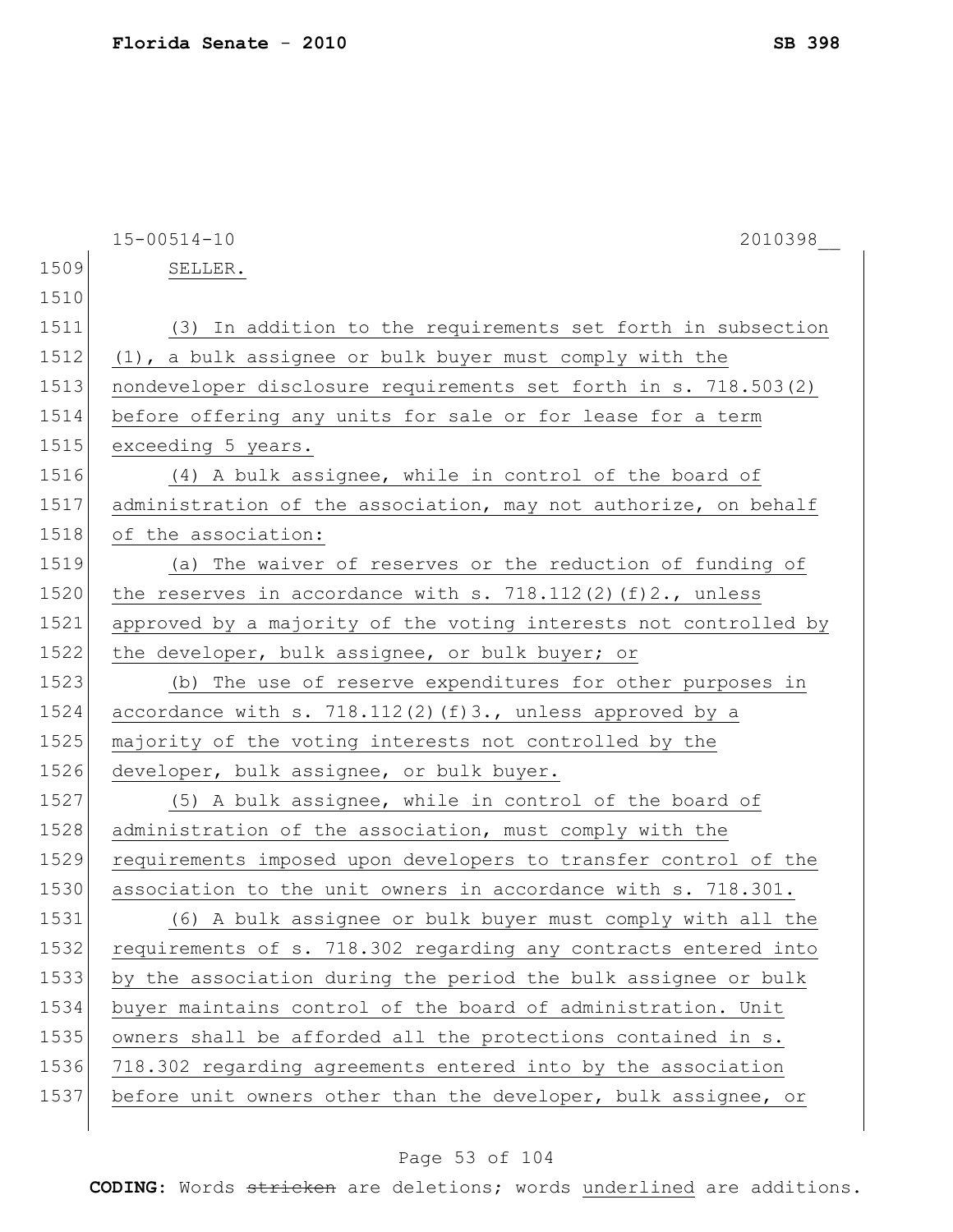SELLER.

(3) In addition to the requirements set forth in subsection (1), a bulk assignee or bulk buyer must comply with the nondeveloper disclosure requirements set forth in s. 718.503(2) before offering any units for sale or for lease for a term exceeding 5 years.

(4) A bulk assignee, while in control of the board of administration of the association, may not authorize, on behalf of the association:

(a) The waiver of reserves or the reduction of funding of the reserves in accordance with s. 718.112(2)(f)2., unless approved by a majority of the voting interests not controlled by the developer, bulk assignee, or bulk buyer; or

(b) The use of reserve expenditures for other purposes in accordance with s. 718.112(2)(f)3., unless approved by a majority of the voting interests not controlled by the developer, bulk assignee, or bulk buyer.

(5) A bulk assignee, while in control of the board of administration of the association, must comply with the requirements imposed upon developers to transfer control of the association to the unit owners in accordance with s. 718.301.

(6) A bulk assignee or bulk buyer must comply with all the requirements of s. 718.302 regarding any contracts entered into by the association during the period the bulk assignee or bulk buyer maintains control of the board of administration. Unit owners shall be afforded all the protections contained in s. 718.302 regarding agreements entered into by the association before unit owners other than the developer, bulk assignee, or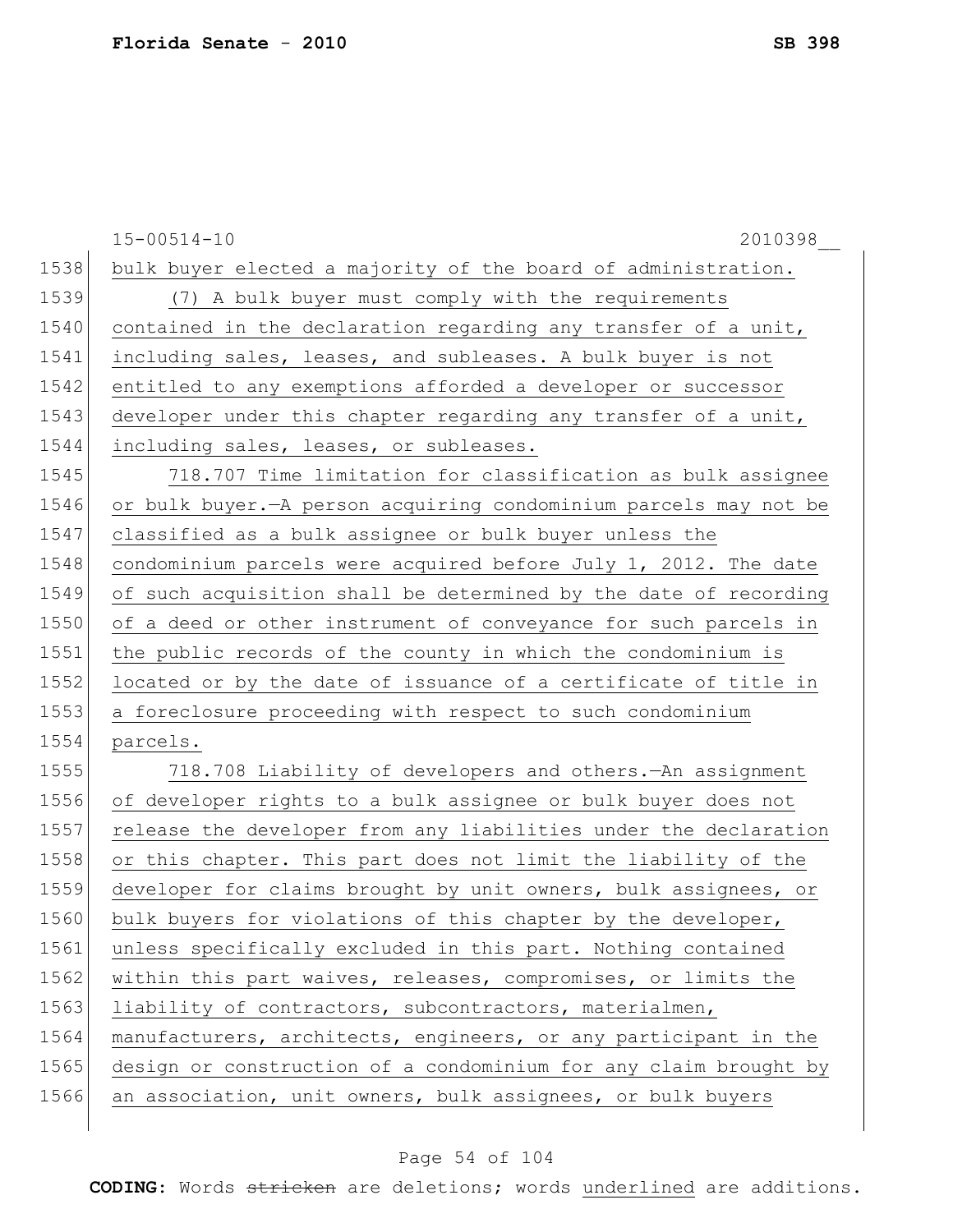15-00514-10 2010398__

bulk buyer elected a majority of the board of administration.

(7) A bulk buyer must comply with the requirements contained in the declaration regarding any transfer of a unit, including sales, leases, and subleases. A bulk buyer is not entitled to any exemptions afforded a developer or successor developer under this chapter regarding any transfer of a unit, including sales, leases, or subleases.

718.707 Time limitation for classification as bulk assignee or bulk buyer.—A person acquiring condominium parcels may not be classified as a bulk assignee or bulk buyer unless the condominium parcels were acquired before July 1, 2012. The date of such acquisition shall be determined by the date of recording of a deed or other instrument of conveyance for such parcels in the public records of the county in which the condominium is located or by the date of issuance of a certificate of title in a foreclosure proceeding with respect to such condominium parcels.

718.708 Liability of developers and others.—An assignment of developer rights to a bulk assignee or bulk buyer does not release the developer from any liabilities under the declaration or this chapter. This part does not limit the liability of the developer for claims brought by unit owners, bulk assignees, or bulk buyers for violations of this chapter by the developer, unless specifically excluded in this part. Nothing contained within this part waives, releases, compromises, or limits the liability of contractors, subcontractors, materialmen, manufacturers, architects, engineers, or any participant in the design or construction of a condominium for any claim brought by an association, unit owners, bulk assignees, or bulk buyers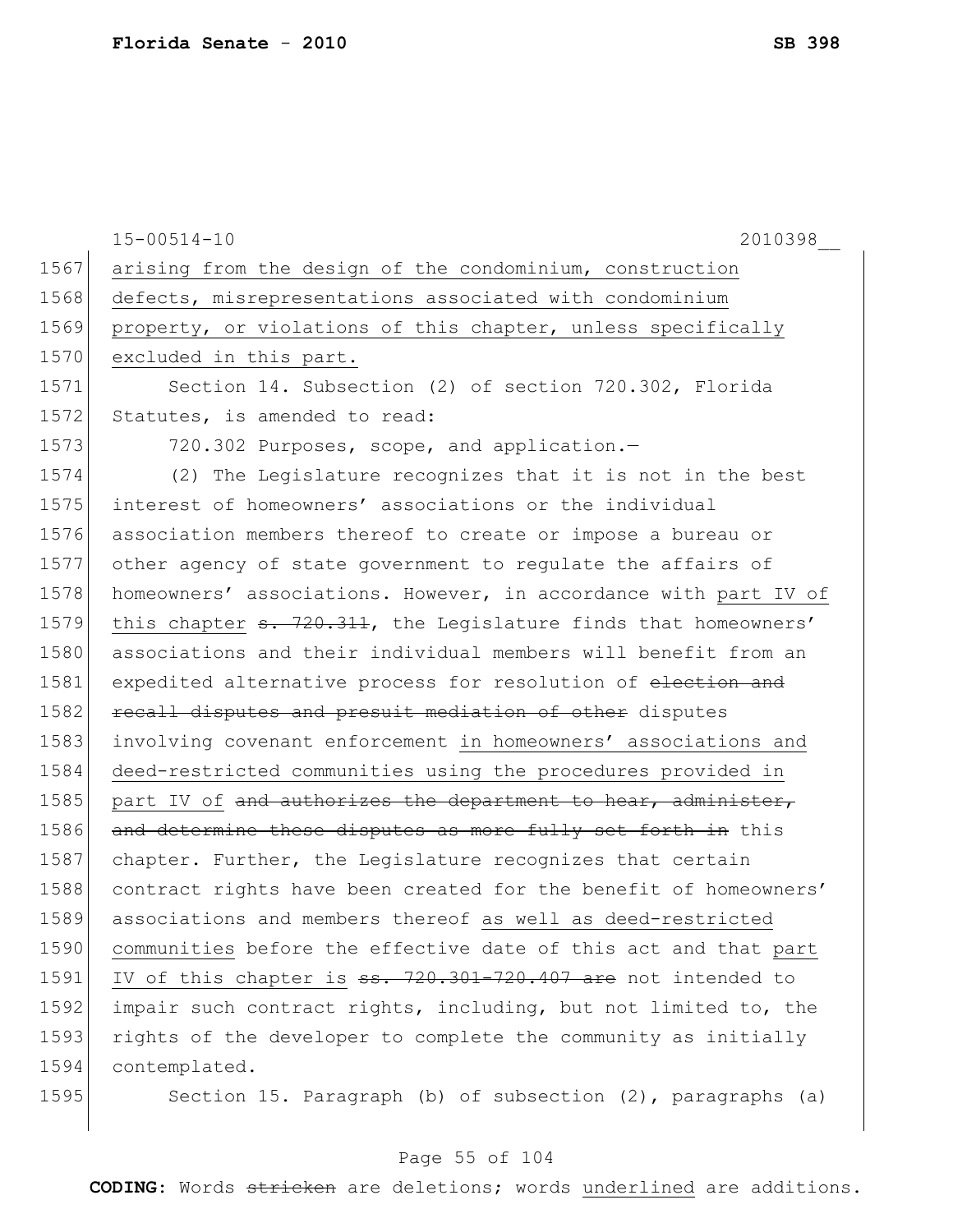arising from the design of the condominium, construction defects, misrepresentations associated with condominium property, or violations of this chapter, unless specifically excluded in this part.

Section 14. Subsection (2) of section 720.302, Florida Statutes, is amended to read:

720.302 Purposes, scope, and application.—

(2) The Legislature recognizes that it is not in the best interest of homeowners' associations or the individual association members thereof to create or impose a bureau or other agency of state government to regulate the affairs of homeowners' associations. However, in accordance with <u>part IV of this chapter</u> ~~s. 720.311~~, the Legislature finds that homeowners' associations and their individual members will benefit from an expedited alternative process for resolution of ~~election and recall disputes and presuit mediation of other~~ disputes involving covenant enforcement <u>in homeowners' associations and deed-restricted communities using the procedures provided in part IV of</u> ~~and authorizes the department to hear, administer, and determine these disputes as more fully set forth in~~ this chapter. Further, the Legislature recognizes that certain contract rights have been created for the benefit of homeowners' associations and members thereof <u>as well as deed-restricted communities</u> before the effective date of this act and that <u>part IV of this chapter is</u> ~~ss. 720.301-720.407 are~~ not intended to impair such contract rights, including, but not limited to, the rights of the developer to complete the community as initially contemplated.

Section 15. Paragraph (b) of subsection (2), paragraphs (a)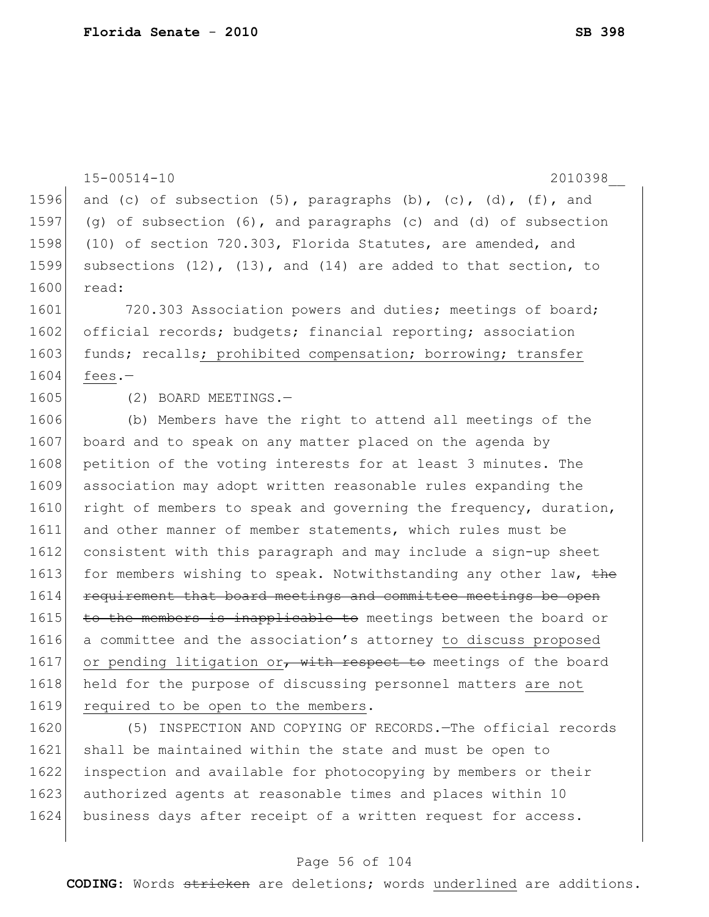and (c) of subsection (5), paragraphs (b), (c), (d), (f), and (g) of subsection (6), and paragraphs (c) and (d) of subsection (10) of section 720.303, Florida Statutes, are amended, and subsections (12), (13), and (14) are added to that section, to read:

720.303 Association powers and duties; meetings of board; official records; budgets; financial reporting; association funds; recalls<u>; prohibited compensation; borrowing; transfer fees</u>.—

(2) BOARD MEETINGS.—

(b) Members have the right to attend all meetings of the board and to speak on any matter placed on the agenda by petition of the voting interests for at least 3 minutes. The association may adopt written reasonable rules expanding the right of members to speak and governing the frequency, duration, and other manner of member statements, which rules must be consistent with this paragraph and may include a sign-up sheet for members wishing to speak. Notwithstanding any other law, ~~the requirement that board meetings and committee meetings be open to the members is inapplicable to~~ meetings between the board or a committee and the association's attorney <u>to discuss proposed or pending litigation</u> or~~, with respect to~~ meetings of the board held for the purpose of discussing personnel matters <u>are not required to be open to the members</u>.

(5) INSPECTION AND COPYING OF RECORDS.—The official records shall be maintained within the state and must be open to inspection and available for photocopying by members or their authorized agents at reasonable times and places within 10 business days after receipt of a written request for access.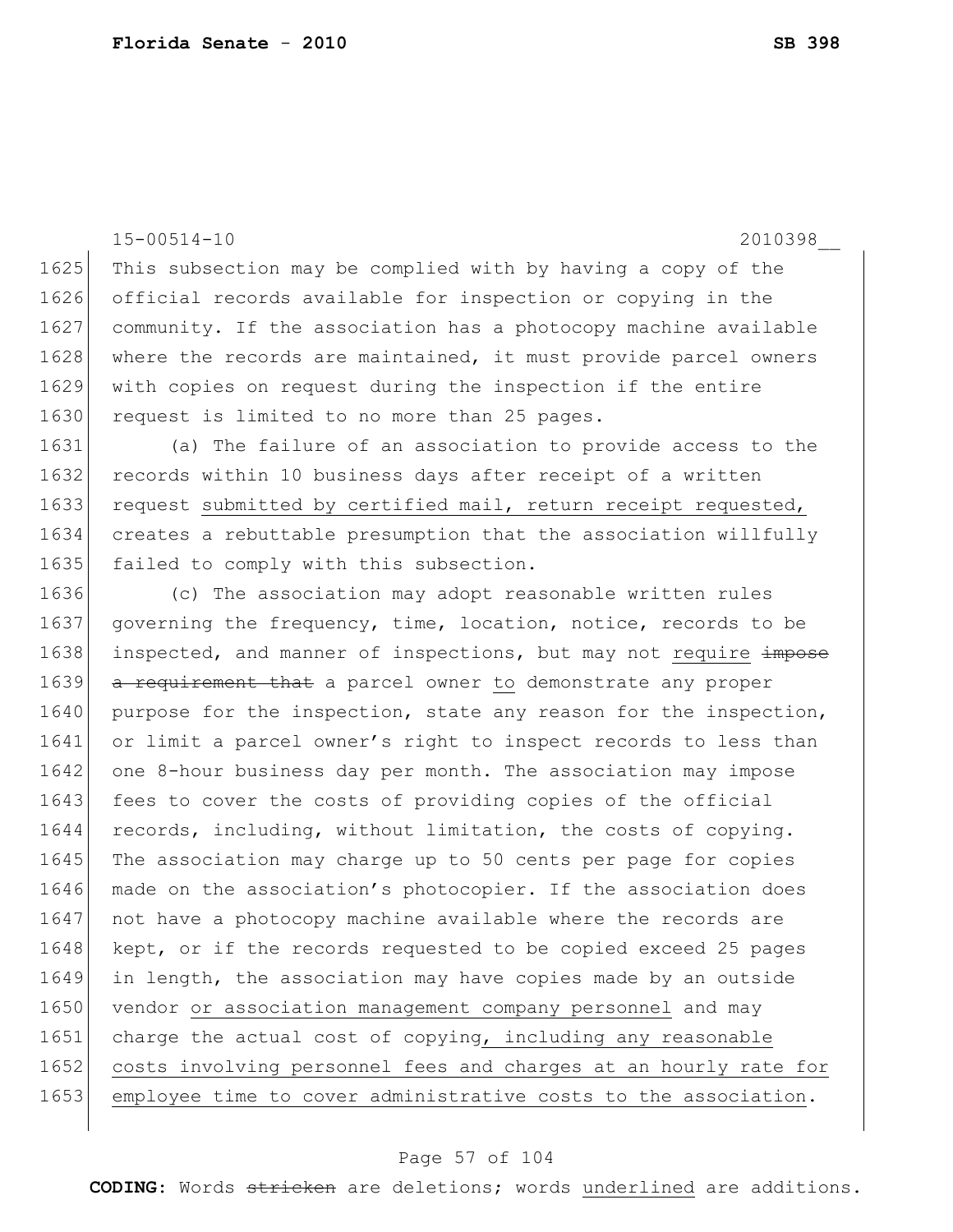This subsection may be complied with by having a copy of the official records available for inspection or copying in the community. If the association has a photocopy machine available where the records are maintained, it must provide parcel owners with copies on request during the inspection if the entire request is limited to no more than 25 pages.

(a) The failure of an association to provide access to the records within 10 business days after receipt of a written request submitted by certified mail, return receipt requested, creates a rebuttable presumption that the association willfully failed to comply with this subsection.

(c) The association may adopt reasonable written rules governing the frequency, time, location, notice, records to be inspected, and manner of inspections, but may not require ~~impose a requirement that~~ a parcel owner to demonstrate any proper purpose for the inspection, state any reason for the inspection, or limit a parcel owner's right to inspect records to less than one 8-hour business day per month. The association may impose fees to cover the costs of providing copies of the official records, including, without limitation, the costs of copying. The association may charge up to 50 cents per page for copies made on the association's photocopier. If the association does not have a photocopy machine available where the records are kept, or if the records requested to be copied exceed 25 pages in length, the association may have copies made by an outside vendor or association management company personnel and may charge the actual cost of copying, including any reasonable costs involving personnel fees and charges at an hourly rate for employee time to cover administrative costs to the association.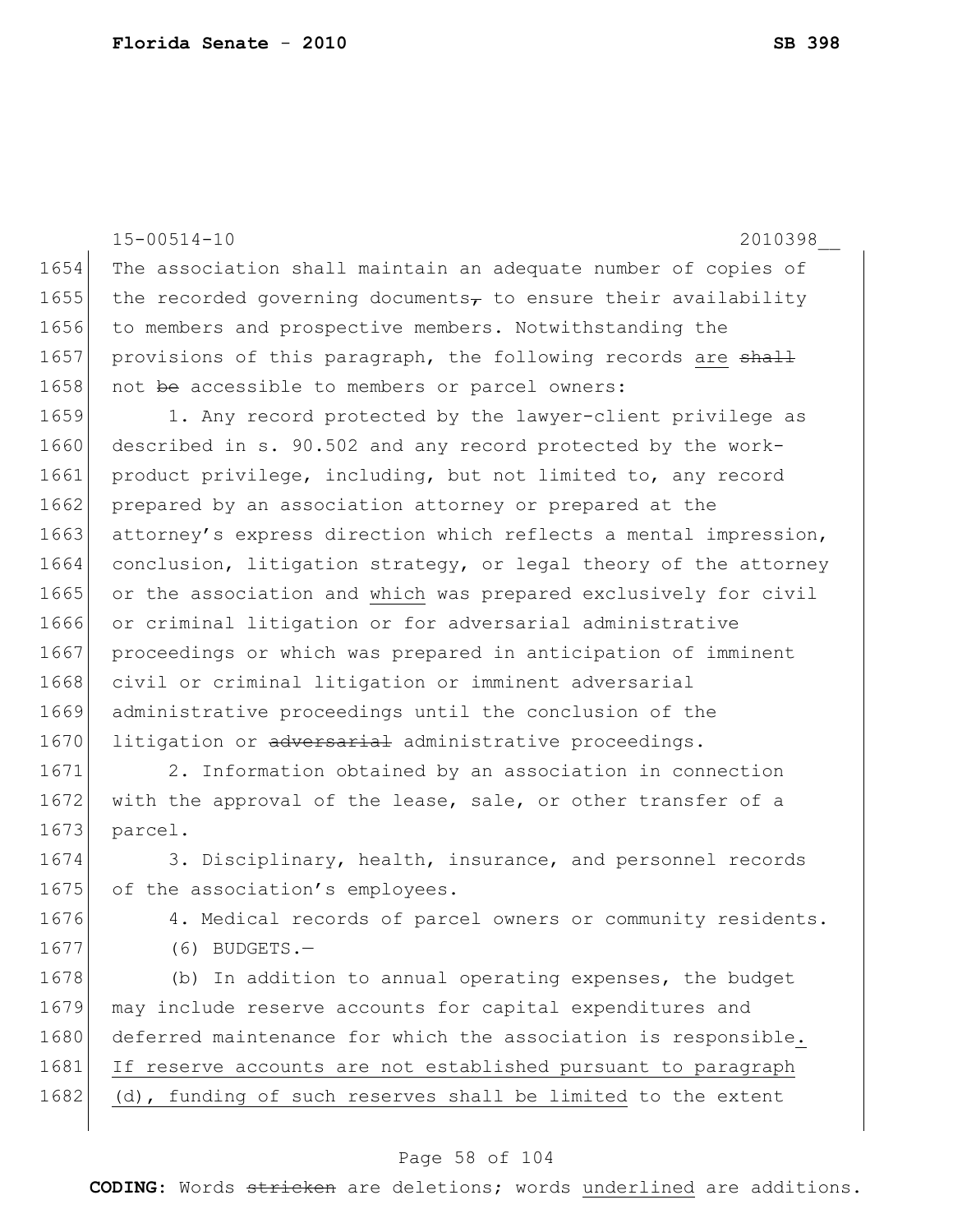The association shall maintain an adequate number of copies of the recorded governing documents~~,~~ to ensure their availability to members and prospective members. Notwithstanding the provisions of this paragraph, the following records are ~~shall~~ not ~~be~~ accessible to members or parcel owners:

1. Any record protected by the lawyer-client privilege as described in s. 90.502 and any record protected by the work-product privilege, including, but not limited to, any record prepared by an association attorney or prepared at the attorney's express direction which reflects a mental impression, conclusion, litigation strategy, or legal theory of the attorney or the association and which was prepared exclusively for civil or criminal litigation or for adversarial administrative proceedings or which was prepared in anticipation of imminent civil or criminal litigation or imminent adversarial administrative proceedings until the conclusion of the litigation or ~~adversarial~~ administrative proceedings.

2. Information obtained by an association in connection with the approval of the lease, sale, or other transfer of a parcel.

3. Disciplinary, health, insurance, and personnel records of the association's employees.

4. Medical records of parcel owners or community residents.

(6) BUDGETS.—

(b) In addition to annual operating expenses, the budget may include reserve accounts for capital expenditures and deferred maintenance for which the association is responsible. If reserve accounts are not established pursuant to paragraph (d), funding of such reserves shall be limited to the extent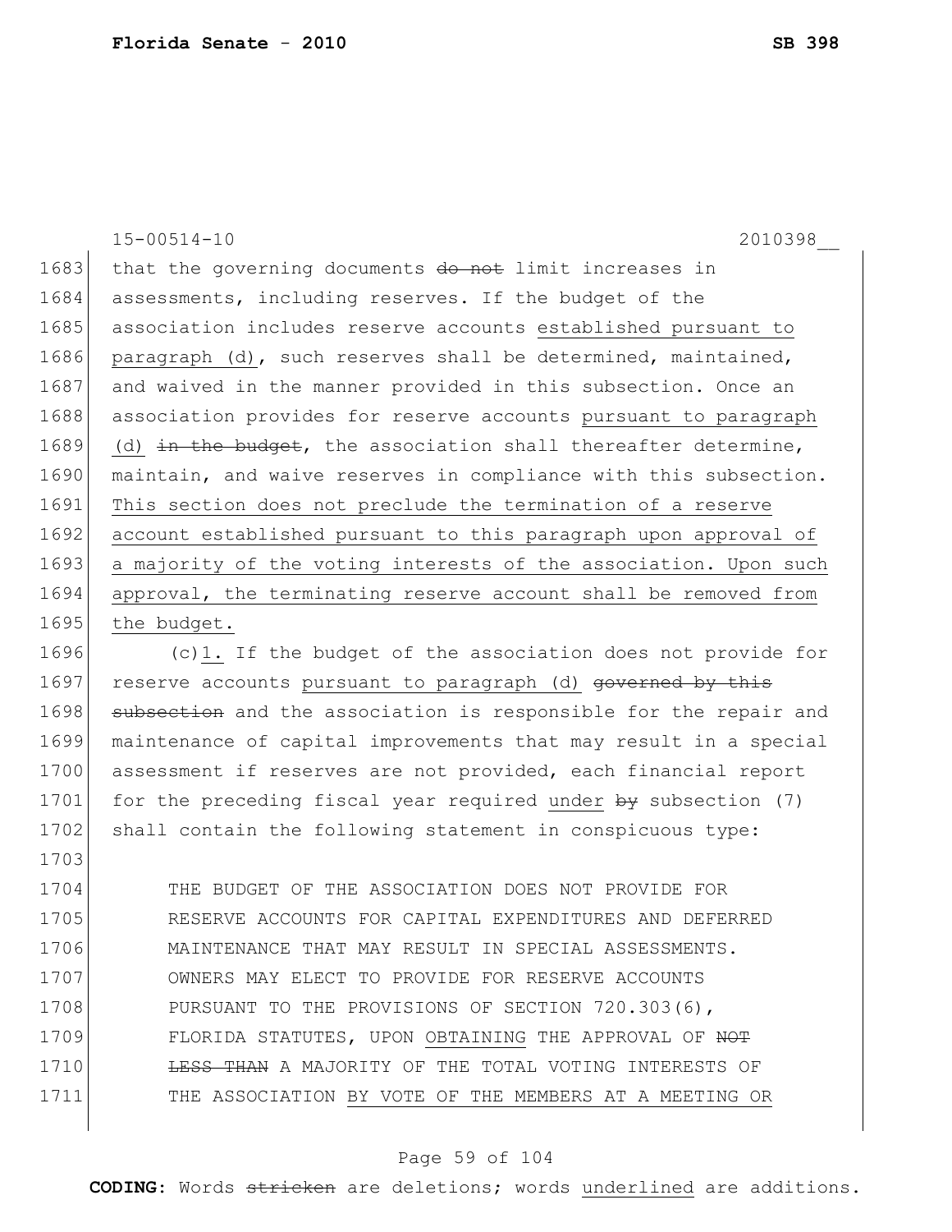that the governing documents ~~do not~~ limit increases in assessments, including reserves. If the budget of the association includes reserve accounts <u>established pursuant to paragraph (d)</u>, such reserves shall be determined, maintained, and waived in the manner provided in this subsection. Once an association provides for reserve accounts <u>pursuant to paragraph (d)</u> ~~in the budget~~, the association shall thereafter determine, maintain, and waive reserves in compliance with this subsection. <u>This section does not preclude the termination of a reserve account established pursuant to this paragraph upon approval of a majority of the voting interests of the association. Upon such approval, the terminating reserve account shall be removed from the budget.</u>

(c)<u>1.</u> If the budget of the association does not provide for reserve accounts <u>pursuant to paragraph (d)</u> ~~governed by this subsection~~ and the association is responsible for the repair and maintenance of capital improvements that may result in a special assessment if reserves are not provided, each financial report for the preceding fiscal year required <u>under</u> ~~by~~ subsection (7) shall contain the following statement in conspicuous type:

> THE BUDGET OF THE ASSOCIATION DOES NOT PROVIDE FOR RESERVE ACCOUNTS FOR CAPITAL EXPENDITURES AND DEFERRED MAINTENANCE THAT MAY RESULT IN SPECIAL ASSESSMENTS. OWNERS MAY ELECT TO PROVIDE FOR RESERVE ACCOUNTS PURSUANT TO THE PROVISIONS OF SECTION 720.303(6), FLORIDA STATUTES, UPON <u>OBTAINING</u> THE APPROVAL OF ~~NOT LESS THAN~~ A MAJORITY OF THE TOTAL VOTING INTERESTS OF THE ASSOCIATION <u>BY VOTE OF THE MEMBERS AT A MEETING OR</u>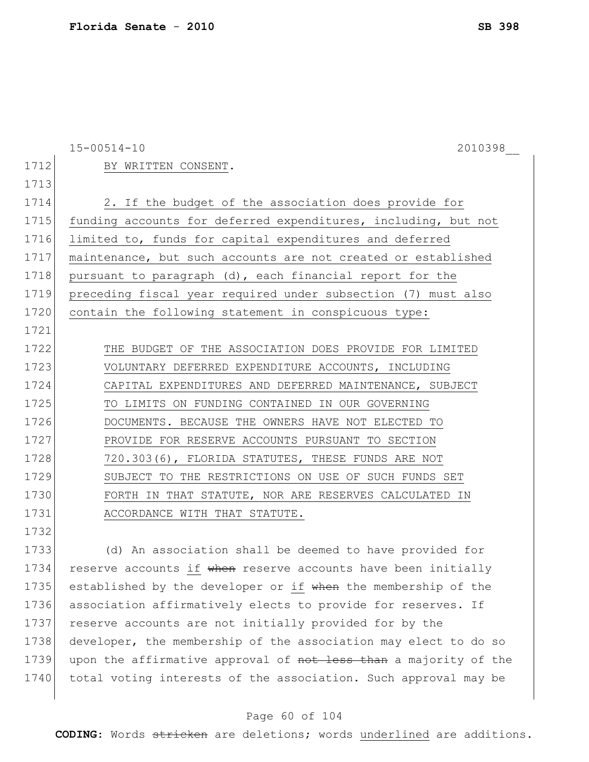BY WRITTEN CONSENT.

2. If the budget of the association does provide for funding accounts for deferred expenditures, including, but not limited to, funds for capital expenditures and deferred maintenance, but such accounts are not created or established pursuant to paragraph (d), each financial report for the preceding fiscal year required under subsection (7) must also contain the following statement in conspicuous type:

THE BUDGET OF THE ASSOCIATION DOES PROVIDE FOR LIMITED VOLUNTARY DEFERRED EXPENDITURE ACCOUNTS, INCLUDING CAPITAL EXPENDITURES AND DEFERRED MAINTENANCE, SUBJECT TO LIMITS ON FUNDING CONTAINED IN OUR GOVERNING DOCUMENTS. BECAUSE THE OWNERS HAVE NOT ELECTED TO PROVIDE FOR RESERVE ACCOUNTS PURSUANT TO SECTION 720.303(6), FLORIDA STATUTES, THESE FUNDS ARE NOT SUBJECT TO THE RESTRICTIONS ON USE OF SUCH FUNDS SET FORTH IN THAT STATUTE, NOR ARE RESERVES CALCULATED IN ACCORDANCE WITH THAT STATUTE.

(d) An association shall be deemed to have provided for reserve accounts if ~~when~~ reserve accounts have been initially established by the developer or if ~~when~~ the membership of the association affirmatively elects to provide for reserves. If reserve accounts are not initially provided for by the developer, the membership of the association may elect to do so upon the affirmative approval of ~~not less than~~ a majority of the total voting interests of the association. Such approval may be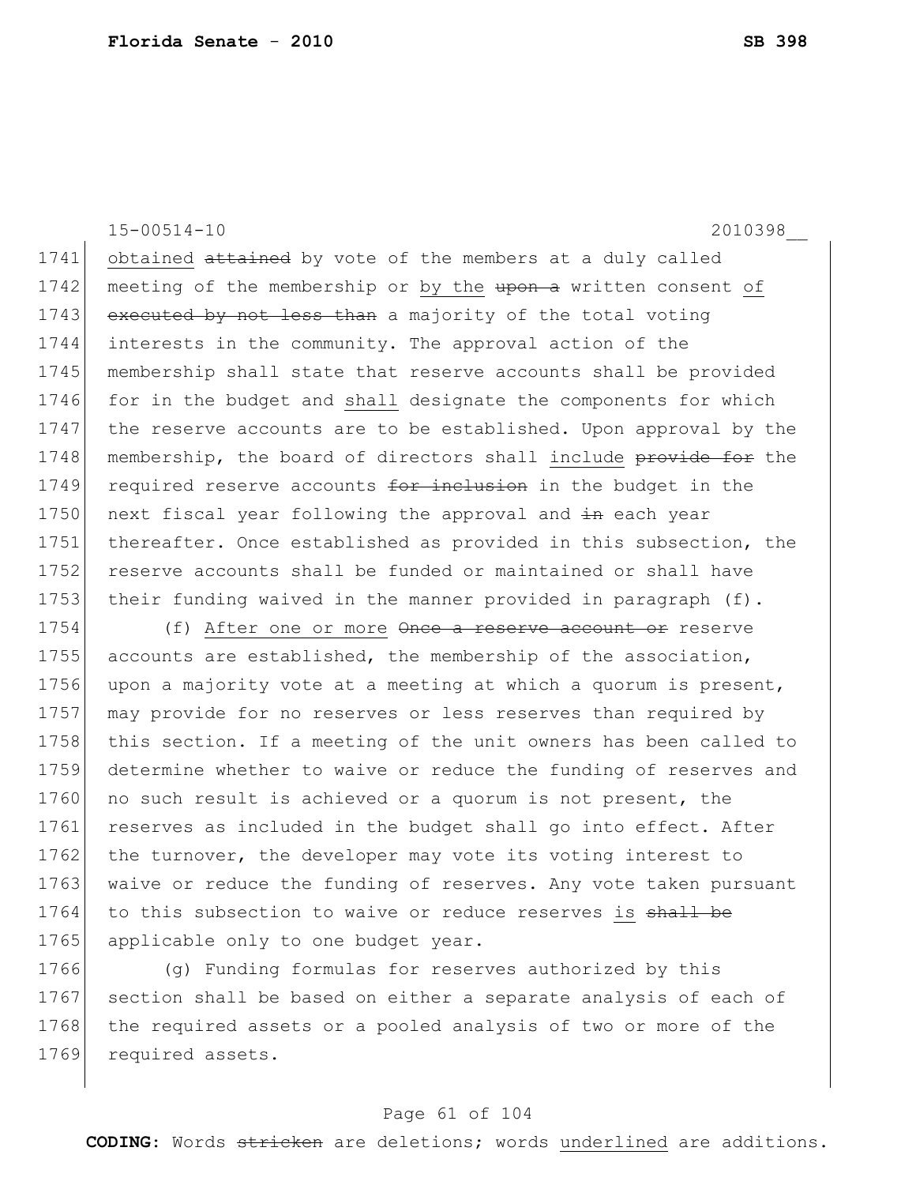15-00514-10 2010398__

obtained ~~attained~~ by vote of the members at a duly called meeting of the membership or by the ~~upon a~~ written consent of ~~executed by not less than~~ a majority of the total voting interests in the community. The approval action of the membership shall state that reserve accounts shall be provided for in the budget and shall designate the components for which the reserve accounts are to be established. Upon approval by the membership, the board of directors shall include ~~provide for~~ the required reserve accounts ~~for inclusion~~ in the budget in the next fiscal year following the approval and ~~in~~ each year thereafter. Once established as provided in this subsection, the reserve accounts shall be funded or maintained or shall have their funding waived in the manner provided in paragraph (f).

(f) After one or more ~~Once a reserve account or~~ reserve accounts are established, the membership of the association, upon a majority vote at a meeting at which a quorum is present, may provide for no reserves or less reserves than required by this section. If a meeting of the unit owners has been called to determine whether to waive or reduce the funding of reserves and no such result is achieved or a quorum is not present, the reserves as included in the budget shall go into effect. After the turnover, the developer may vote its voting interest to waive or reduce the funding of reserves. Any vote taken pursuant to this subsection to waive or reduce reserves is ~~shall be~~ applicable only to one budget year.

(g) Funding formulas for reserves authorized by this section shall be based on either a separate analysis of each of the required assets or a pooled analysis of two or more of the required assets.

**CODING:** Words ~~stricken~~ are deletions; words underlined are additions.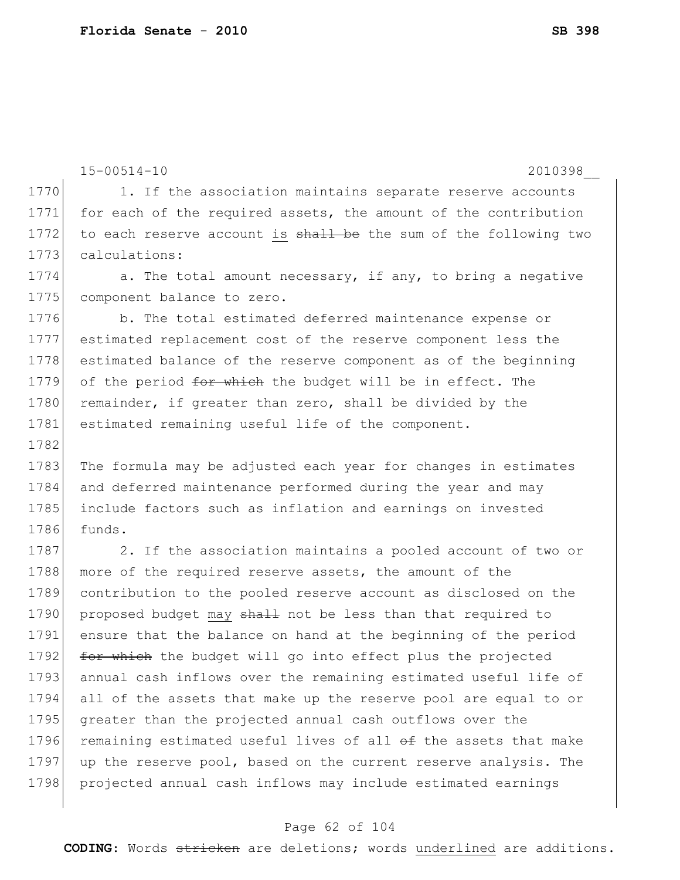1. If the association maintains separate reserve accounts for each of the required assets, the amount of the contribution to each reserve account is ~~shall be~~ the sum of the following two calculations:

a. The total amount necessary, if any, to bring a negative component balance to zero.

b. The total estimated deferred maintenance expense or estimated replacement cost of the reserve component less the estimated balance of the reserve component as of the beginning of the period ~~for which~~ the budget will be in effect. The remainder, if greater than zero, shall be divided by the estimated remaining useful life of the component.

The formula may be adjusted each year for changes in estimates and deferred maintenance performed during the year and may include factors such as inflation and earnings on invested funds.

2. If the association maintains a pooled account of two or more of the required reserve assets, the amount of the contribution to the pooled reserve account as disclosed on the proposed budget may ~~shall~~ not be less than that required to ensure that the balance on hand at the beginning of the period ~~for which~~ the budget will go into effect plus the projected annual cash inflows over the remaining estimated useful life of all of the assets that make up the reserve pool are equal to or greater than the projected annual cash outflows over the remaining estimated useful lives of all ~~of~~ the assets that make up the reserve pool, based on the current reserve analysis. The projected annual cash inflows may include estimated earnings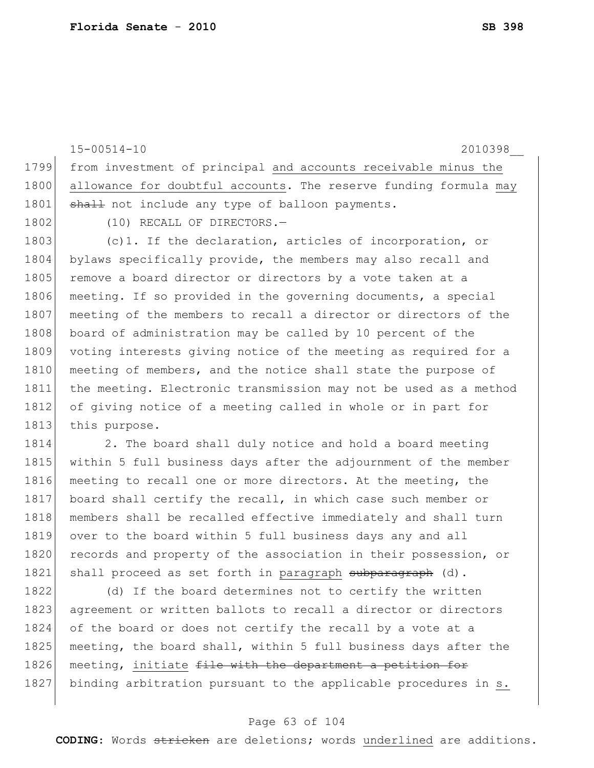from investment of principal and accounts receivable minus the allowance for doubtful accounts. The reserve funding formula may ~~shall~~ not include any type of balloon payments.

(10) RECALL OF DIRECTORS.—

(c)1. If the declaration, articles of incorporation, or bylaws specifically provide, the members may also recall and remove a board director or directors by a vote taken at a meeting. If so provided in the governing documents, a special meeting of the members to recall a director or directors of the board of administration may be called by 10 percent of the voting interests giving notice of the meeting as required for a meeting of members, and the notice shall state the purpose of the meeting. Electronic transmission may not be used as a method of giving notice of a meeting called in whole or in part for this purpose.

2. The board shall duly notice and hold a board meeting within 5 full business days after the adjournment of the member meeting to recall one or more directors. At the meeting, the board shall certify the recall, in which case such member or members shall be recalled effective immediately and shall turn over to the board within 5 full business days any and all records and property of the association in their possession, or shall proceed as set forth in paragraph ~~subparagraph~~ (d).

(d) If the board determines not to certify the written agreement or written ballots to recall a director or directors of the board or does not certify the recall by a vote at a meeting, the board shall, within 5 full business days after the meeting, initiate ~~file with the department a petition for~~ binding arbitration pursuant to the applicable procedures in s.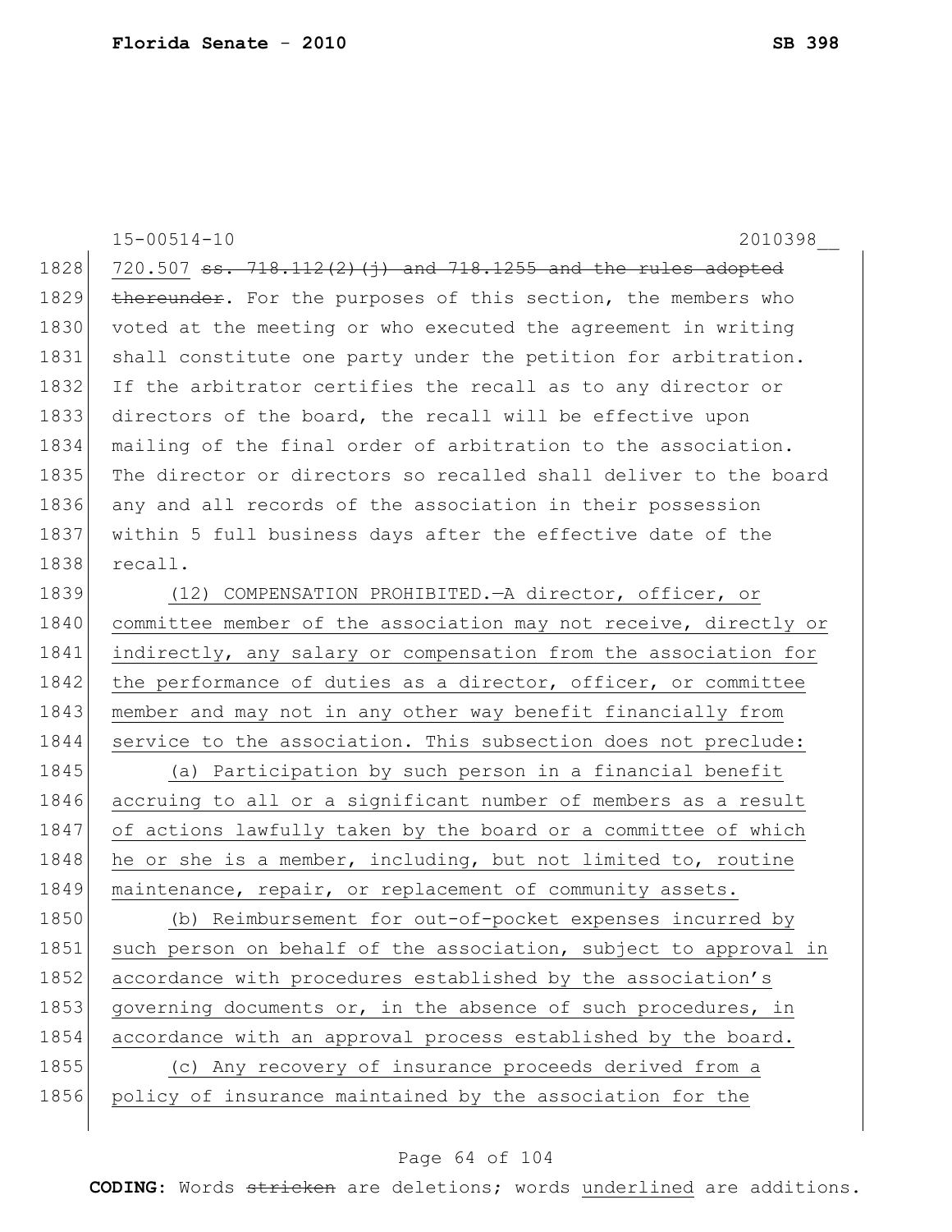720.507 ~~ss. 718.112(2)(j) and 718.1255 and the rules adopted thereunder~~. For the purposes of this section, the members who voted at the meeting or who executed the agreement in writing shall constitute one party under the petition for arbitration. If the arbitrator certifies the recall as to any director or directors of the board, the recall will be effective upon mailing of the final order of arbitration to the association. The director or directors so recalled shall deliver to the board any and all records of the association in their possession within 5 full business days after the effective date of the recall.

(12) COMPENSATION PROHIBITED.—A director, officer, or committee member of the association may not receive, directly or indirectly, any salary or compensation from the association for the performance of duties as a director, officer, or committee member and may not in any other way benefit financially from service to the association. This subsection does not preclude:

(a) Participation by such person in a financial benefit accruing to all or a significant number of members as a result of actions lawfully taken by the board or a committee of which he or she is a member, including, but not limited to, routine maintenance, repair, or replacement of community assets.

(b) Reimbursement for out-of-pocket expenses incurred by such person on behalf of the association, subject to approval in accordance with procedures established by the association's governing documents or, in the absence of such procedures, in accordance with an approval process established by the board.

(c) Any recovery of insurance proceeds derived from a policy of insurance maintained by the association for the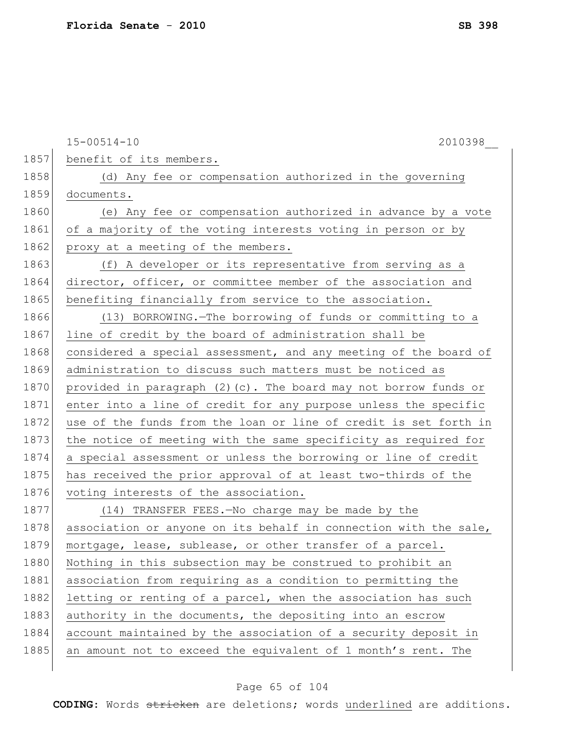benefit of its members.

(d) Any fee or compensation authorized in the governing documents.

(e) Any fee or compensation authorized in advance by a vote of a majority of the voting interests voting in person or by proxy at a meeting of the members.

(f) A developer or its representative from serving as a director, officer, or committee member of the association and benefiting financially from service to the association.

(13) BORROWING.—The borrowing of funds or committing to a line of credit by the board of administration shall be considered a special assessment, and any meeting of the board of administration to discuss such matters must be noticed as provided in paragraph (2)(c). The board may not borrow funds or enter into a line of credit for any purpose unless the specific use of the funds from the loan or line of credit is set forth in the notice of meeting with the same specificity as required for a special assessment or unless the borrowing or line of credit has received the prior approval of at least two-thirds of the voting interests of the association.

(14) TRANSFER FEES.—No charge may be made by the association or anyone on its behalf in connection with the sale, mortgage, lease, sublease, or other transfer of a parcel. Nothing in this subsection may be construed to prohibit an association from requiring as a condition to permitting the letting or renting of a parcel, when the association has such authority in the documents, the depositing into an escrow account maintained by the association of a security deposit in an amount not to exceed the equivalent of 1 month's rent. The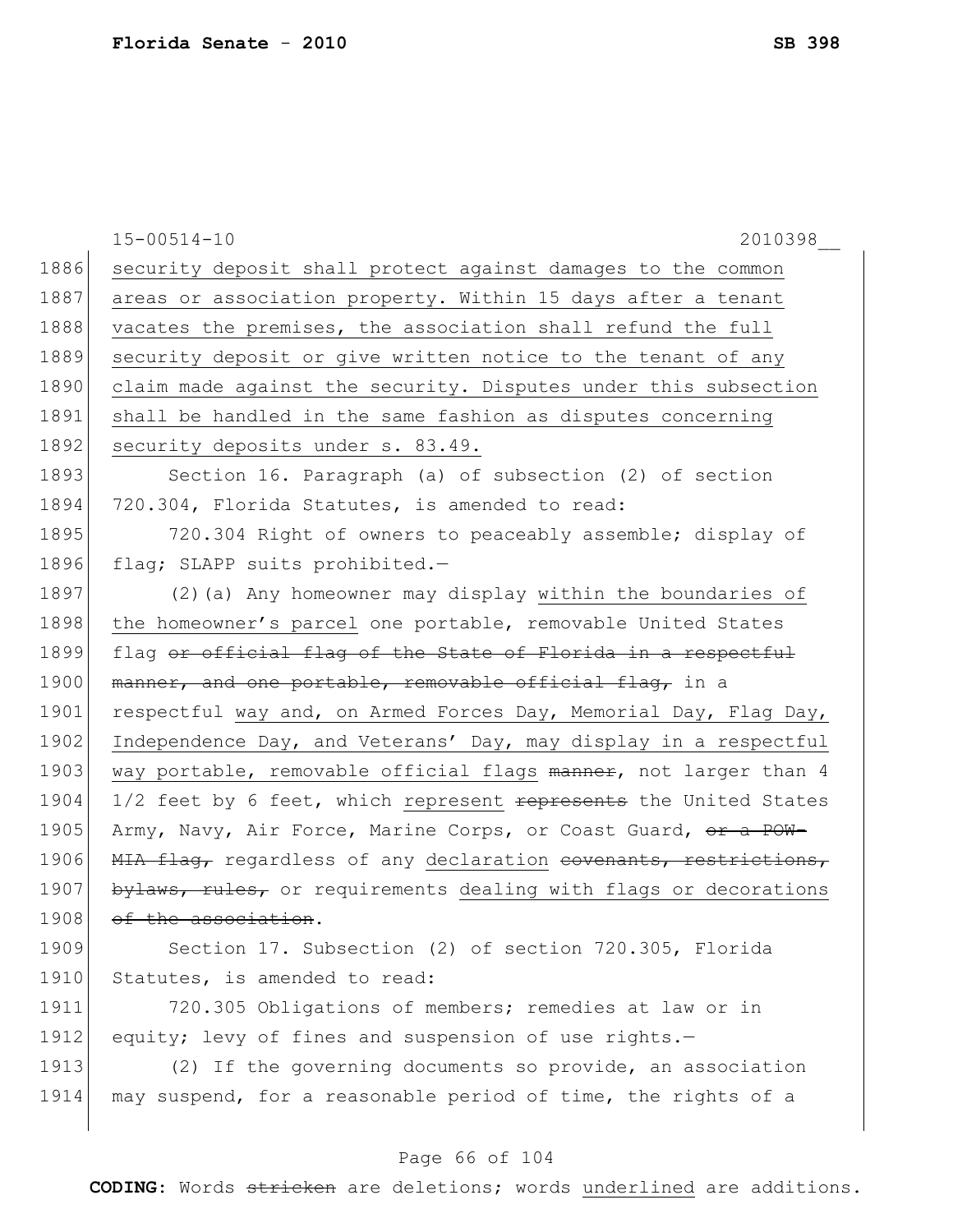security deposit shall protect against damages to the common areas or association property. Within 15 days after a tenant vacates the premises, the association shall refund the full security deposit or give written notice to the tenant of any claim made against the security. Disputes under this subsection shall be handled in the same fashion as disputes concerning security deposits under s. 83.49.

Section 16. Paragraph (a) of subsection (2) of section 720.304, Florida Statutes, is amended to read:

720.304 Right of owners to peaceably assemble; display of flag; SLAPP suits prohibited.—

(2)(a) Any homeowner may display within the boundaries of the homeowner's parcel one portable, removable United States flag ~~or official flag of the State of Florida in a respectful manner, and one portable, removable official flag,~~ in a respectful way and, on Armed Forces Day, Memorial Day, Flag Day, Independence Day, and Veterans' Day, may display in a respectful way portable, removable official flags ~~manner~~, not larger than 4 1/2 feet by 6 feet, which represent ~~represents~~ the United States Army, Navy, Air Force, Marine Corps, or Coast Guard, ~~or a POW-MIA flag,~~ regardless of any declaration ~~covenants, restrictions, bylaws, rules,~~ or requirements dealing with flags or decorations ~~of the association~~.

Section 17. Subsection (2) of section 720.305, Florida Statutes, is amended to read:

720.305 Obligations of members; remedies at law or in equity; levy of fines and suspension of use rights.—

(2) If the governing documents so provide, an association may suspend, for a reasonable period of time, the rights of a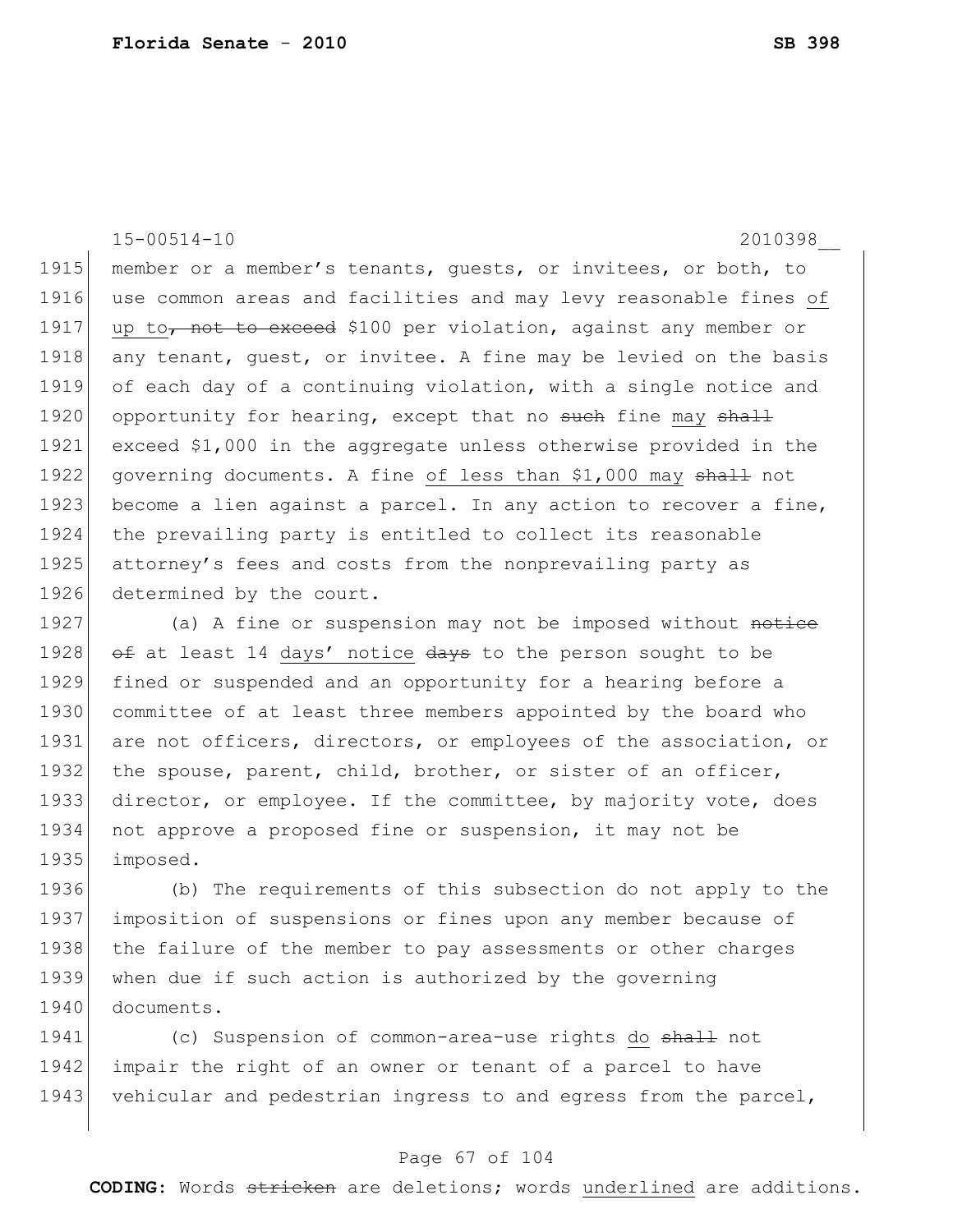member or a member's tenants, guests, or invitees, or both, to use common areas and facilities and may levy reasonable fines <u>of up to</u>~~, not to exceed~~ \$100 per violation, against any member or any tenant, guest, or invitee. A fine may be levied on the basis of each day of a continuing violation, with a single notice and opportunity for hearing, except that no ~~such~~ fine <u>may</u> ~~shall~~ exceed \$1,000 in the aggregate unless otherwise provided in the governing documents. A fine <u>of less than \$1,000 may</u> ~~shall~~ not become a lien against a parcel. In any action to recover a fine, the prevailing party is entitled to collect its reasonable attorney's fees and costs from the nonprevailing party as determined by the court.

(a) A fine or suspension may not be imposed without ~~notice of~~ at least 14 <u>days' notice</u> ~~days~~ to the person sought to be fined or suspended and an opportunity for a hearing before a committee of at least three members appointed by the board who are not officers, directors, or employees of the association, or the spouse, parent, child, brother, or sister of an officer, director, or employee. If the committee, by majority vote, does not approve a proposed fine or suspension, it may not be imposed.

(b) The requirements of this subsection do not apply to the imposition of suspensions or fines upon any member because of the failure of the member to pay assessments or other charges when due if such action is authorized by the governing documents.

(c) Suspension of common-area-use rights <u>do</u> ~~shall~~ not impair the right of an owner or tenant of a parcel to have vehicular and pedestrian ingress to and egress from the parcel,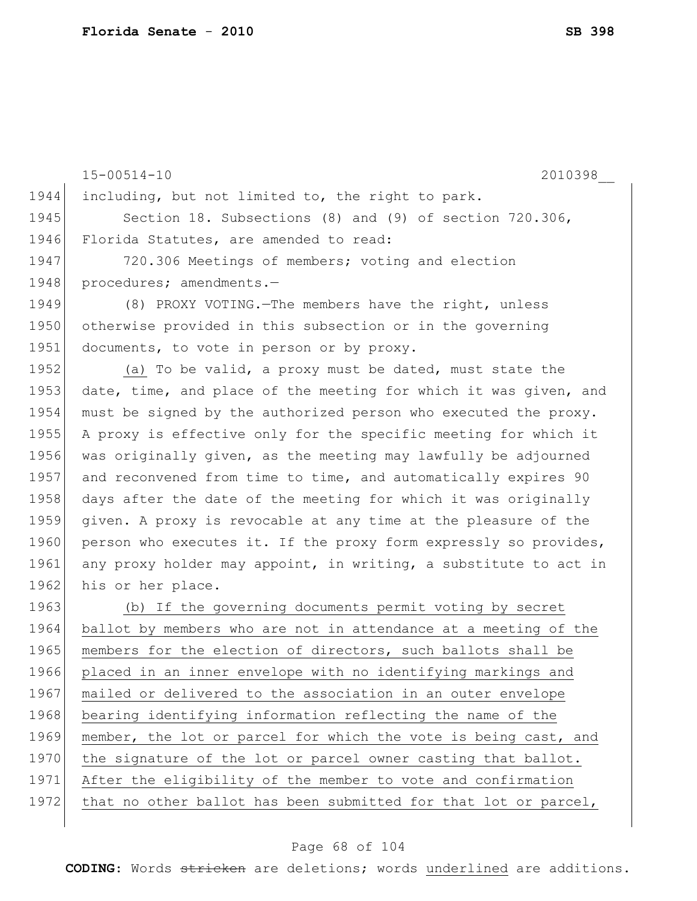15-00514-10 2010398__

including, but not limited to, the right to park.

Section 18. Subsections (8) and (9) of section 720.306, Florida Statutes, are amended to read:

720.306 Meetings of members; voting and election procedures; amendments.—

(8) PROXY VOTING.—The members have the right, unless otherwise provided in this subsection or in the governing documents, to vote in person or by proxy.

<u>(a)</u> To be valid, a proxy must be dated, must state the date, time, and place of the meeting for which it was given, and must be signed by the authorized person who executed the proxy. A proxy is effective only for the specific meeting for which it was originally given, as the meeting may lawfully be adjourned and reconvened from time to time, and automatically expires 90 days after the date of the meeting for which it was originally given. A proxy is revocable at any time at the pleasure of the person who executes it. If the proxy form expressly so provides, any proxy holder may appoint, in writing, a substitute to act in his or her place.

<u>(b) If the governing documents permit voting by secret ballot by members who are not in attendance at a meeting of the members for the election of directors, such ballots shall be placed in an inner envelope with no identifying markings and mailed or delivered to the association in an outer envelope bearing identifying information reflecting the name of the member, the lot or parcel for which the vote is being cast, and the signature of the lot or parcel owner casting that ballot. After the eligibility of the member to vote and confirmation that no other ballot has been submitted for that lot or parcel,</u>

**CODING:** Words ~~stricken~~ are deletions; words <u>underlined</u> are additions.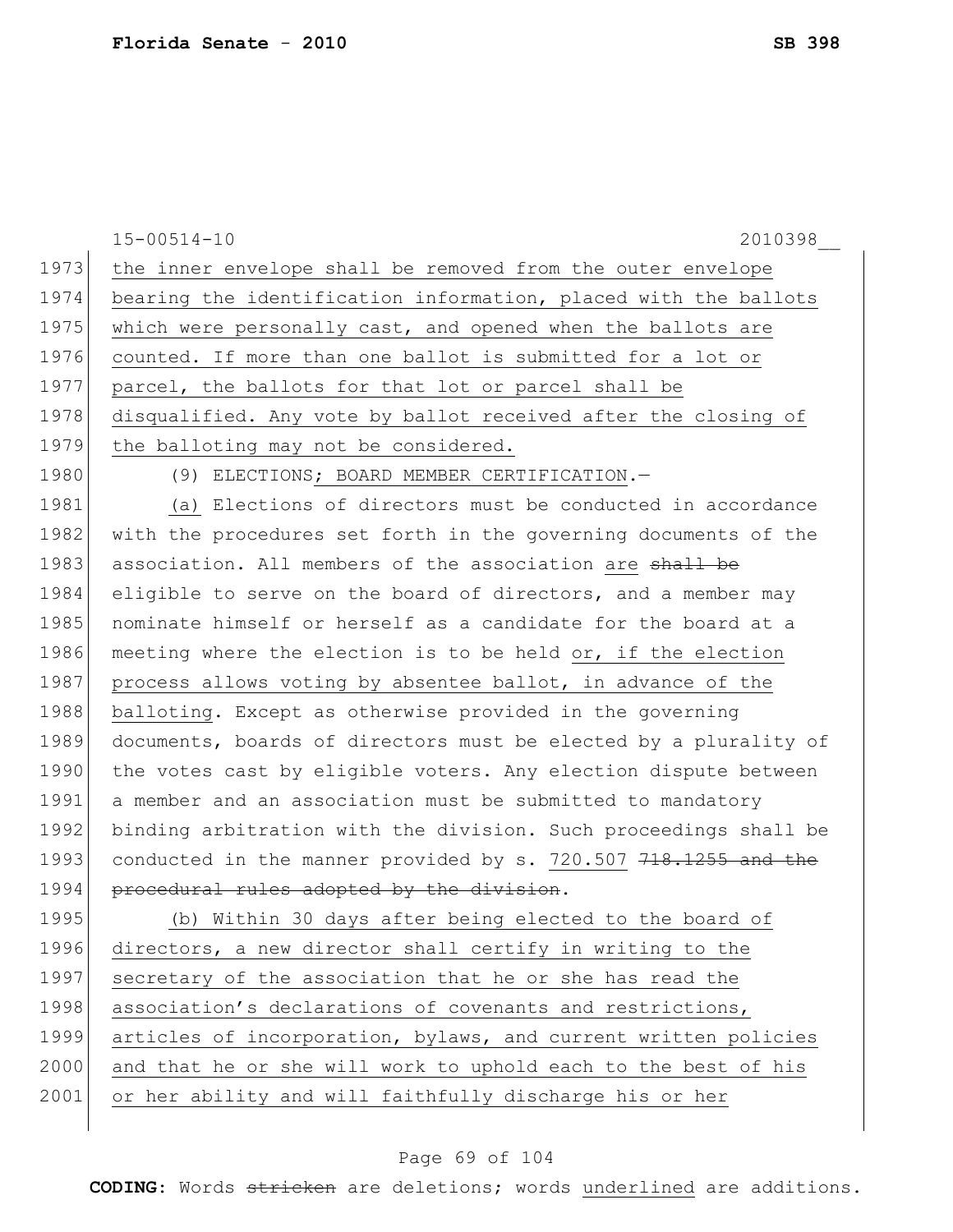15-00514-10 2010398__

the inner envelope shall be removed from the outer envelope bearing the identification information, placed with the ballots which were personally cast, and opened when the ballots are counted. If more than one ballot is submitted for a lot or parcel, the ballots for that lot or parcel shall be disqualified. Any vote by ballot received after the closing of the balloting may not be considered.

(9) ELECTIONS; BOARD MEMBER CERTIFICATION.—

(a) Elections of directors must be conducted in accordance with the procedures set forth in the governing documents of the association. All members of the association are ~~shall be~~ eligible to serve on the board of directors, and a member may nominate himself or herself as a candidate for the board at a meeting where the election is to be held or, if the election process allows voting by absentee ballot, in advance of the balloting. Except as otherwise provided in the governing documents, boards of directors must be elected by a plurality of the votes cast by eligible voters. Any election dispute between a member and an association must be submitted to mandatory binding arbitration with the division. Such proceedings shall be conducted in the manner provided by s. 720.507 ~~718.1255 and the procedural rules adopted by the division~~.

(b) Within 30 days after being elected to the board of directors, a new director shall certify in writing to the secretary of the association that he or she has read the association's declarations of covenants and restrictions, articles of incorporation, bylaws, and current written policies and that he or she will work to uphold each to the best of his or her ability and will faithfully discharge his or her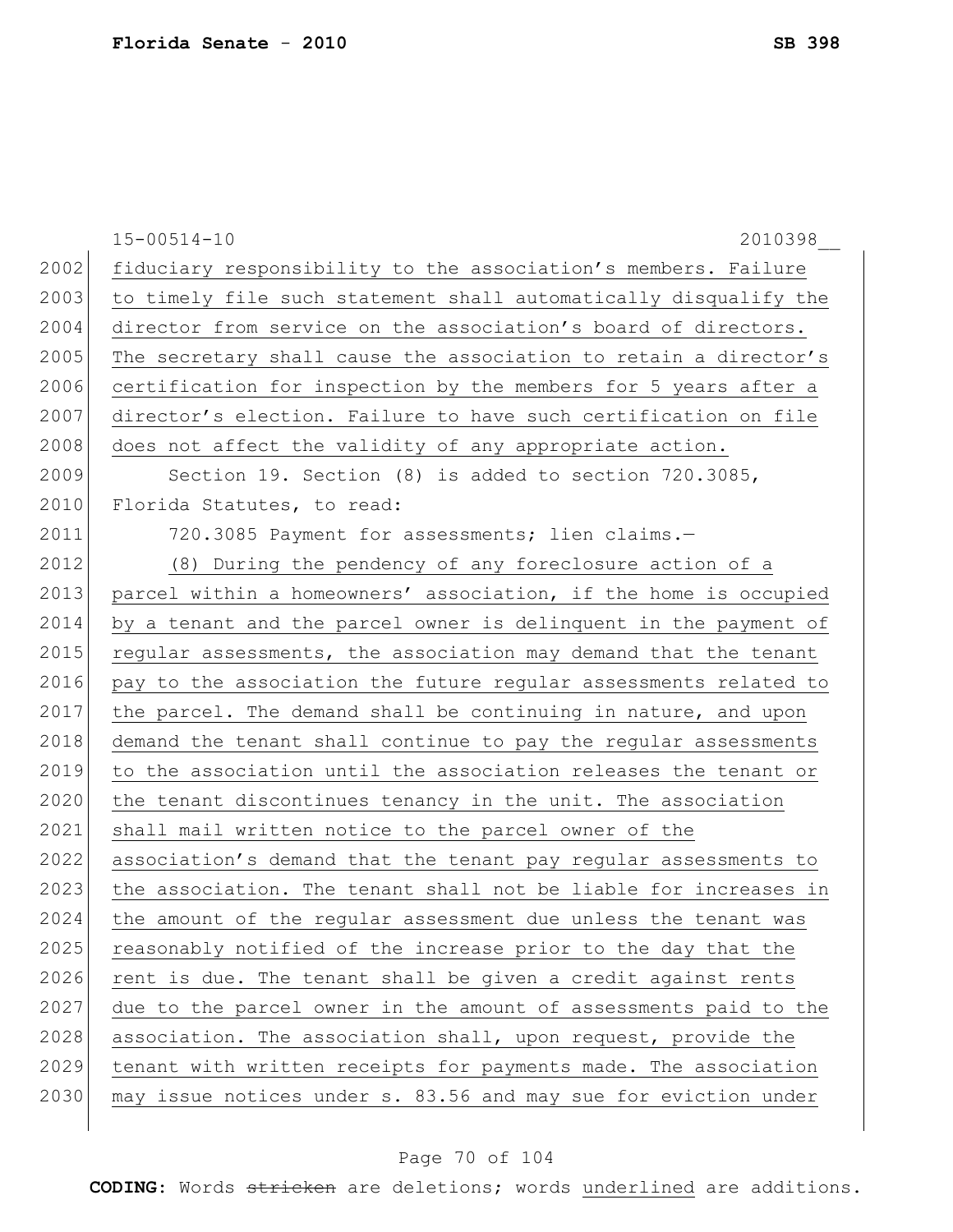fiduciary responsibility to the association's members. Failure to timely file such statement shall automatically disqualify the director from service on the association's board of directors. The secretary shall cause the association to retain a director's certification for inspection by the members for 5 years after a director's election. Failure to have such certification on file does not affect the validity of any appropriate action.

Section 19. Section (8) is added to section 720.3085, Florida Statutes, to read:

720.3085 Payment for assessments; lien claims.—

(8) During the pendency of any foreclosure action of a parcel within a homeowners' association, if the home is occupied by a tenant and the parcel owner is delinquent in the payment of regular assessments, the association may demand that the tenant pay to the association the future regular assessments related to the parcel. The demand shall be continuing in nature, and upon demand the tenant shall continue to pay the regular assessments to the association until the association releases the tenant or the tenant discontinues tenancy in the unit. The association shall mail written notice to the parcel owner of the association's demand that the tenant pay regular assessments to the association. The tenant shall not be liable for increases in the amount of the regular assessment due unless the tenant was reasonably notified of the increase prior to the day that the rent is due. The tenant shall be given a credit against rents due to the parcel owner in the amount of assessments paid to the association. The association shall, upon request, provide the tenant with written receipts for payments made. The association may issue notices under s. 83.56 and may sue for eviction under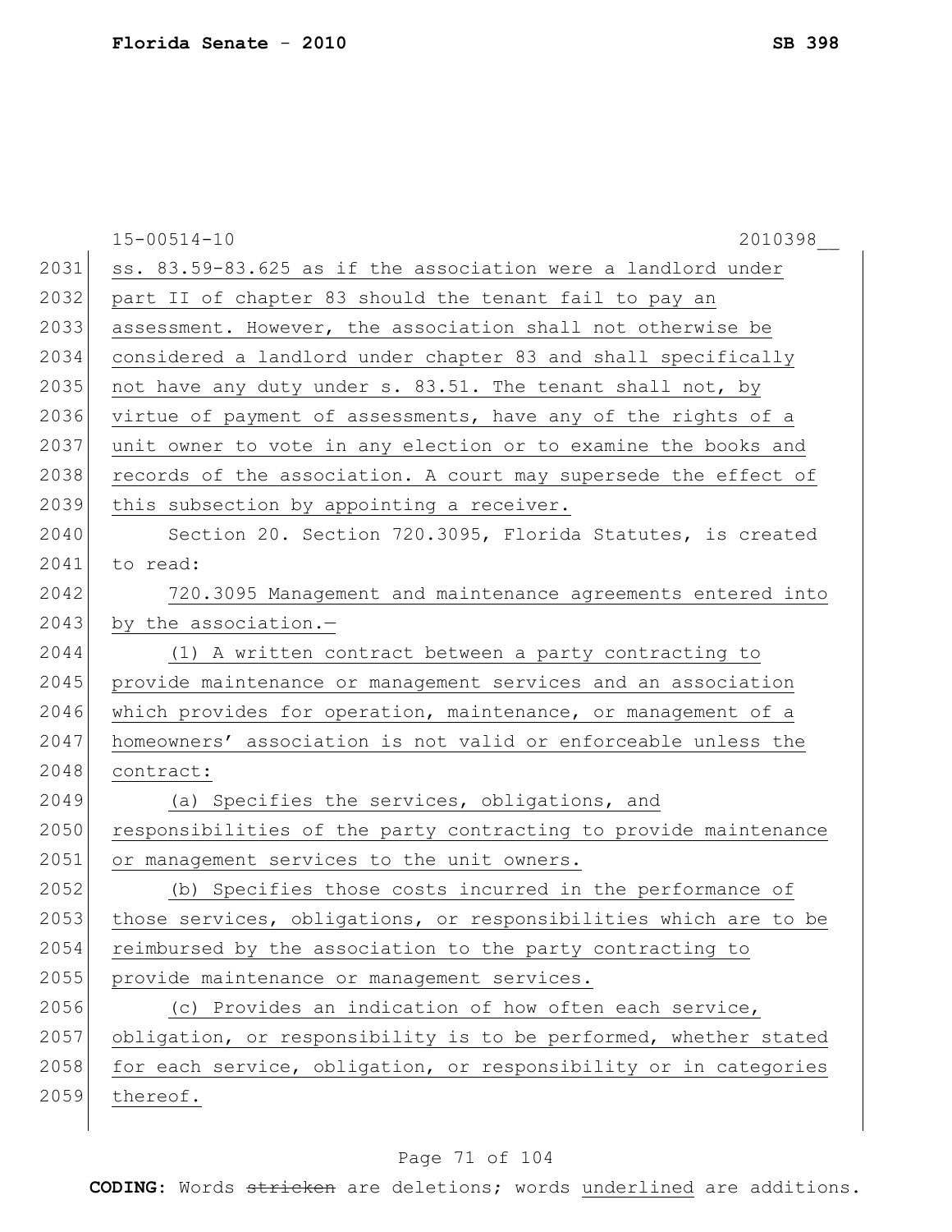15-00514-10 2010398__

ss. 83.59-83.625 as if the association were a landlord under part II of chapter 83 should the tenant fail to pay an assessment. However, the association shall not otherwise be considered a landlord under chapter 83 and shall specifically not have any duty under s. 83.51. The tenant shall not, by virtue of payment of assessments, have any of the rights of a unit owner to vote in any election or to examine the books and records of the association. A court may supersede the effect of this subsection by appointing a receiver.

Section 20. Section 720.3095, Florida Statutes, is created to read:

720.3095 Management and maintenance agreements entered into by the association.—

(1) A written contract between a party contracting to provide maintenance or management services and an association which provides for operation, maintenance, or management of a homeowners' association is not valid or enforceable unless the contract:

(a) Specifies the services, obligations, and responsibilities of the party contracting to provide maintenance or management services to the unit owners.

(b) Specifies those costs incurred in the performance of those services, obligations, or responsibilities which are to be reimbursed by the association to the party contracting to provide maintenance or management services.

(c) Provides an indication of how often each service, obligation, or responsibility is to be performed, whether stated for each service, obligation, or responsibility or in categories thereof.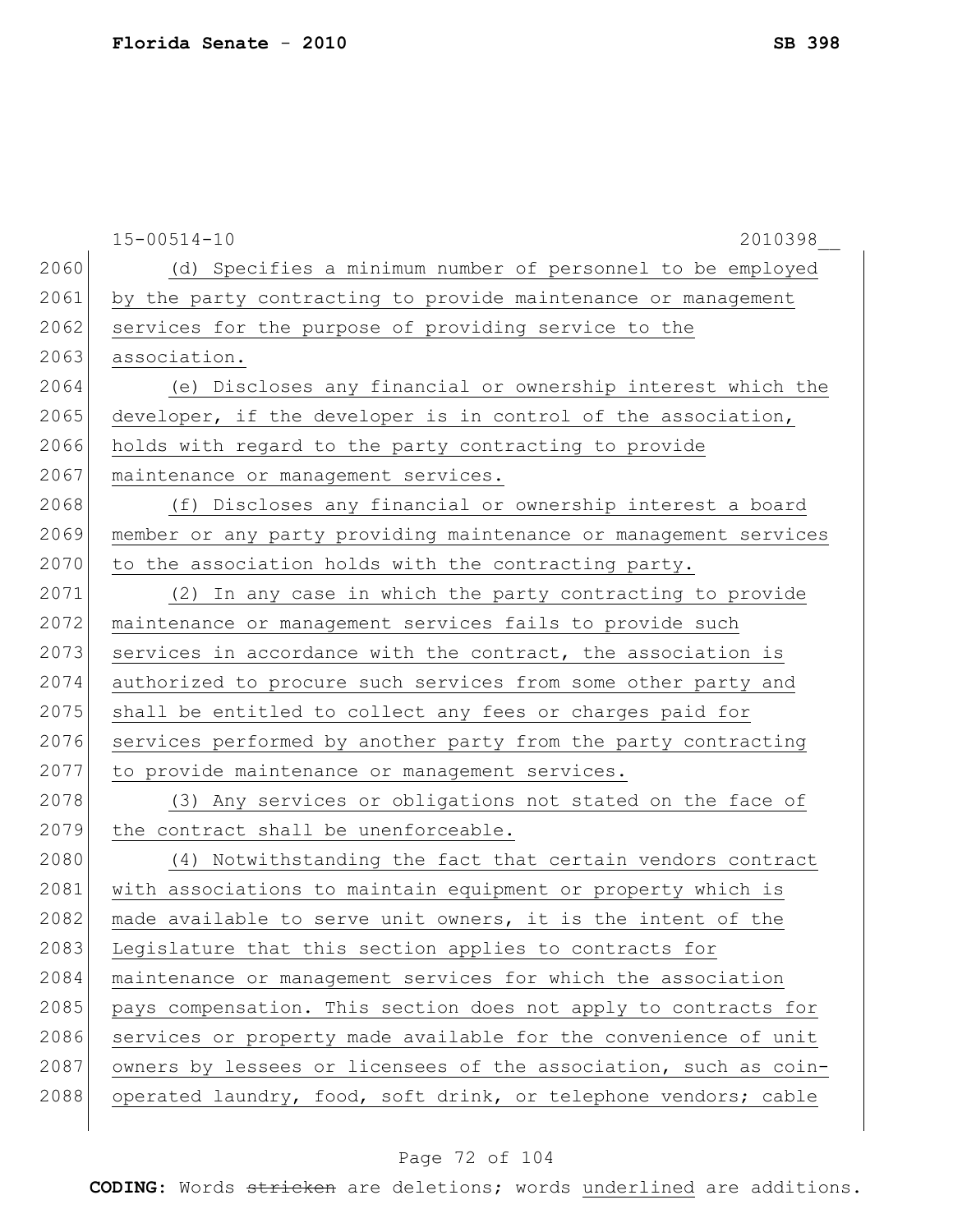(d) Specifies a minimum number of personnel to be employed by the party contracting to provide maintenance or management services for the purpose of providing service to the association.

(e) Discloses any financial or ownership interest which the developer, if the developer is in control of the association, holds with regard to the party contracting to provide maintenance or management services.

(f) Discloses any financial or ownership interest a board member or any party providing maintenance or management services to the association holds with the contracting party.

(2) In any case in which the party contracting to provide maintenance or management services fails to provide such services in accordance with the contract, the association is authorized to procure such services from some other party and shall be entitled to collect any fees or charges paid for services performed by another party from the party contracting to provide maintenance or management services.

(3) Any services or obligations not stated on the face of the contract shall be unenforceable.

(4) Notwithstanding the fact that certain vendors contract with associations to maintain equipment or property which is made available to serve unit owners, it is the intent of the Legislature that this section applies to contracts for maintenance or management services for which the association pays compensation. This section does not apply to contracts for services or property made available for the convenience of unit owners by lessees or licensees of the association, such as coin-operated laundry, food, soft drink, or telephone vendors; cable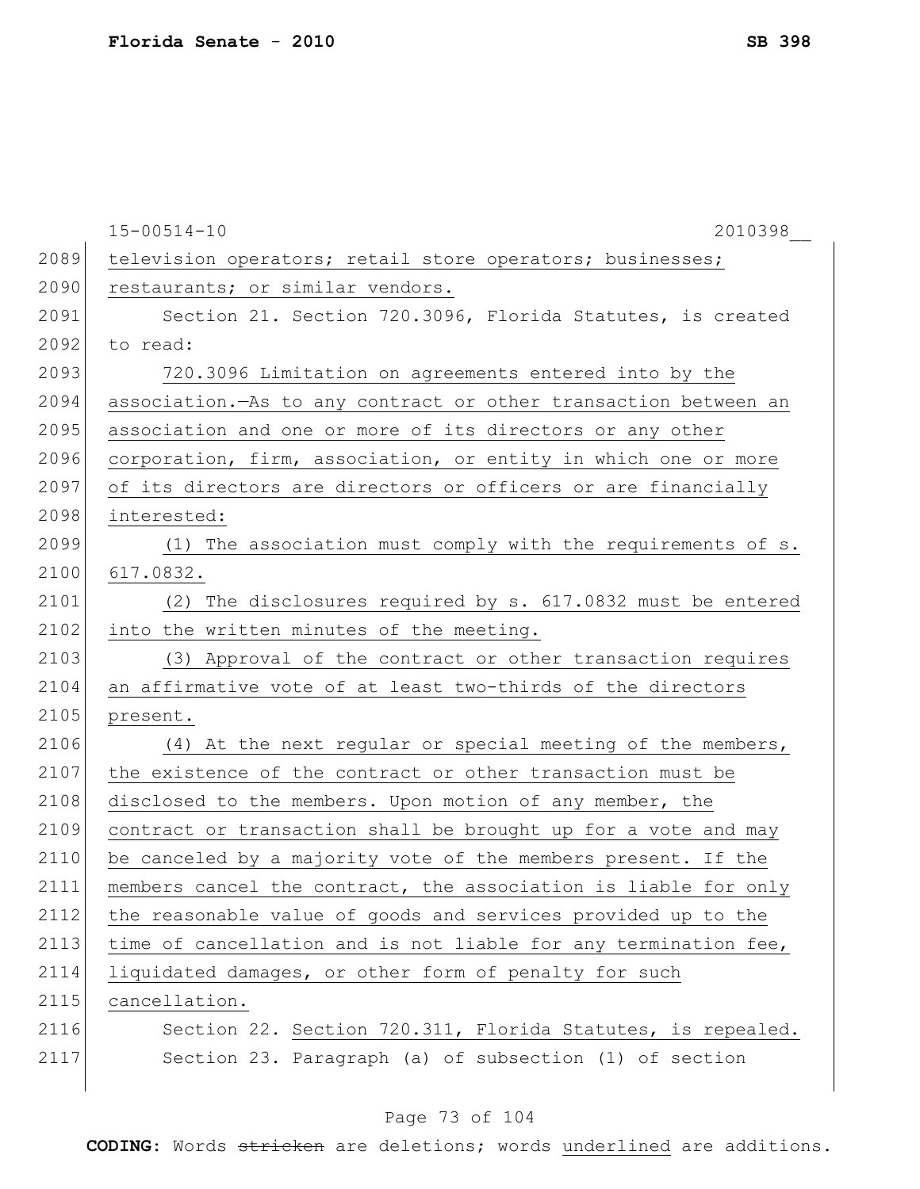television operators; retail store operators; businesses; restaurants; or similar vendors.

Section 21. Section 720.3096, Florida Statutes, is created to read:

720.3096 Limitation on agreements entered into by the association.—As to any contract or other transaction between an association and one or more of its directors or any other corporation, firm, association, or entity in which one or more of its directors are directors or officers or are financially interested:

(1) The association must comply with the requirements of s. 617.0832.

(2) The disclosures required by s. 617.0832 must be entered into the written minutes of the meeting.

(3) Approval of the contract or other transaction requires an affirmative vote of at least two-thirds of the directors present.

(4) At the next regular or special meeting of the members, the existence of the contract or other transaction must be disclosed to the members. Upon motion of any member, the contract or transaction shall be brought up for a vote and may be canceled by a majority vote of the members present. If the members cancel the contract, the association is liable for only the reasonable value of goods and services provided up to the time of cancellation and is not liable for any termination fee, liquidated damages, or other form of penalty for such cancellation.

Section 22. Section 720.311, Florida Statutes, is repealed.

Section 23. Paragraph (a) of subsection (1) of section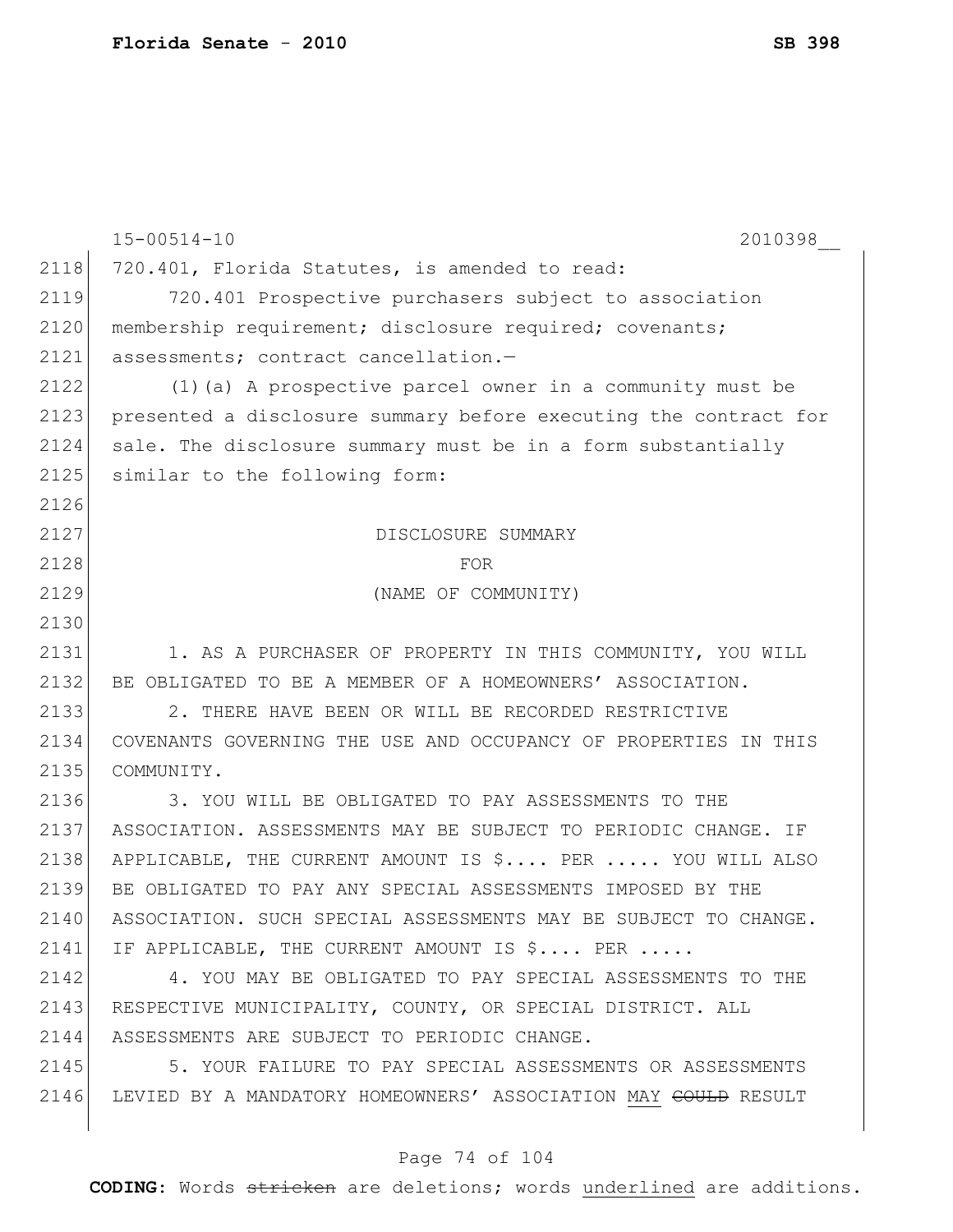15-00514-10 2010398__

720.401, Florida Statutes, is amended to read:

720.401 Prospective purchasers subject to association membership requirement; disclosure required; covenants; assessments; contract cancellation.—

(1)(a) A prospective parcel owner in a community must be presented a disclosure summary before executing the contract for sale. The disclosure summary must be in a form substantially similar to the following form:

DISCLOSURE SUMMARY
FOR
(NAME OF COMMUNITY)

1. AS A PURCHASER OF PROPERTY IN THIS COMMUNITY, YOU WILL BE OBLIGATED TO BE A MEMBER OF A HOMEOWNERS' ASSOCIATION.

2. THERE HAVE BEEN OR WILL BE RECORDED RESTRICTIVE COVENANTS GOVERNING THE USE AND OCCUPANCY OF PROPERTIES IN THIS COMMUNITY.

3. YOU WILL BE OBLIGATED TO PAY ASSESSMENTS TO THE ASSOCIATION. ASSESSMENTS MAY BE SUBJECT TO PERIODIC CHANGE. IF APPLICABLE, THE CURRENT AMOUNT IS $.... PER ..... YOU WILL ALSO BE OBLIGATED TO PAY ANY SPECIAL ASSESSMENTS IMPOSED BY THE ASSOCIATION. SUCH SPECIAL ASSESSMENTS MAY BE SUBJECT TO CHANGE. IF APPLICABLE, THE CURRENT AMOUNT IS $.... PER .....

4. YOU MAY BE OBLIGATED TO PAY SPECIAL ASSESSMENTS TO THE RESPECTIVE MUNICIPALITY, COUNTY, OR SPECIAL DISTRICT. ALL ASSESSMENTS ARE SUBJECT TO PERIODIC CHANGE.

5. YOUR FAILURE TO PAY SPECIAL ASSESSMENTS OR ASSESSMENTS LEVIED BY A MANDATORY HOMEOWNERS' ASSOCIATION <u>MAY</u> ~~COULD~~ RESULT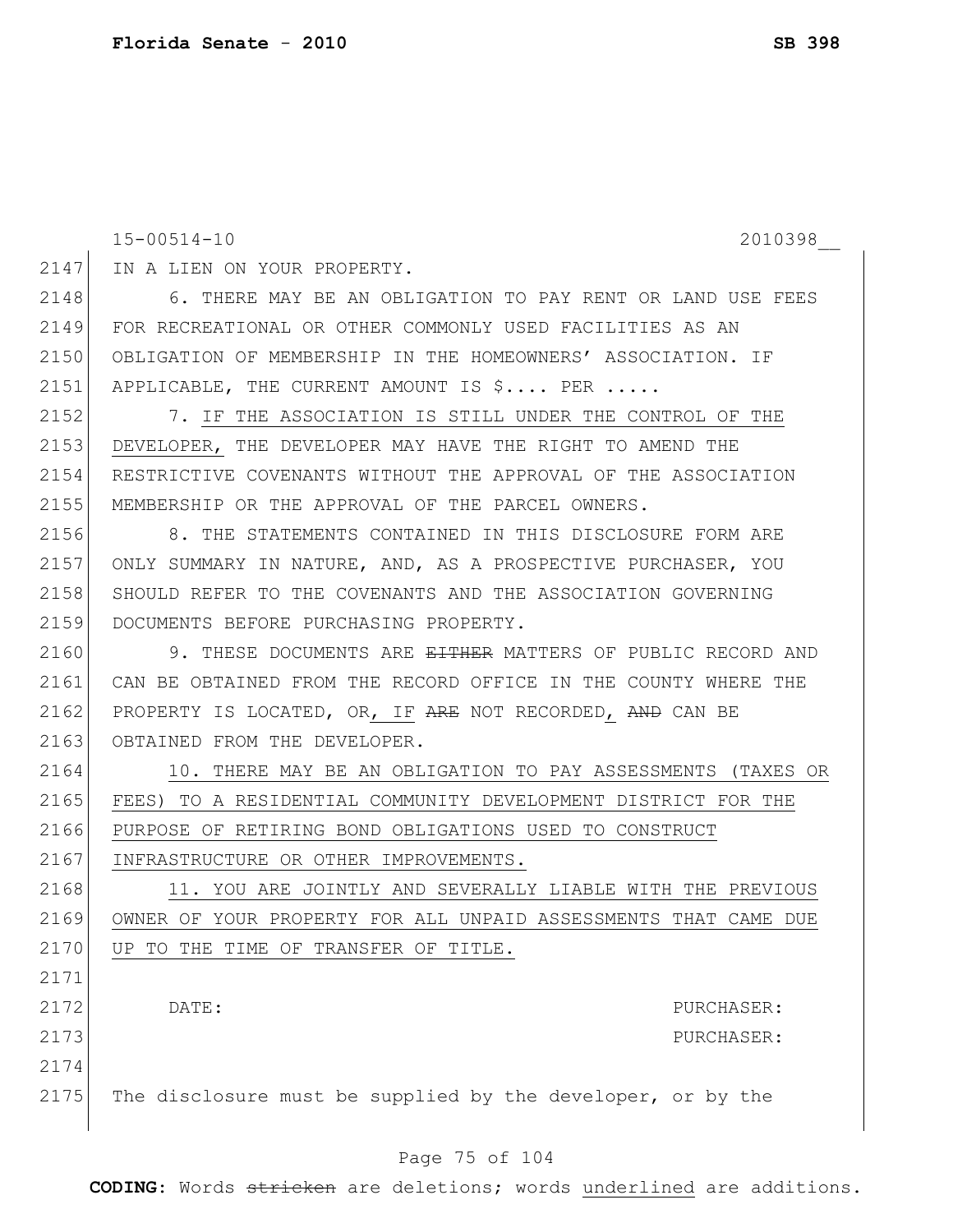IN A LIEN ON YOUR PROPERTY.

6. THERE MAY BE AN OBLIGATION TO PAY RENT OR LAND USE FEES FOR RECREATIONAL OR OTHER COMMONLY USED FACILITIES AS AN OBLIGATION OF MEMBERSHIP IN THE HOMEOWNERS' ASSOCIATION. IF APPLICABLE, THE CURRENT AMOUNT IS $.... PER .....

7. <u>IF THE ASSOCIATION IS STILL UNDER THE CONTROL OF THE DEVELOPER,</u> THE DEVELOPER MAY HAVE THE RIGHT TO AMEND THE RESTRICTIVE COVENANTS WITHOUT THE APPROVAL OF THE ASSOCIATION MEMBERSHIP OR THE APPROVAL OF THE PARCEL OWNERS.

8. THE STATEMENTS CONTAINED IN THIS DISCLOSURE FORM ARE ONLY SUMMARY IN NATURE, AND, AS A PROSPECTIVE PURCHASER, YOU SHOULD REFER TO THE COVENANTS AND THE ASSOCIATION GOVERNING DOCUMENTS BEFORE PURCHASING PROPERTY.

9. THESE DOCUMENTS ARE ~~EITHER~~ MATTERS OF PUBLIC RECORD AND CAN BE OBTAINED FROM THE RECORD OFFICE IN THE COUNTY WHERE THE PROPERTY IS LOCATED, OR<u>, IF</u> ~~ARE~~ NOT RECORDED<u>,</u> ~~AND~~ CAN BE OBTAINED FROM THE DEVELOPER.

<u>10. THERE MAY BE AN OBLIGATION TO PAY ASSESSMENTS (TAXES OR FEES) TO A RESIDENTIAL COMMUNITY DEVELOPMENT DISTRICT FOR THE PURPOSE OF RETIRING BOND OBLIGATIONS USED TO CONSTRUCT INFRASTRUCTURE OR OTHER IMPROVEMENTS.</u>

<u>11. YOU ARE JOINTLY AND SEVERALLY LIABLE WITH THE PREVIOUS OWNER OF YOUR PROPERTY FOR ALL UNPAID ASSESSMENTS THAT CAME DUE UP TO THE TIME OF TRANSFER OF TITLE.</u>

DATE: PURCHASER:

PURCHASER:

The disclosure must be supplied by the developer, or by the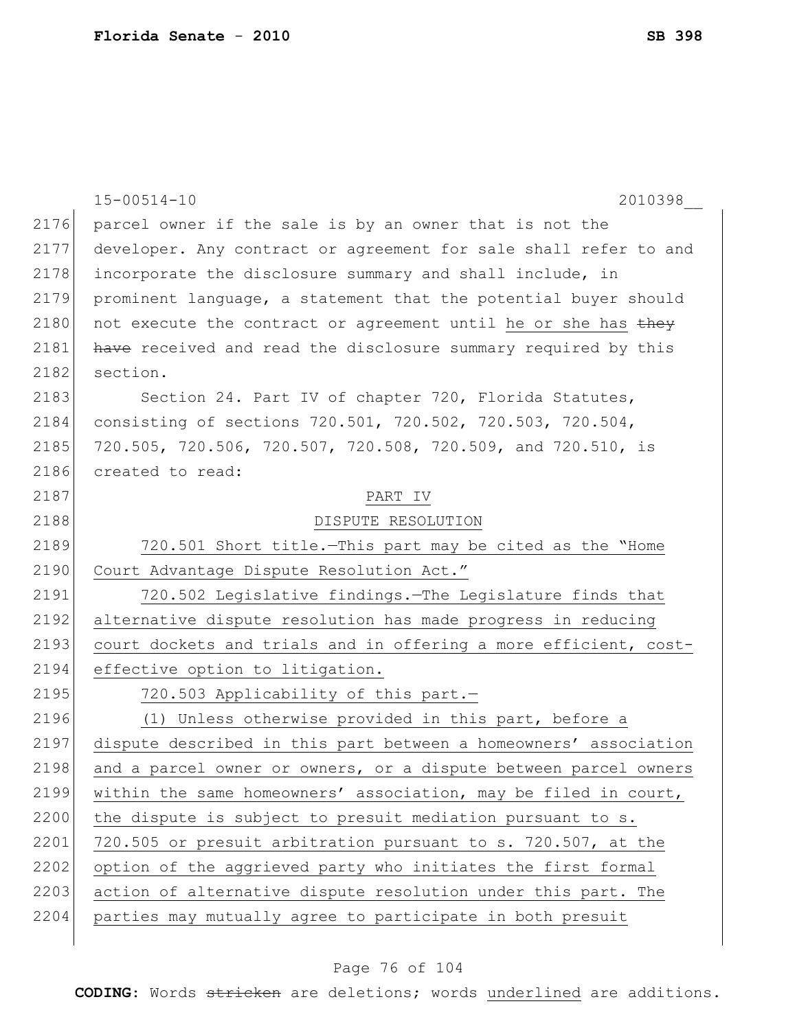parcel owner if the sale is by an owner that is not the developer. Any contract or agreement for sale shall refer to and incorporate the disclosure summary and shall include, in prominent language, a statement that the potential buyer should not execute the contract or agreement until he or she has ~~they have~~ received and read the disclosure summary required by this section.

Section 24. Part IV of chapter 720, Florida Statutes, consisting of sections 720.501, 720.502, 720.503, 720.504, 720.505, 720.506, 720.507, 720.508, 720.509, and 720.510, is created to read:

PART IV

DISPUTE RESOLUTION

720.501 Short title.—This part may be cited as the "Home Court Advantage Dispute Resolution Act."

720.502 Legislative findings.—The Legislature finds that alternative dispute resolution has made progress in reducing court dockets and trials and in offering a more efficient, cost-effective option to litigation.

720.503 Applicability of this part.—

(1) Unless otherwise provided in this part, before a dispute described in this part between a homeowners' association and a parcel owner or owners, or a dispute between parcel owners within the same homeowners' association, may be filed in court, the dispute is subject to presuit mediation pursuant to s. 720.505 or presuit arbitration pursuant to s. 720.507, at the option of the aggrieved party who initiates the first formal action of alternative dispute resolution under this part. The parties may mutually agree to participate in both presuit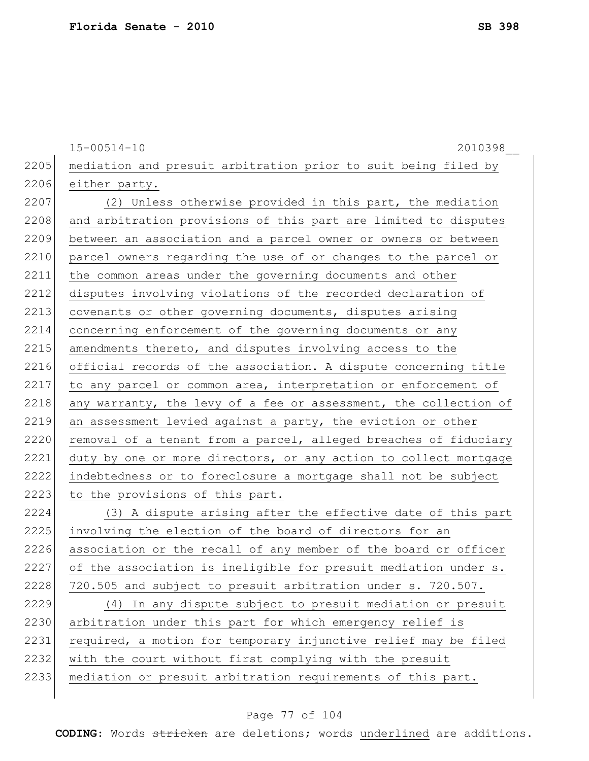mediation and presuit arbitration prior to suit being filed by either party.

(2) Unless otherwise provided in this part, the mediation and arbitration provisions of this part are limited to disputes between an association and a parcel owner or owners or between parcel owners regarding the use of or changes to the parcel or the common areas under the governing documents and other disputes involving violations of the recorded declaration of covenants or other governing documents, disputes arising concerning enforcement of the governing documents or any amendments thereto, and disputes involving access to the official records of the association. A dispute concerning title to any parcel or common area, interpretation or enforcement of any warranty, the levy of a fee or assessment, the collection of an assessment levied against a party, the eviction or other removal of a tenant from a parcel, alleged breaches of fiduciary duty by one or more directors, or any action to collect mortgage indebtedness or to foreclosure a mortgage shall not be subject to the provisions of this part.

(3) A dispute arising after the effective date of this part involving the election of the board of directors for an association or the recall of any member of the board or officer of the association is ineligible for presuit mediation under s. 720.505 and subject to presuit arbitration under s. 720.507.

(4) In any dispute subject to presuit mediation or presuit arbitration under this part for which emergency relief is required, a motion for temporary injunctive relief may be filed with the court without first complying with the presuit mediation or presuit arbitration requirements of this part.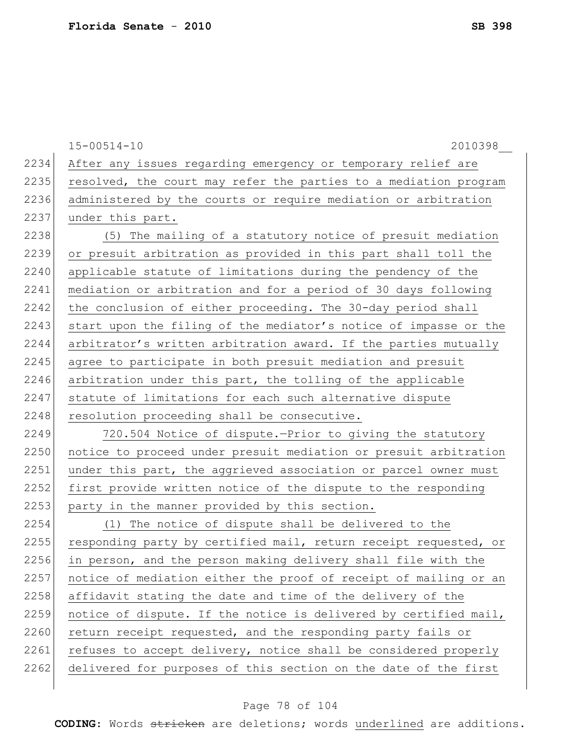After any issues regarding emergency or temporary relief are resolved, the court may refer the parties to a mediation program administered by the courts or require mediation or arbitration under this part.

(5) The mailing of a statutory notice of presuit mediation or presuit arbitration as provided in this part shall toll the applicable statute of limitations during the pendency of the mediation or arbitration and for a period of 30 days following the conclusion of either proceeding. The 30-day period shall start upon the filing of the mediator's notice of impasse or the arbitrator's written arbitration award. If the parties mutually agree to participate in both presuit mediation and presuit arbitration under this part, the tolling of the applicable statute of limitations for each such alternative dispute resolution proceeding shall be consecutive.

720.504 Notice of dispute.—Prior to giving the statutory notice to proceed under presuit mediation or presuit arbitration under this part, the aggrieved association or parcel owner must first provide written notice of the dispute to the responding party in the manner provided by this section.

(1) The notice of dispute shall be delivered to the responding party by certified mail, return receipt requested, or in person, and the person making delivery shall file with the notice of mediation either the proof of receipt of mailing or an affidavit stating the date and time of the delivery of the notice of dispute. If the notice is delivered by certified mail, return receipt requested, and the responding party fails or refuses to accept delivery, notice shall be considered properly delivered for purposes of this section on the date of the first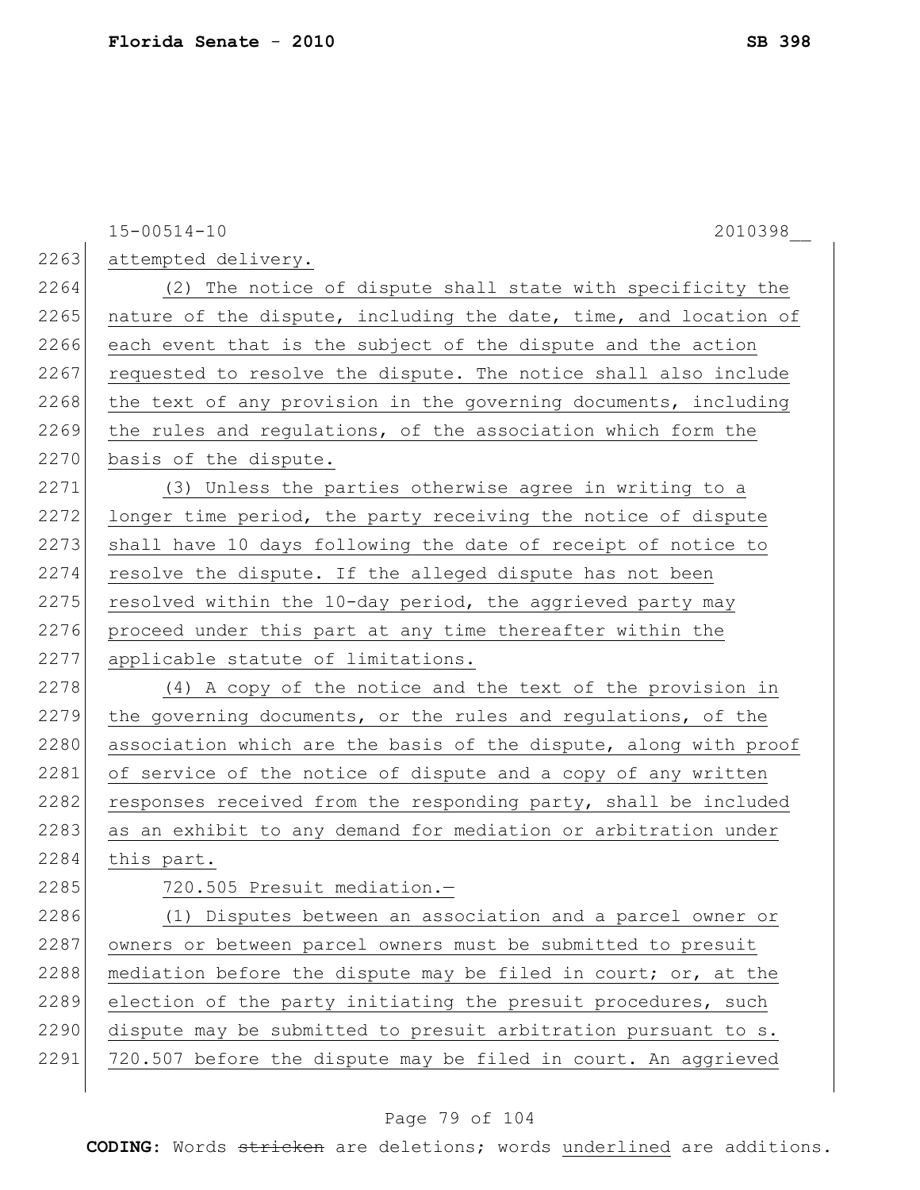attempted delivery.

(2) The notice of dispute shall state with specificity the nature of the dispute, including the date, time, and location of each event that is the subject of the dispute and the action requested to resolve the dispute. The notice shall also include the text of any provision in the governing documents, including the rules and regulations, of the association which form the basis of the dispute.

(3) Unless the parties otherwise agree in writing to a longer time period, the party receiving the notice of dispute shall have 10 days following the date of receipt of notice to resolve the dispute. If the alleged dispute has not been resolved within the 10-day period, the aggrieved party may proceed under this part at any time thereafter within the applicable statute of limitations.

(4) A copy of the notice and the text of the provision in the governing documents, or the rules and regulations, of the association which are the basis of the dispute, along with proof of service of the notice of dispute and a copy of any written responses received from the responding party, shall be included as an exhibit to any demand for mediation or arbitration under this part.

720.505 Presuit mediation.—

(1) Disputes between an association and a parcel owner or owners or between parcel owners must be submitted to presuit mediation before the dispute may be filed in court; or, at the election of the party initiating the presuit procedures, such dispute may be submitted to presuit arbitration pursuant to s. 720.507 before the dispute may be filed in court. An aggrieved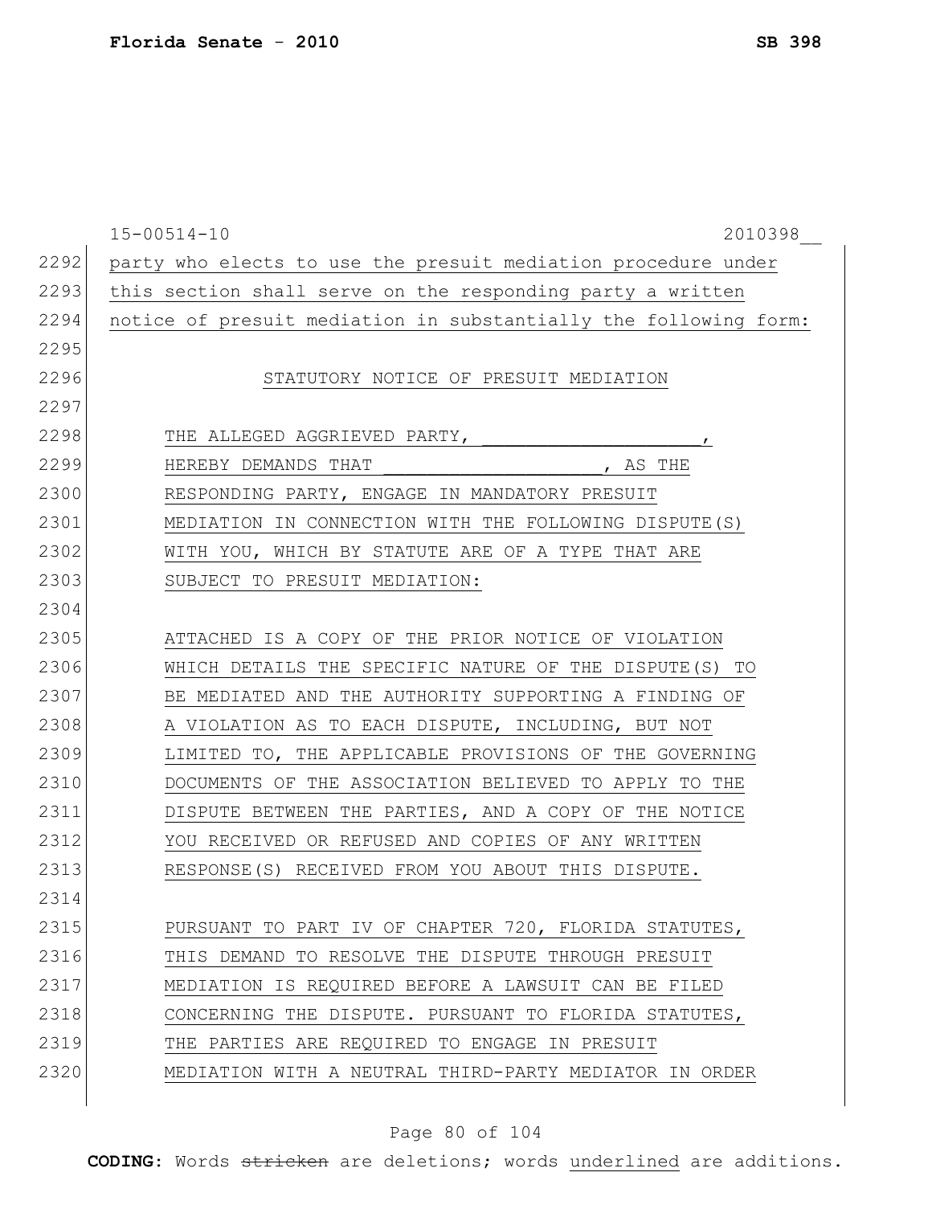party who elects to use the presuit mediation procedure under this section shall serve on the responding party a written notice of presuit mediation in substantially the following form:

STATUTORY NOTICE OF PRESUIT MEDIATION

THE ALLEGED AGGRIEVED PARTY, ____________________, HEREBY DEMANDS THAT ____________________, AS THE RESPONDING PARTY, ENGAGE IN MANDATORY PRESUIT MEDIATION IN CONNECTION WITH THE FOLLOWING DISPUTE(S) WITH YOU, WHICH BY STATUTE ARE OF A TYPE THAT ARE SUBJECT TO PRESUIT MEDIATION:

ATTACHED IS A COPY OF THE PRIOR NOTICE OF VIOLATION WHICH DETAILS THE SPECIFIC NATURE OF THE DISPUTE(S) TO BE MEDIATED AND THE AUTHORITY SUPPORTING A FINDING OF A VIOLATION AS TO EACH DISPUTE, INCLUDING, BUT NOT LIMITED TO, THE APPLICABLE PROVISIONS OF THE GOVERNING DOCUMENTS OF THE ASSOCIATION BELIEVED TO APPLY TO THE DISPUTE BETWEEN THE PARTIES, AND A COPY OF THE NOTICE YOU RECEIVED OR REFUSED AND COPIES OF ANY WRITTEN RESPONSE(S) RECEIVED FROM YOU ABOUT THIS DISPUTE.

PURSUANT TO PART IV OF CHAPTER 720, FLORIDA STATUTES, THIS DEMAND TO RESOLVE THE DISPUTE THROUGH PRESUIT MEDIATION IS REQUIRED BEFORE A LAWSUIT CAN BE FILED CONCERNING THE DISPUTE. PURSUANT TO FLORIDA STATUTES, THE PARTIES ARE REQUIRED TO ENGAGE IN PRESUIT MEDIATION WITH A NEUTRAL THIRD-PARTY MEDIATOR IN ORDER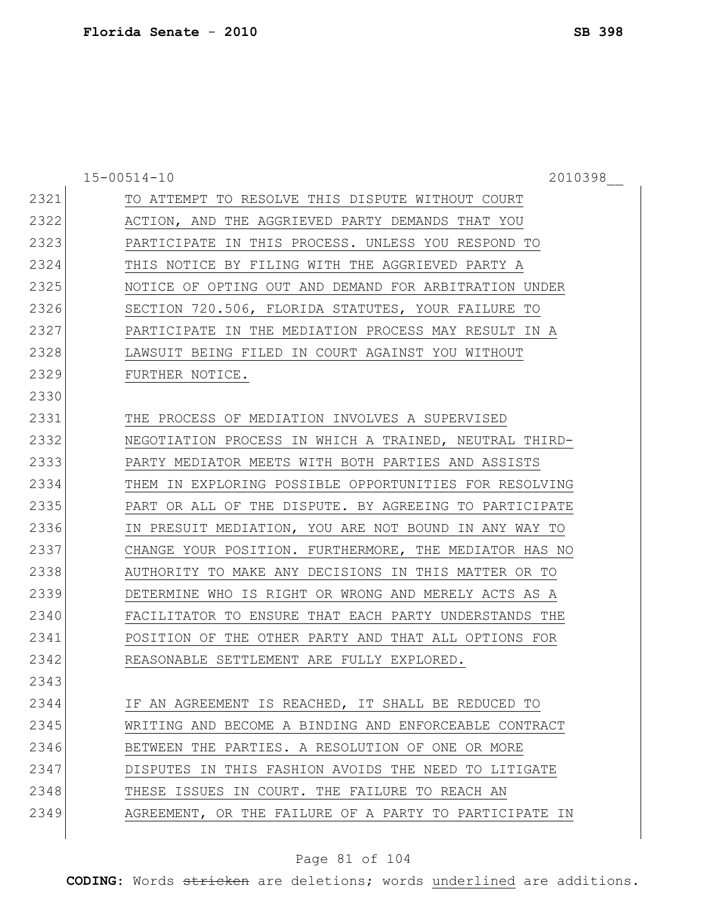15-00514-10 2010398__

2321 TO ATTEMPT TO RESOLVE THIS DISPUTE WITHOUT COURT
2322 ACTION, AND THE AGGRIEVED PARTY DEMANDS THAT YOU
2323 PARTICIPATE IN THIS PROCESS. UNLESS YOU RESPOND TO
2324 THIS NOTICE BY FILING WITH THE AGGRIEVED PARTY A
2325 NOTICE OF OPTING OUT AND DEMAND FOR ARBITRATION UNDER
2326 SECTION 720.506, FLORIDA STATUTES, YOUR FAILURE TO
2327 PARTICIPATE IN THE MEDIATION PROCESS MAY RESULT IN A
2328 LAWSUIT BEING FILED IN COURT AGAINST YOU WITHOUT
2329 FURTHER NOTICE.
2330
2331 THE PROCESS OF MEDIATION INVOLVES A SUPERVISED
2332 NEGOTIATION PROCESS IN WHICH A TRAINED, NEUTRAL THIRD-
2333 PARTY MEDIATOR MEETS WITH BOTH PARTIES AND ASSISTS
2334 THEM IN EXPLORING POSSIBLE OPPORTUNITIES FOR RESOLVING
2335 PART OR ALL OF THE DISPUTE. BY AGREEING TO PARTICIPATE
2336 IN PRESUIT MEDIATION, YOU ARE NOT BOUND IN ANY WAY TO
2337 CHANGE YOUR POSITION. FURTHERMORE, THE MEDIATOR HAS NO
2338 AUTHORITY TO MAKE ANY DECISIONS IN THIS MATTER OR TO
2339 DETERMINE WHO IS RIGHT OR WRONG AND MERELY ACTS AS A
2340 FACILITATOR TO ENSURE THAT EACH PARTY UNDERSTANDS THE
2341 POSITION OF THE OTHER PARTY AND THAT ALL OPTIONS FOR
2342 REASONABLE SETTLEMENT ARE FULLY EXPLORED.
2343
2344 IF AN AGREEMENT IS REACHED, IT SHALL BE REDUCED TO
2345 WRITING AND BECOME A BINDING AND ENFORCEABLE CONTRACT
2346 BETWEEN THE PARTIES. A RESOLUTION OF ONE OR MORE
2347 DISPUTES IN THIS FASHION AVOIDS THE NEED TO LITIGATE
2348 THESE ISSUES IN COURT. THE FAILURE TO REACH AN
2349 AGREEMENT, OR THE FAILURE OF A PARTY TO PARTICIPATE IN

**CODING:** Words ~~stricken~~ are deletions; words underlined are additions.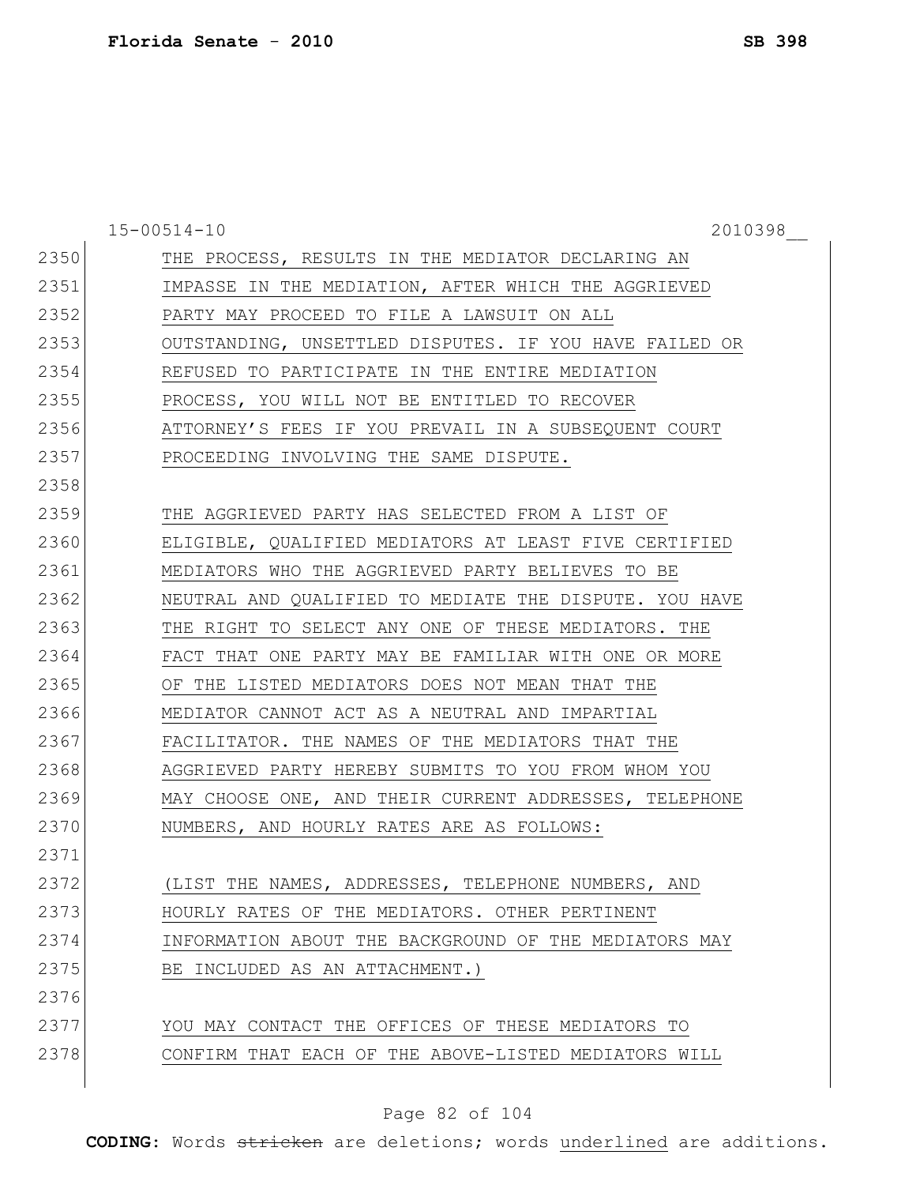15-00514-10 2010398__

2350 THE PROCESS, RESULTS IN THE MEDIATOR DECLARING AN
2351 IMPASSE IN THE MEDIATION, AFTER WHICH THE AGGRIEVED
2352 PARTY MAY PROCEED TO FILE A LAWSUIT ON ALL
2353 OUTSTANDING, UNSETTLED DISPUTES. IF YOU HAVE FAILED OR
2354 REFUSED TO PARTICIPATE IN THE ENTIRE MEDIATION
2355 PROCESS, YOU WILL NOT BE ENTITLED TO RECOVER
2356 ATTORNEY'S FEES IF YOU PREVAIL IN A SUBSEQUENT COURT
2357 PROCEEDING INVOLVING THE SAME DISPUTE.
2358
2359 THE AGGRIEVED PARTY HAS SELECTED FROM A LIST OF
2360 ELIGIBLE, QUALIFIED MEDIATORS AT LEAST FIVE CERTIFIED
2361 MEDIATORS WHO THE AGGRIEVED PARTY BELIEVES TO BE
2362 NEUTRAL AND QUALIFIED TO MEDIATE THE DISPUTE. YOU HAVE
2363 THE RIGHT TO SELECT ANY ONE OF THESE MEDIATORS. THE
2364 FACT THAT ONE PARTY MAY BE FAMILIAR WITH ONE OR MORE
2365 OF THE LISTED MEDIATORS DOES NOT MEAN THAT THE
2366 MEDIATOR CANNOT ACT AS A NEUTRAL AND IMPARTIAL
2367 FACILITATOR. THE NAMES OF THE MEDIATORS THAT THE
2368 AGGRIEVED PARTY HEREBY SUBMITS TO YOU FROM WHOM YOU
2369 MAY CHOOSE ONE, AND THEIR CURRENT ADDRESSES, TELEPHONE
2370 NUMBERS, AND HOURLY RATES ARE AS FOLLOWS:
2371
2372 (LIST THE NAMES, ADDRESSES, TELEPHONE NUMBERS, AND
2373 HOURLY RATES OF THE MEDIATORS. OTHER PERTINENT
2374 INFORMATION ABOUT THE BACKGROUND OF THE MEDIATORS MAY
2375 BE INCLUDED AS AN ATTACHMENT.)
2376
2377 YOU MAY CONTACT THE OFFICES OF THESE MEDIATORS TO
2378 CONFIRM THAT EACH OF THE ABOVE-LISTED MEDIATORS WILL

**CODING:** Words ~~stricken~~ are deletions; words underlined are additions.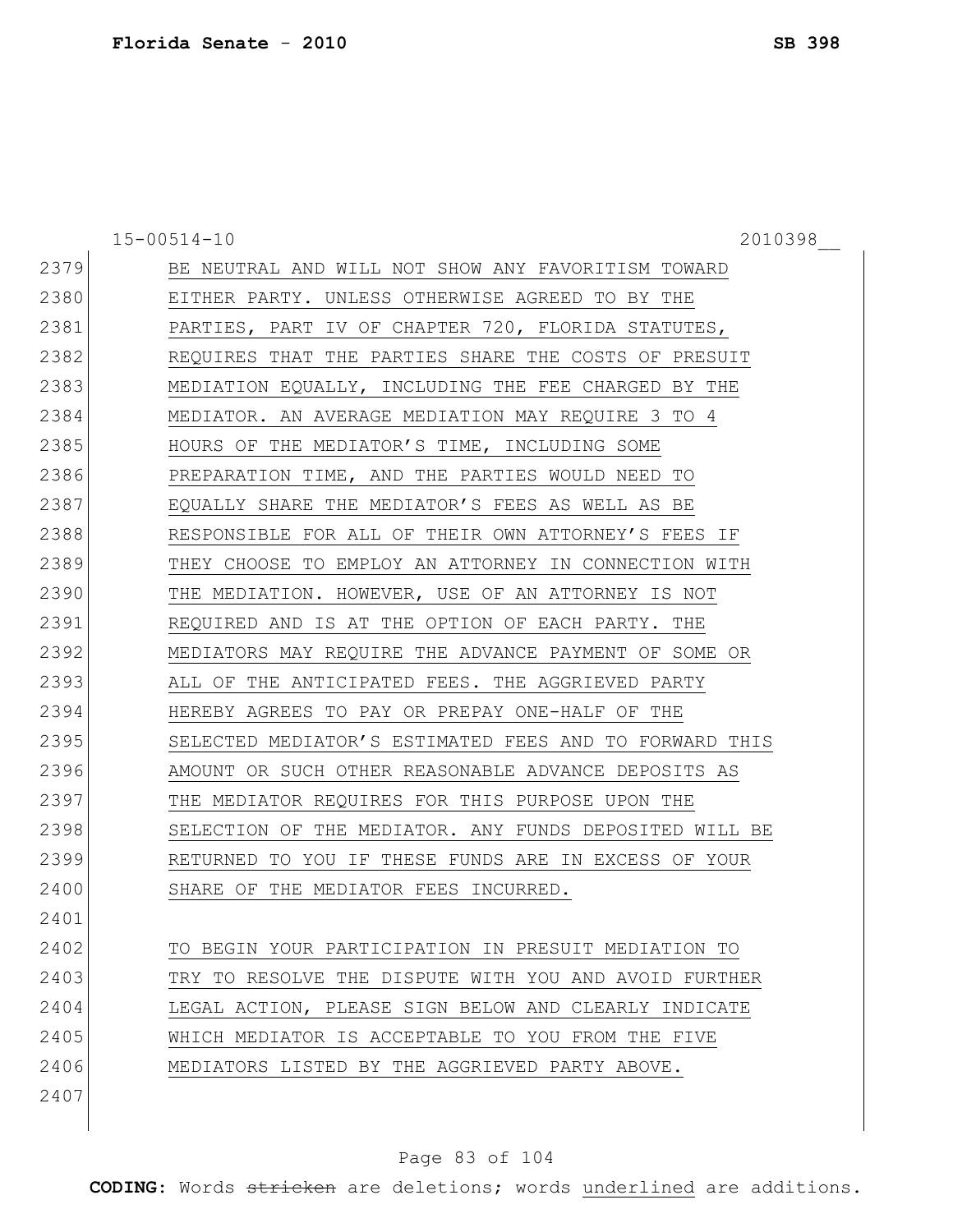15-00514-10 2010398__

BE NEUTRAL AND WILL NOT SHOW ANY FAVORITISM TOWARD EITHER PARTY. UNLESS OTHERWISE AGREED TO BY THE PARTIES, PART IV OF CHAPTER 720, FLORIDA STATUTES, REQUIRES THAT THE PARTIES SHARE THE COSTS OF PRESUIT MEDIATION EQUALLY, INCLUDING THE FEE CHARGED BY THE MEDIATOR. AN AVERAGE MEDIATION MAY REQUIRE 3 TO 4 HOURS OF THE MEDIATOR'S TIME, INCLUDING SOME PREPARATION TIME, AND THE PARTIES WOULD NEED TO EQUALLY SHARE THE MEDIATOR'S FEES AS WELL AS BE RESPONSIBLE FOR ALL OF THEIR OWN ATTORNEY'S FEES IF THEY CHOOSE TO EMPLOY AN ATTORNEY IN CONNECTION WITH THE MEDIATION. HOWEVER, USE OF AN ATTORNEY IS NOT REQUIRED AND IS AT THE OPTION OF EACH PARTY. THE MEDIATORS MAY REQUIRE THE ADVANCE PAYMENT OF SOME OR ALL OF THE ANTICIPATED FEES. THE AGGRIEVED PARTY HEREBY AGREES TO PAY OR PREPAY ONE-HALF OF THE SELECTED MEDIATOR'S ESTIMATED FEES AND TO FORWARD THIS AMOUNT OR SUCH OTHER REASONABLE ADVANCE DEPOSITS AS THE MEDIATOR REQUIRES FOR THIS PURPOSE UPON THE SELECTION OF THE MEDIATOR. ANY FUNDS DEPOSITED WILL BE RETURNED TO YOU IF THESE FUNDS ARE IN EXCESS OF YOUR SHARE OF THE MEDIATOR FEES INCURRED.

TO BEGIN YOUR PARTICIPATION IN PRESUIT MEDIATION TO TRY TO RESOLVE THE DISPUTE WITH YOU AND AVOID FURTHER LEGAL ACTION, PLEASE SIGN BELOW AND CLEARLY INDICATE WHICH MEDIATOR IS ACCEPTABLE TO YOU FROM THE FIVE MEDIATORS LISTED BY THE AGGRIEVED PARTY ABOVE.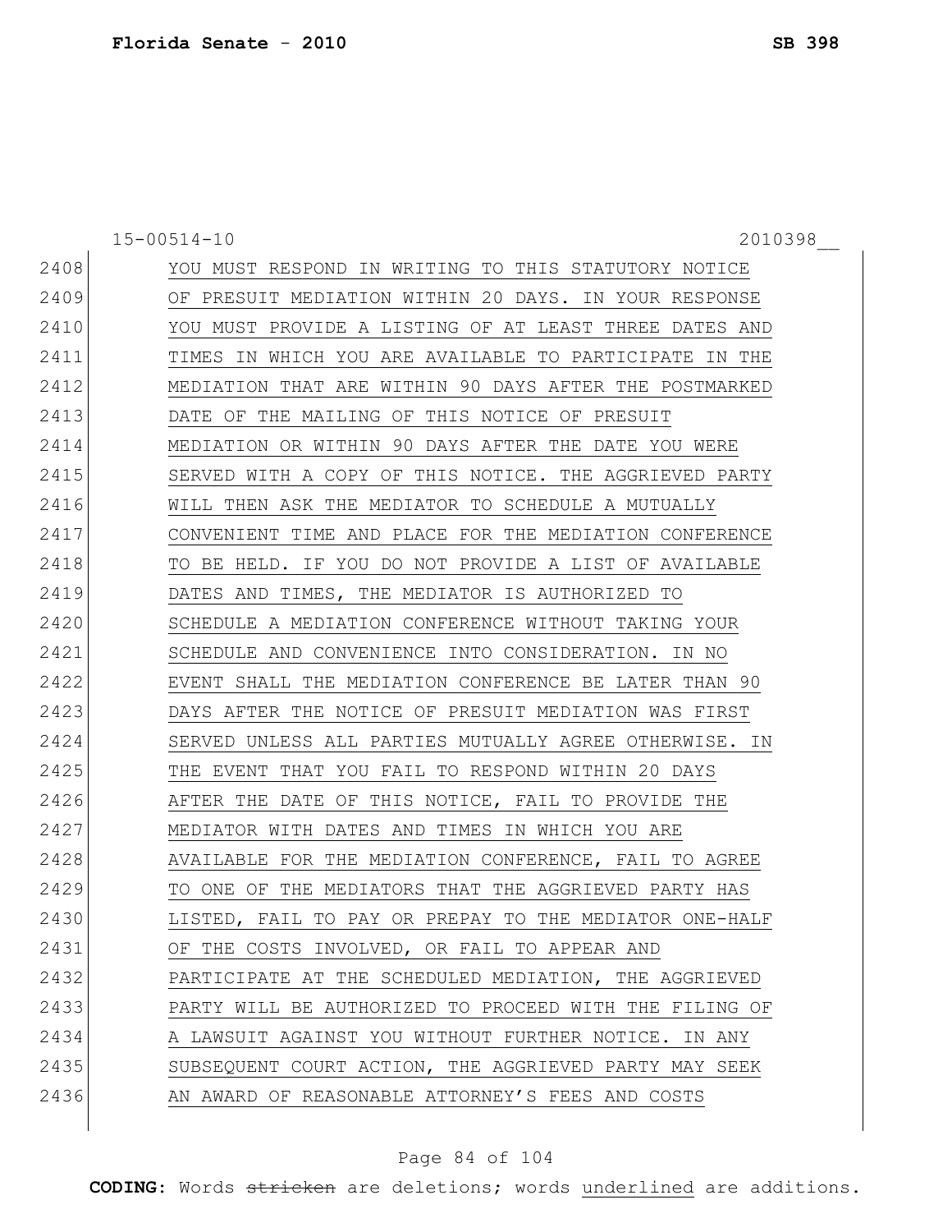15-00514-10 2010398__

2408 YOU MUST RESPOND IN WRITING TO THIS STATUTORY NOTICE
2409 OF PRESUIT MEDIATION WITHIN 20 DAYS. IN YOUR RESPONSE
2410 YOU MUST PROVIDE A LISTING OF AT LEAST THREE DATES AND
2411 TIMES IN WHICH YOU ARE AVAILABLE TO PARTICIPATE IN THE
2412 MEDIATION THAT ARE WITHIN 90 DAYS AFTER THE POSTMARKED
2413 DATE OF THE MAILING OF THIS NOTICE OF PRESUIT
2414 MEDIATION OR WITHIN 90 DAYS AFTER THE DATE YOU WERE
2415 SERVED WITH A COPY OF THIS NOTICE. THE AGGRIEVED PARTY
2416 WILL THEN ASK THE MEDIATOR TO SCHEDULE A MUTUALLY
2417 CONVENIENT TIME AND PLACE FOR THE MEDIATION CONFERENCE
2418 TO BE HELD. IF YOU DO NOT PROVIDE A LIST OF AVAILABLE
2419 DATES AND TIMES, THE MEDIATOR IS AUTHORIZED TO
2420 SCHEDULE A MEDIATION CONFERENCE WITHOUT TAKING YOUR
2421 SCHEDULE AND CONVENIENCE INTO CONSIDERATION. IN NO
2422 EVENT SHALL THE MEDIATION CONFERENCE BE LATER THAN 90
2423 DAYS AFTER THE NOTICE OF PRESUIT MEDIATION WAS FIRST
2424 SERVED UNLESS ALL PARTIES MUTUALLY AGREE OTHERWISE. IN
2425 THE EVENT THAT YOU FAIL TO RESPOND WITHIN 20 DAYS
2426 AFTER THE DATE OF THIS NOTICE, FAIL TO PROVIDE THE
2427 MEDIATOR WITH DATES AND TIMES IN WHICH YOU ARE
2428 AVAILABLE FOR THE MEDIATION CONFERENCE, FAIL TO AGREE
2429 TO ONE OF THE MEDIATORS THAT THE AGGRIEVED PARTY HAS
2430 LISTED, FAIL TO PAY OR PREPAY TO THE MEDIATOR ONE-HALF
2431 OF THE COSTS INVOLVED, OR FAIL TO APPEAR AND
2432 PARTICIPATE AT THE SCHEDULED MEDIATION, THE AGGRIEVED
2433 PARTY WILL BE AUTHORIZED TO PROCEED WITH THE FILING OF
2434 A LAWSUIT AGAINST YOU WITHOUT FURTHER NOTICE. IN ANY
2435 SUBSEQUENT COURT ACTION, THE AGGRIEVED PARTY MAY SEEK
2436 AN AWARD OF REASONABLE ATTORNEY'S FEES AND COSTS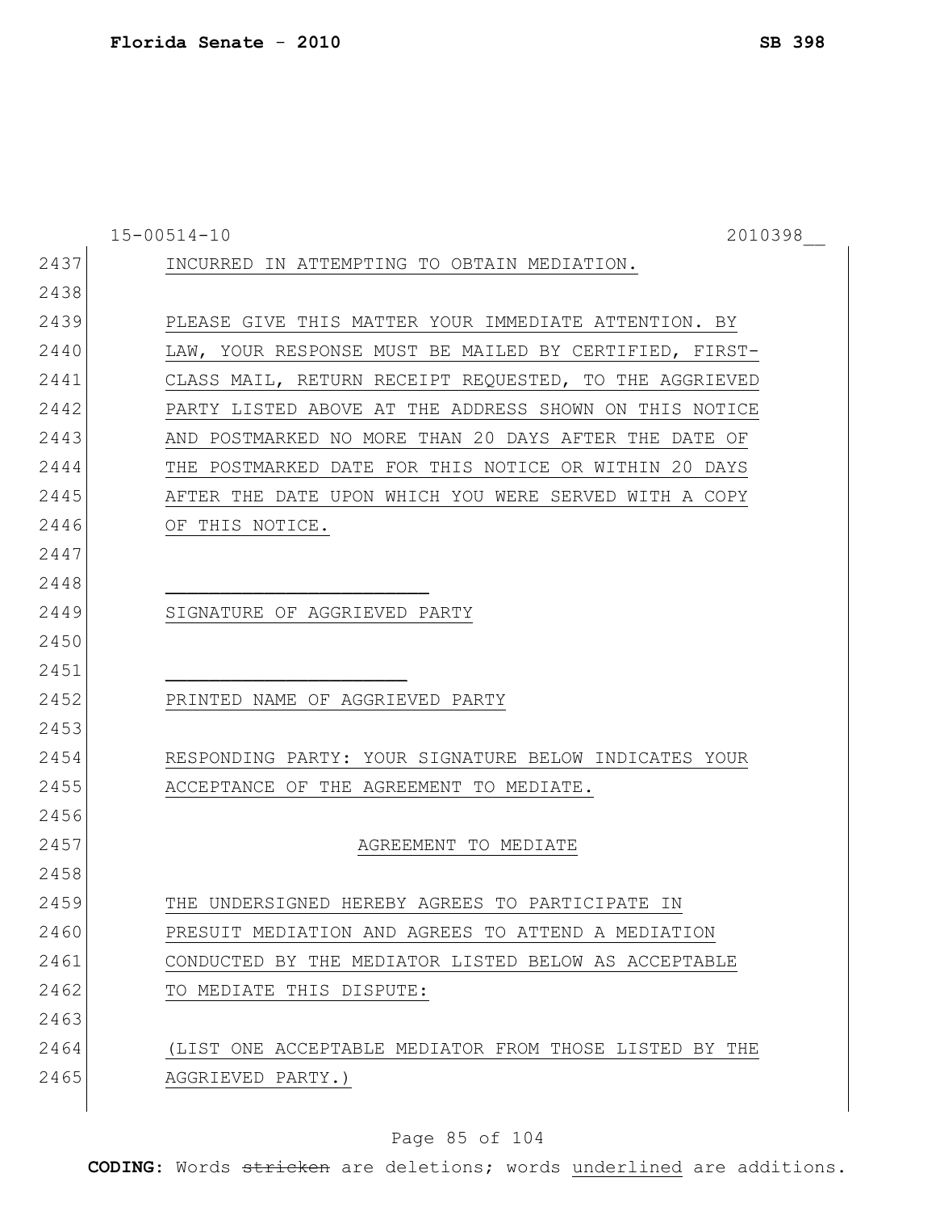15-00514-10 2010398__

INCURRED IN ATTEMPTING TO OBTAIN MEDIATION.

PLEASE GIVE THIS MATTER YOUR IMMEDIATE ATTENTION. BY LAW, YOUR RESPONSE MUST BE MAILED BY CERTIFIED, FIRST-CLASS MAIL, RETURN RECEIPT REQUESTED, TO THE AGGRIEVED PARTY LISTED ABOVE AT THE ADDRESS SHOWN ON THIS NOTICE AND POSTMARKED NO MORE THAN 20 DAYS AFTER THE DATE OF THE POSTMARKED DATE FOR THIS NOTICE OR WITHIN 20 DAYS AFTER THE DATE UPON WHICH YOU WERE SERVED WITH A COPY OF THIS NOTICE.

________________________

SIGNATURE OF AGGRIEVED PARTY

________________________

PRINTED NAME OF AGGRIEVED PARTY

RESPONDING PARTY: YOUR SIGNATURE BELOW INDICATES YOUR ACCEPTANCE OF THE AGREEMENT TO MEDIATE.

AGREEMENT TO MEDIATE

THE UNDERSIGNED HEREBY AGREES TO PARTICIPATE IN PRESUIT MEDIATION AND AGREES TO ATTEND A MEDIATION CONDUCTED BY THE MEDIATOR LISTED BELOW AS ACCEPTABLE TO MEDIATE THIS DISPUTE:

(LIST ONE ACCEPTABLE MEDIATOR FROM THOSE LISTED BY THE AGGRIEVED PARTY.)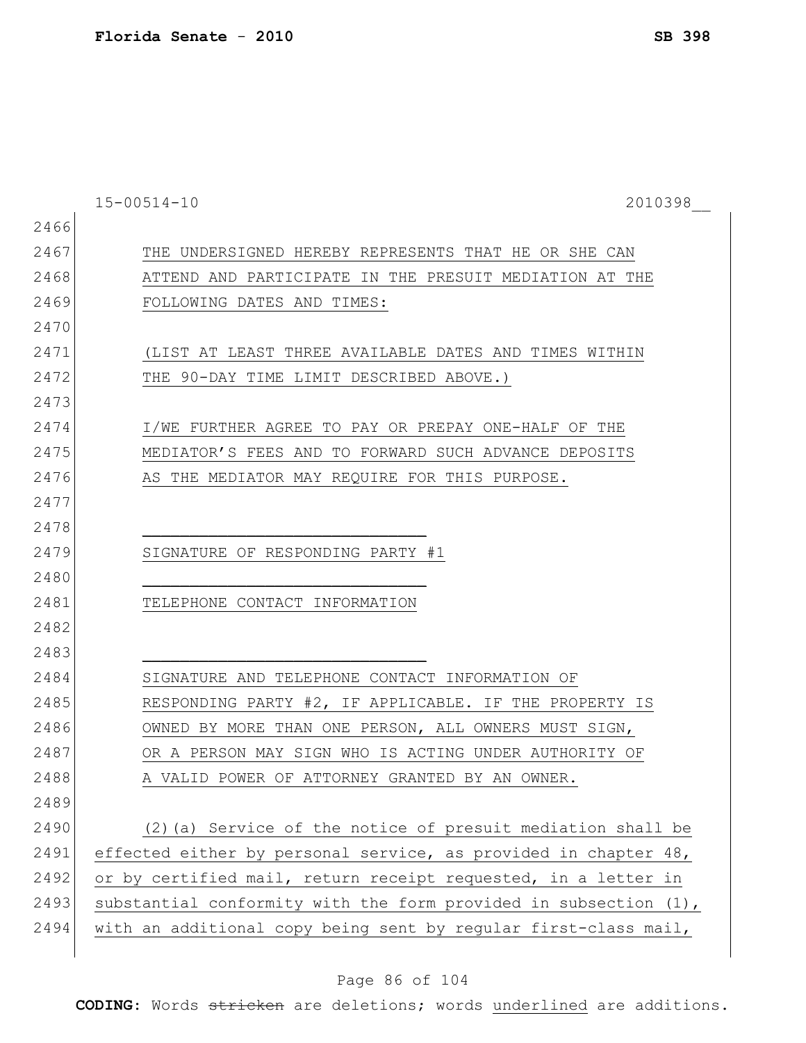THE UNDERSIGNED HEREBY REPRESENTS THAT HE OR SHE CAN ATTEND AND PARTICIPATE IN THE PRESUIT MEDIATION AT THE FOLLOWING DATES AND TIMES:

(LIST AT LEAST THREE AVAILABLE DATES AND TIMES WITHIN THE 90-DAY TIME LIMIT DESCRIBED ABOVE.)

I/WE FURTHER AGREE TO PAY OR PREPAY ONE-HALF OF THE MEDIATOR'S FEES AND TO FORWARD SUCH ADVANCE DEPOSITS AS THE MEDIATOR MAY REQUIRE FOR THIS PURPOSE.

______________________________

SIGNATURE OF RESPONDING PARTY #1

______________________________

TELEPHONE CONTACT INFORMATION

______________________________

SIGNATURE AND TELEPHONE CONTACT INFORMATION OF RESPONDING PARTY #2, IF APPLICABLE. IF THE PROPERTY IS OWNED BY MORE THAN ONE PERSON, ALL OWNERS MUST SIGN, OR A PERSON MAY SIGN WHO IS ACTING UNDER AUTHORITY OF A VALID POWER OF ATTORNEY GRANTED BY AN OWNER.

(2)(a) Service of the notice of presuit mediation shall be effected either by personal service, as provided in chapter 48, or by certified mail, return receipt requested, in a letter in substantial conformity with the form provided in subsection (1), with an additional copy being sent by regular first-class mail,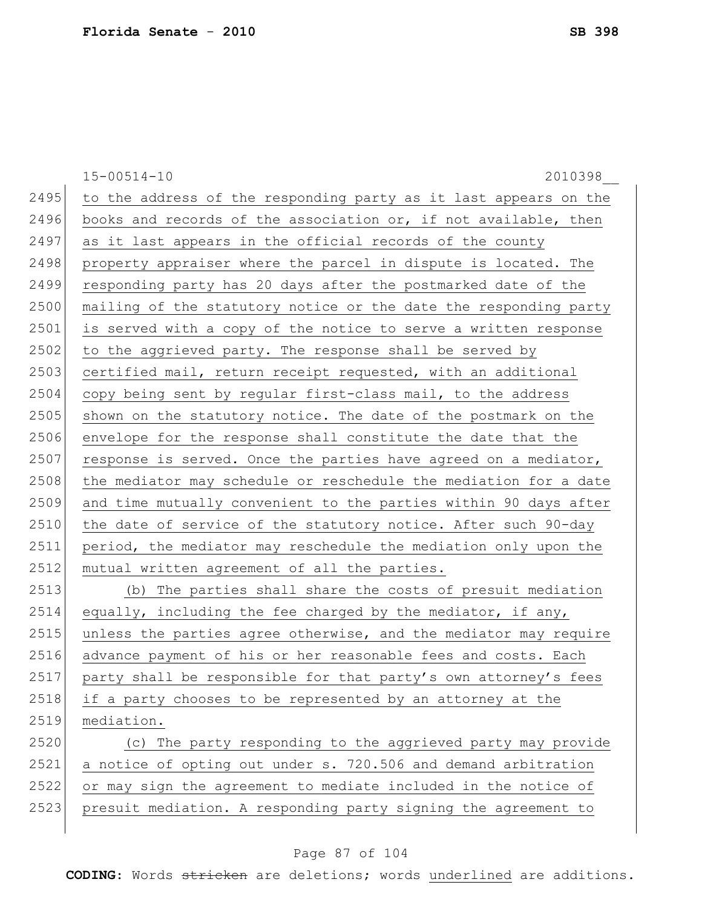to the address of the responding party as it last appears on the books and records of the association or, if not available, then as it last appears in the official records of the county property appraiser where the parcel in dispute is located. The responding party has 20 days after the postmarked date of the mailing of the statutory notice or the date the responding party is served with a copy of the notice to serve a written response to the aggrieved party. The response shall be served by certified mail, return receipt requested, with an additional copy being sent by regular first-class mail, to the address shown on the statutory notice. The date of the postmark on the envelope for the response shall constitute the date that the response is served. Once the parties have agreed on a mediator, the mediator may schedule or reschedule the mediation for a date and time mutually convenient to the parties within 90 days after the date of service of the statutory notice. After such 90-day period, the mediator may reschedule the mediation only upon the mutual written agreement of all the parties.

(b) The parties shall share the costs of presuit mediation equally, including the fee charged by the mediator, if any, unless the parties agree otherwise, and the mediator may require advance payment of his or her reasonable fees and costs. Each party shall be responsible for that party's own attorney's fees if a party chooses to be represented by an attorney at the mediation.

(c) The party responding to the aggrieved party may provide a notice of opting out under s. 720.506 and demand arbitration or may sign the agreement to mediate included in the notice of presuit mediation. A responding party signing the agreement to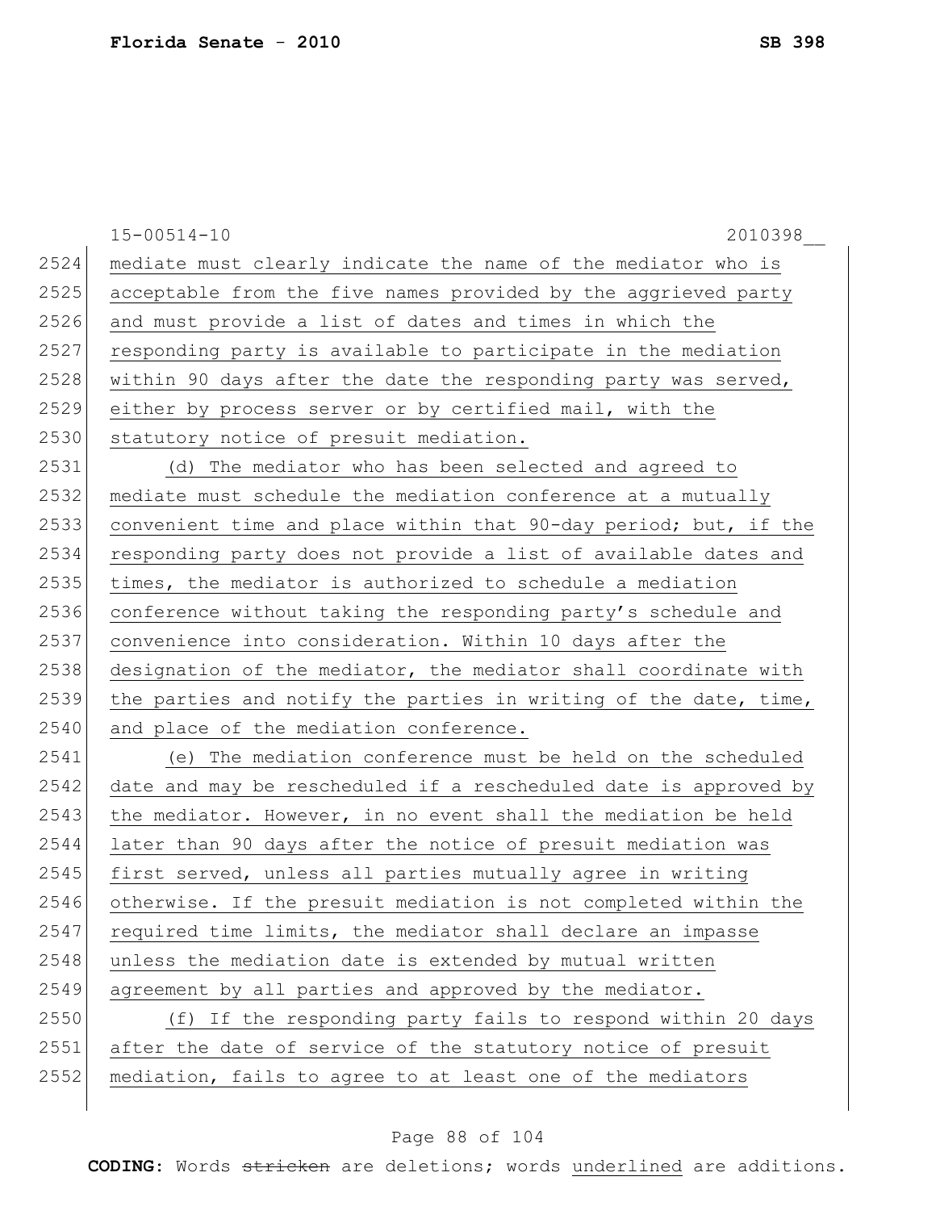15-00514-10 2010398__

2524 mediate must clearly indicate the name of the mediator who is
2525 acceptable from the five names provided by the aggrieved party
2526 and must provide a list of dates and times in which the
2527 responding party is available to participate in the mediation
2528 within 90 days after the date the responding party was served,
2529 either by process server or by certified mail, with the
2530 statutory notice of presuit mediation.

2531 (d) The mediator who has been selected and agreed to
2532 mediate must schedule the mediation conference at a mutually
2533 convenient time and place within that 90-day period; but, if the
2534 responding party does not provide a list of available dates and
2535 times, the mediator is authorized to schedule a mediation
2536 conference without taking the responding party's schedule and
2537 convenience into consideration. Within 10 days after the
2538 designation of the mediator, the mediator shall coordinate with
2539 the parties and notify the parties in writing of the date, time,
2540 and place of the mediation conference.

2541 (e) The mediation conference must be held on the scheduled
2542 date and may be rescheduled if a rescheduled date is approved by
2543 the mediator. However, in no event shall the mediation be held
2544 later than 90 days after the notice of presuit mediation was
2545 first served, unless all parties mutually agree in writing
2546 otherwise. If the presuit mediation is not completed within the
2547 required time limits, the mediator shall declare an impasse
2548 unless the mediation date is extended by mutual written
2549 agreement by all parties and approved by the mediator.

2550 (f) If the responding party fails to respond within 20 days
2551 after the date of service of the statutory notice of presuit
2552 mediation, fails to agree to at least one of the mediators

**CODING:** Words stricken are deletions; words underlined are additions.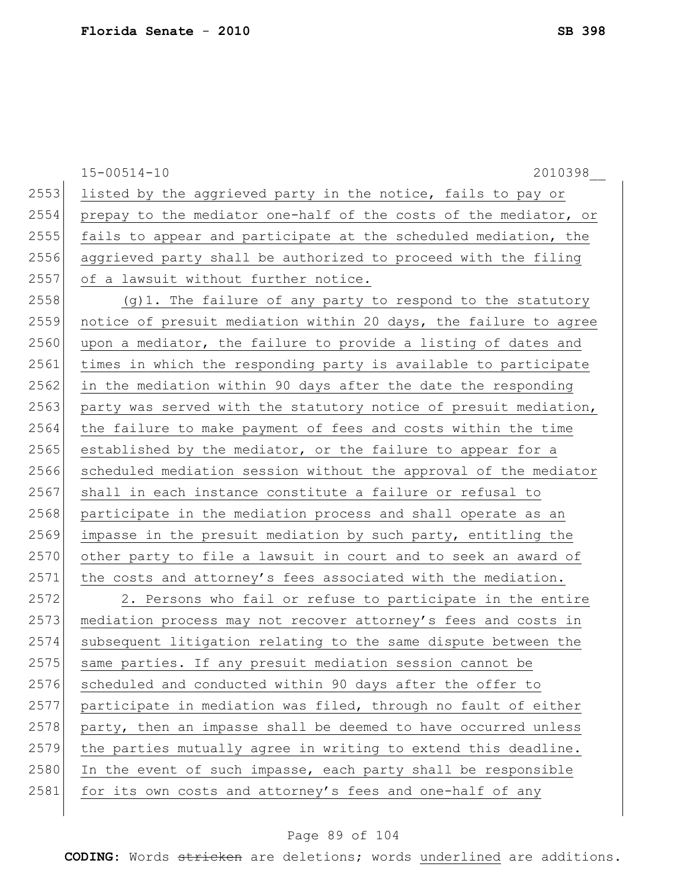listed by the aggrieved party in the notice, fails to pay or prepay to the mediator one-half of the costs of the mediator, or fails to appear and participate at the scheduled mediation, the aggrieved party shall be authorized to proceed with the filing of a lawsuit without further notice.

(g)1. The failure of any party to respond to the statutory notice of presuit mediation within 20 days, the failure to agree upon a mediator, the failure to provide a listing of dates and times in which the responding party is available to participate in the mediation within 90 days after the date the responding party was served with the statutory notice of presuit mediation, the failure to make payment of fees and costs within the time established by the mediator, or the failure to appear for a scheduled mediation session without the approval of the mediator shall in each instance constitute a failure or refusal to participate in the mediation process and shall operate as an impasse in the presuit mediation by such party, entitling the other party to file a lawsuit in court and to seek an award of the costs and attorney's fees associated with the mediation.

2. Persons who fail or refuse to participate in the entire mediation process may not recover attorney's fees and costs in subsequent litigation relating to the same dispute between the same parties. If any presuit mediation session cannot be scheduled and conducted within 90 days after the offer to participate in mediation was filed, through no fault of either party, then an impasse shall be deemed to have occurred unless the parties mutually agree in writing to extend this deadline. In the event of such impasse, each party shall be responsible for its own costs and attorney's fees and one-half of any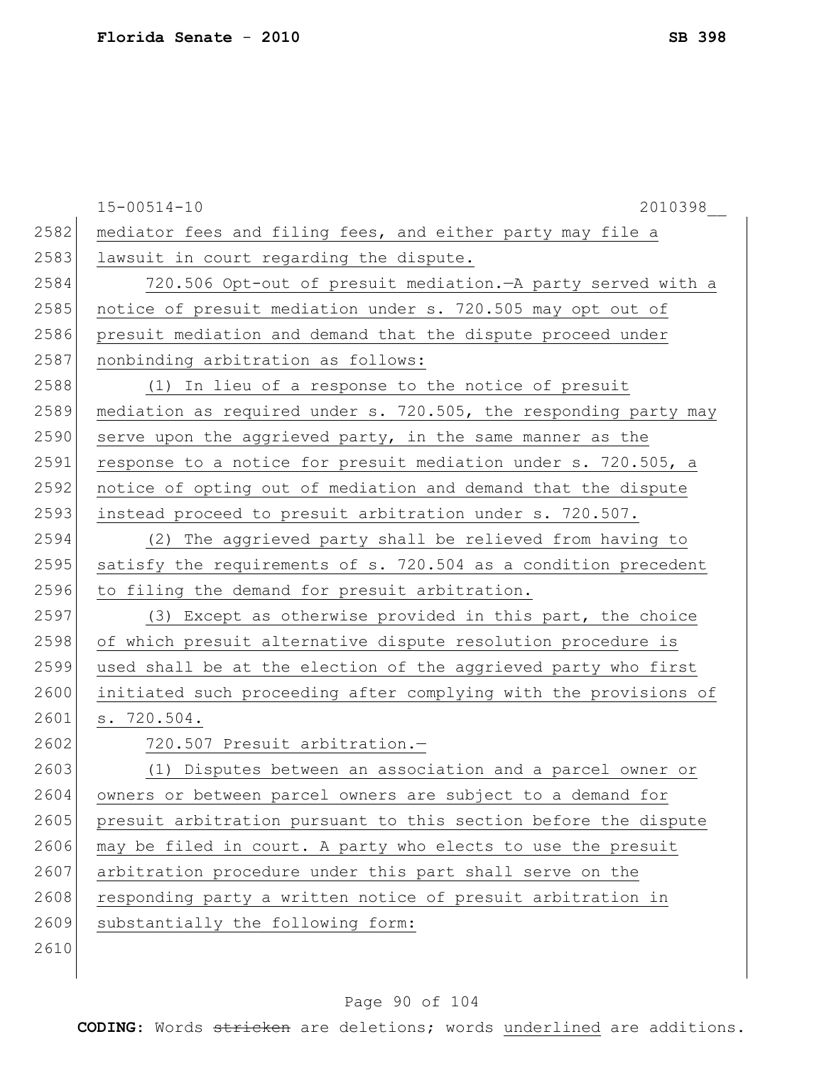mediator fees and filing fees, and either party may file a lawsuit in court regarding the dispute.

720.506 Opt-out of presuit mediation.—A party served with a notice of presuit mediation under s. 720.505 may opt out of presuit mediation and demand that the dispute proceed under nonbinding arbitration as follows:

(1) In lieu of a response to the notice of presuit mediation as required under s. 720.505, the responding party may serve upon the aggrieved party, in the same manner as the response to a notice for presuit mediation under s. 720.505, a notice of opting out of mediation and demand that the dispute instead proceed to presuit arbitration under s. 720.507.

(2) The aggrieved party shall be relieved from having to satisfy the requirements of s. 720.504 as a condition precedent to filing the demand for presuit arbitration.

(3) Except as otherwise provided in this part, the choice of which presuit alternative dispute resolution procedure is used shall be at the election of the aggrieved party who first initiated such proceeding after complying with the provisions of s. 720.504.

720.507 Presuit arbitration.—

(1) Disputes between an association and a parcel owner or owners or between parcel owners are subject to a demand for presuit arbitration pursuant to this section before the dispute may be filed in court. A party who elects to use the presuit arbitration procedure under this part shall serve on the responding party a written notice of presuit arbitration in substantially the following form: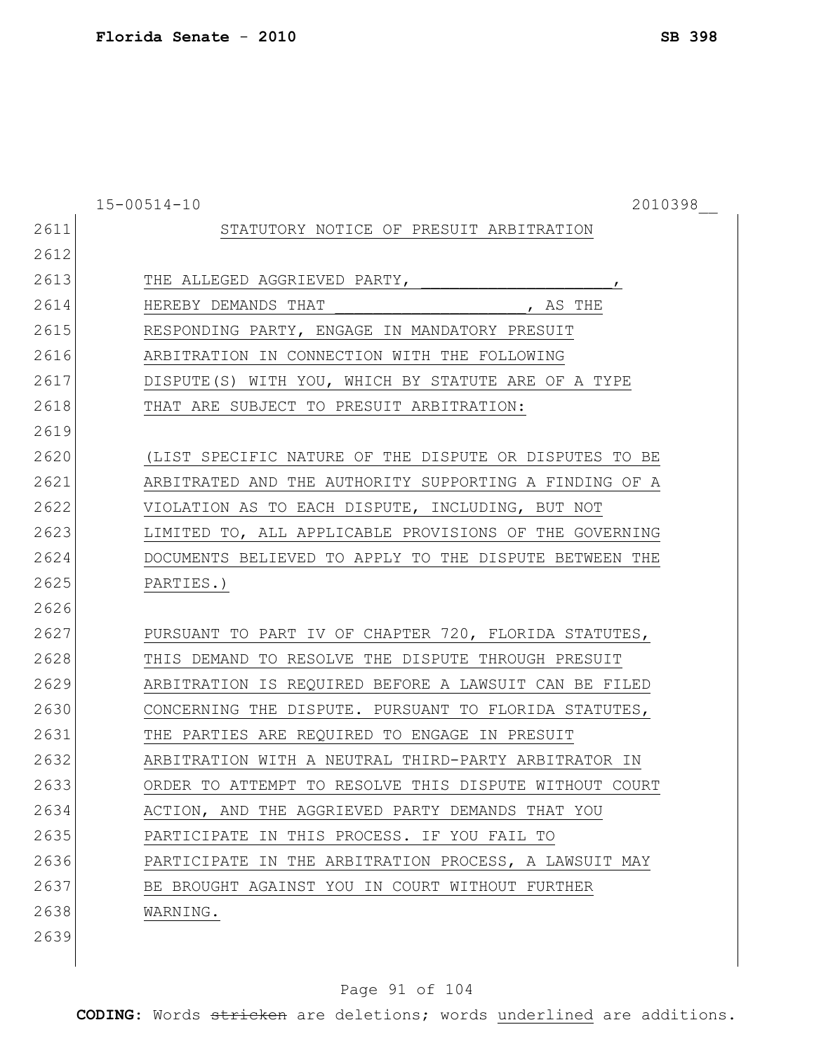STATUTORY NOTICE OF PRESUIT ARBITRATION

THE ALLEGED AGGRIEVED PARTY, ____________________,
HEREBY DEMANDS THAT ____________________, AS THE
RESPONDING PARTY, ENGAGE IN MANDATORY PRESUIT
ARBITRATION IN CONNECTION WITH THE FOLLOWING
DISPUTE(S) WITH YOU, WHICH BY STATUTE ARE OF A TYPE
THAT ARE SUBJECT TO PRESUIT ARBITRATION:

(LIST SPECIFIC NATURE OF THE DISPUTE OR DISPUTES TO BE
ARBITRATED AND THE AUTHORITY SUPPORTING A FINDING OF A
VIOLATION AS TO EACH DISPUTE, INCLUDING, BUT NOT
LIMITED TO, ALL APPLICABLE PROVISIONS OF THE GOVERNING
DOCUMENTS BELIEVED TO APPLY TO THE DISPUTE BETWEEN THE
PARTIES.)

PURSUANT TO PART IV OF CHAPTER 720, FLORIDA STATUTES,
THIS DEMAND TO RESOLVE THE DISPUTE THROUGH PRESUIT
ARBITRATION IS REQUIRED BEFORE A LAWSUIT CAN BE FILED
CONCERNING THE DISPUTE. PURSUANT TO FLORIDA STATUTES,
THE PARTIES ARE REQUIRED TO ENGAGE IN PRESUIT
ARBITRATION WITH A NEUTRAL THIRD-PARTY ARBITRATOR IN
ORDER TO ATTEMPT TO RESOLVE THIS DISPUTE WITHOUT COURT
ACTION, AND THE AGGRIEVED PARTY DEMANDS THAT YOU
PARTICIPATE IN THIS PROCESS. IF YOU FAIL TO
PARTICIPATE IN THE ARBITRATION PROCESS, A LAWSUIT MAY
BE BROUGHT AGAINST YOU IN COURT WITHOUT FURTHER
WARNING.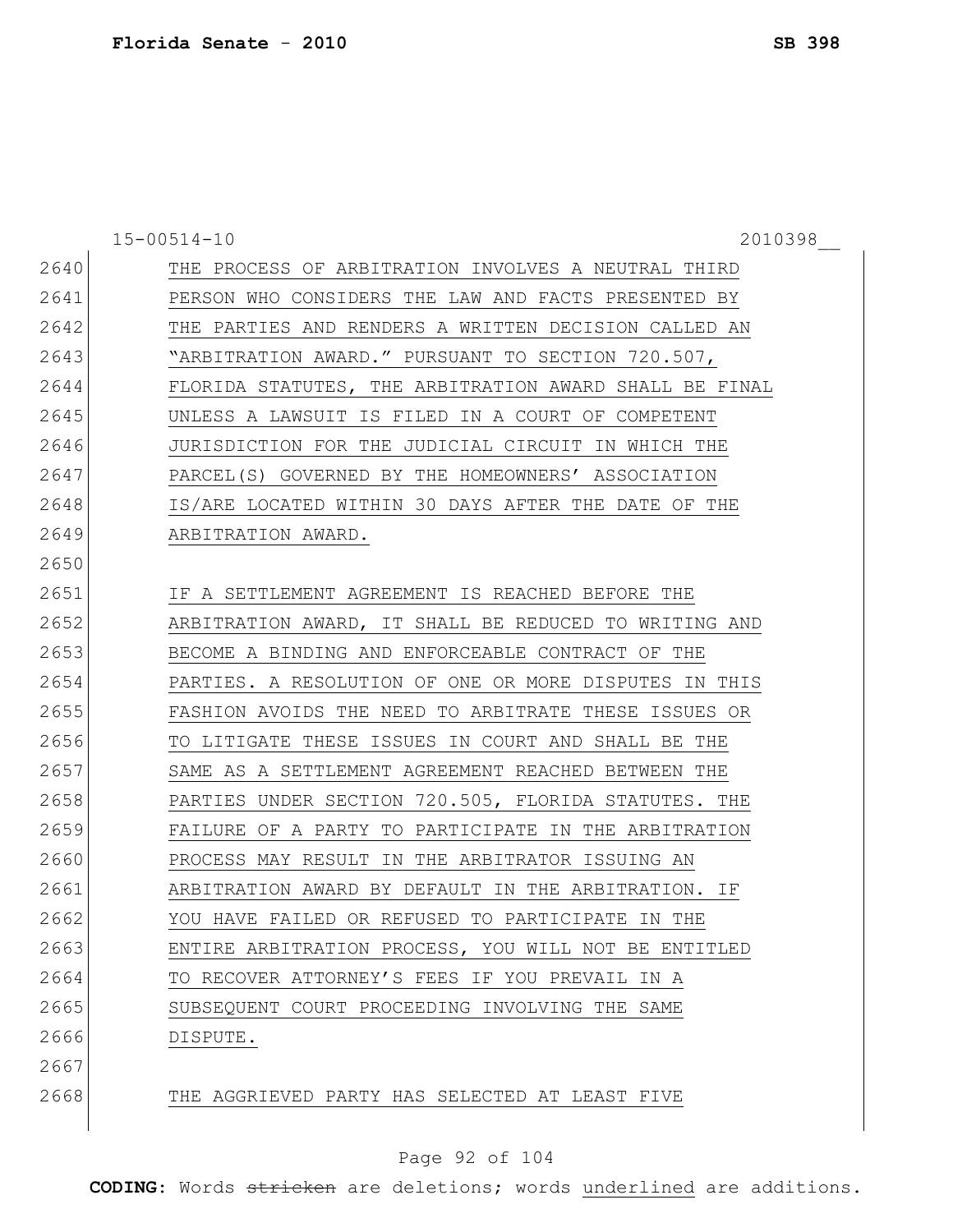15-00514-10 2010398__

THE PROCESS OF ARBITRATION INVOLVES A NEUTRAL THIRD PERSON WHO CONSIDERS THE LAW AND FACTS PRESENTED BY THE PARTIES AND RENDERS A WRITTEN DECISION CALLED AN "ARBITRATION AWARD." PURSUANT TO SECTION 720.507, FLORIDA STATUTES, THE ARBITRATION AWARD SHALL BE FINAL UNLESS A LAWSUIT IS FILED IN A COURT OF COMPETENT JURISDICTION FOR THE JUDICIAL CIRCUIT IN WHICH THE PARCEL(S) GOVERNED BY THE HOMEOWNERS' ASSOCIATION IS/ARE LOCATED WITHIN 30 DAYS AFTER THE DATE OF THE ARBITRATION AWARD.

IF A SETTLEMENT AGREEMENT IS REACHED BEFORE THE ARBITRATION AWARD, IT SHALL BE REDUCED TO WRITING AND BECOME A BINDING AND ENFORCEABLE CONTRACT OF THE PARTIES. A RESOLUTION OF ONE OR MORE DISPUTES IN THIS FASHION AVOIDS THE NEED TO ARBITRATE THESE ISSUES OR TO LITIGATE THESE ISSUES IN COURT AND SHALL BE THE SAME AS A SETTLEMENT AGREEMENT REACHED BETWEEN THE PARTIES UNDER SECTION 720.505, FLORIDA STATUTES. THE FAILURE OF A PARTY TO PARTICIPATE IN THE ARBITRATION PROCESS MAY RESULT IN THE ARBITRATOR ISSUING AN ARBITRATION AWARD BY DEFAULT IN THE ARBITRATION. IF YOU HAVE FAILED OR REFUSED TO PARTICIPATE IN THE ENTIRE ARBITRATION PROCESS, YOU WILL NOT BE ENTITLED TO RECOVER ATTORNEY'S FEES IF YOU PREVAIL IN A SUBSEQUENT COURT PROCEEDING INVOLVING THE SAME DISPUTE.

THE AGGRIEVED PARTY HAS SELECTED AT LEAST FIVE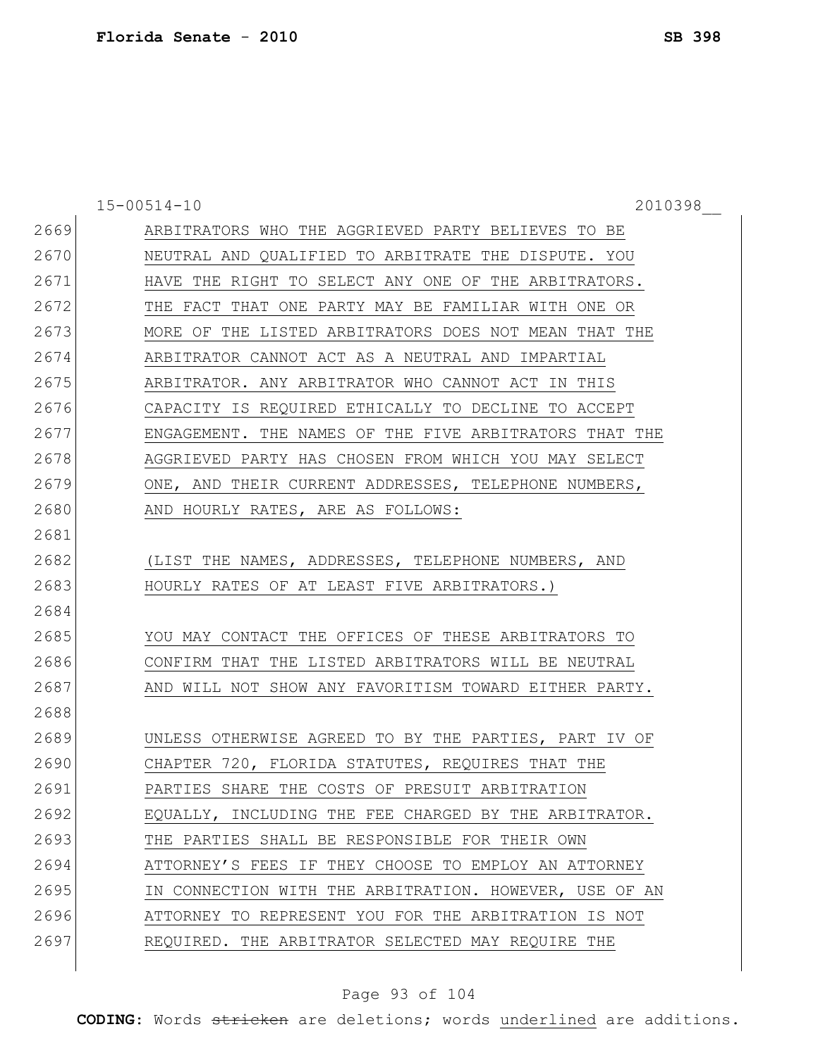15-00514-10 2010398__

2669 ARBITRATORS WHO THE AGGRIEVED PARTY BELIEVES TO BE
2670 NEUTRAL AND QUALIFIED TO ARBITRATE THE DISPUTE. YOU
2671 HAVE THE RIGHT TO SELECT ANY ONE OF THE ARBITRATORS.
2672 THE FACT THAT ONE PARTY MAY BE FAMILIAR WITH ONE OR
2673 MORE OF THE LISTED ARBITRATORS DOES NOT MEAN THAT THE
2674 ARBITRATOR CANNOT ACT AS A NEUTRAL AND IMPARTIAL
2675 ARBITRATOR. ANY ARBITRATOR WHO CANNOT ACT IN THIS
2676 CAPACITY IS REQUIRED ETHICALLY TO DECLINE TO ACCEPT
2677 ENGAGEMENT. THE NAMES OF THE FIVE ARBITRATORS THAT THE
2678 AGGRIEVED PARTY HAS CHOSEN FROM WHICH YOU MAY SELECT
2679 ONE, AND THEIR CURRENT ADDRESSES, TELEPHONE NUMBERS,
2680 AND HOURLY RATES, ARE AS FOLLOWS:
2681
2682 (LIST THE NAMES, ADDRESSES, TELEPHONE NUMBERS, AND
2683 HOURLY RATES OF AT LEAST FIVE ARBITRATORS.)
2684
2685 YOU MAY CONTACT THE OFFICES OF THESE ARBITRATORS TO
2686 CONFIRM THAT THE LISTED ARBITRATORS WILL BE NEUTRAL
2687 AND WILL NOT SHOW ANY FAVORITISM TOWARD EITHER PARTY.
2688
2689 UNLESS OTHERWISE AGREED TO BY THE PARTIES, PART IV OF
2690 CHAPTER 720, FLORIDA STATUTES, REQUIRES THAT THE
2691 PARTIES SHARE THE COSTS OF PRESUIT ARBITRATION
2692 EQUALLY, INCLUDING THE FEE CHARGED BY THE ARBITRATOR.
2693 THE PARTIES SHALL BE RESPONSIBLE FOR THEIR OWN
2694 ATTORNEY'S FEES IF THEY CHOOSE TO EMPLOY AN ATTORNEY
2695 IN CONNECTION WITH THE ARBITRATION. HOWEVER, USE OF AN
2696 ATTORNEY TO REPRESENT YOU FOR THE ARBITRATION IS NOT
2697 REQUIRED. THE ARBITRATOR SELECTED MAY REQUIRE THE

**CODING**: Words ~~stricken~~ are deletions; words <u>underlined</u> are additions.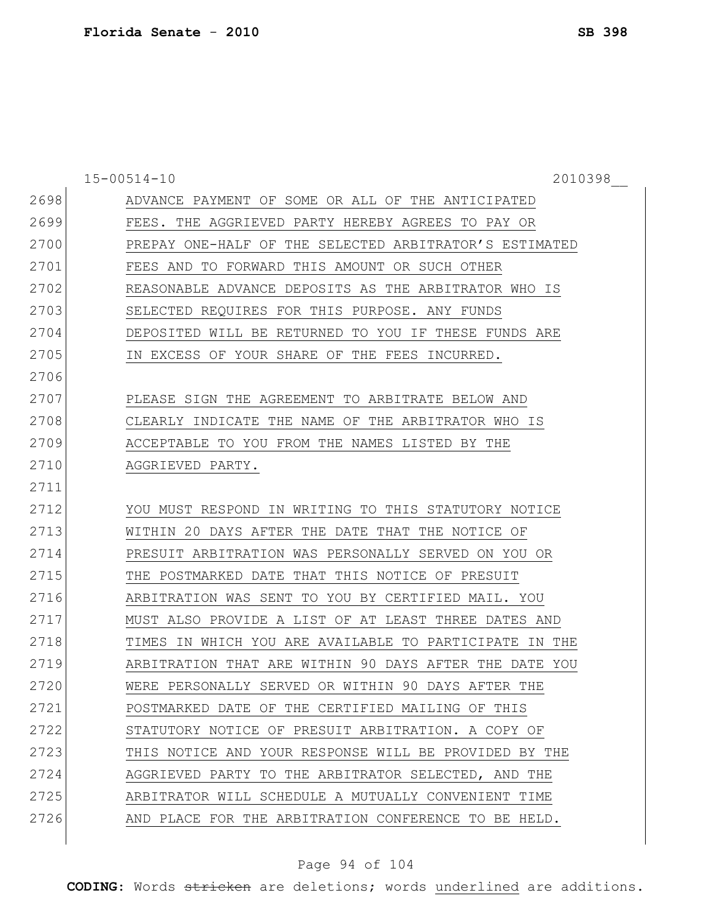15-00514-10 2010398__

ADVANCE PAYMENT OF SOME OR ALL OF THE ANTICIPATED FEES. THE AGGRIEVED PARTY HEREBY AGREES TO PAY OR PREPAY ONE-HALF OF THE SELECTED ARBITRATOR'S ESTIMATED FEES AND TO FORWARD THIS AMOUNT OR SUCH OTHER REASONABLE ADVANCE DEPOSITS AS THE ARBITRATOR WHO IS SELECTED REQUIRES FOR THIS PURPOSE. ANY FUNDS DEPOSITED WILL BE RETURNED TO YOU IF THESE FUNDS ARE IN EXCESS OF YOUR SHARE OF THE FEES INCURRED.

PLEASE SIGN THE AGREEMENT TO ARBITRATE BELOW AND CLEARLY INDICATE THE NAME OF THE ARBITRATOR WHO IS ACCEPTABLE TO YOU FROM THE NAMES LISTED BY THE AGGRIEVED PARTY.

YOU MUST RESPOND IN WRITING TO THIS STATUTORY NOTICE WITHIN 20 DAYS AFTER THE DATE THAT THE NOTICE OF PRESUIT ARBITRATION WAS PERSONALLY SERVED ON YOU OR THE POSTMARKED DATE THAT THIS NOTICE OF PRESUIT ARBITRATION WAS SENT TO YOU BY CERTIFIED MAIL. YOU MUST ALSO PROVIDE A LIST OF AT LEAST THREE DATES AND TIMES IN WHICH YOU ARE AVAILABLE TO PARTICIPATE IN THE ARBITRATION THAT ARE WITHIN 90 DAYS AFTER THE DATE YOU WERE PERSONALLY SERVED OR WITHIN 90 DAYS AFTER THE POSTMARKED DATE OF THE CERTIFIED MAILING OF THIS STATUTORY NOTICE OF PRESUIT ARBITRATION. A COPY OF THIS NOTICE AND YOUR RESPONSE WILL BE PROVIDED BY THE AGGRIEVED PARTY TO THE ARBITRATOR SELECTED, AND THE ARBITRATOR WILL SCHEDULE A MUTUALLY CONVENIENT TIME AND PLACE FOR THE ARBITRATION CONFERENCE TO BE HELD.

**CODING:** Words ~~stricken~~ are deletions; words underlined are additions.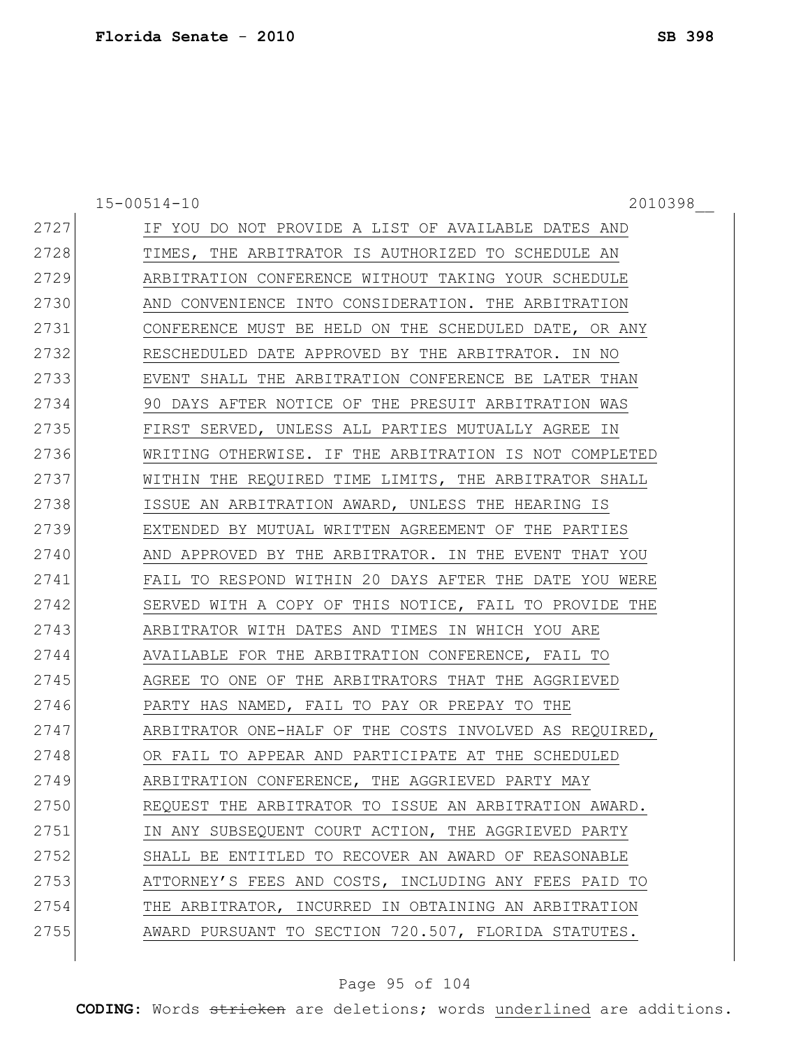15-00514-10 2010398__

2727 IF YOU DO NOT PROVIDE A LIST OF AVAILABLE DATES AND
2728 TIMES, THE ARBITRATOR IS AUTHORIZED TO SCHEDULE AN
2729 ARBITRATION CONFERENCE WITHOUT TAKING YOUR SCHEDULE
2730 AND CONVENIENCE INTO CONSIDERATION. THE ARBITRATION
2731 CONFERENCE MUST BE HELD ON THE SCHEDULED DATE, OR ANY
2732 RESCHEDULED DATE APPROVED BY THE ARBITRATOR. IN NO
2733 EVENT SHALL THE ARBITRATION CONFERENCE BE LATER THAN
2734 90 DAYS AFTER NOTICE OF THE PRESUIT ARBITRATION WAS
2735 FIRST SERVED, UNLESS ALL PARTIES MUTUALLY AGREE IN
2736 WRITING OTHERWISE. IF THE ARBITRATION IS NOT COMPLETED
2737 WITHIN THE REQUIRED TIME LIMITS, THE ARBITRATOR SHALL
2738 ISSUE AN ARBITRATION AWARD, UNLESS THE HEARING IS
2739 EXTENDED BY MUTUAL WRITTEN AGREEMENT OF THE PARTIES
2740 AND APPROVED BY THE ARBITRATOR. IN THE EVENT THAT YOU
2741 FAIL TO RESPOND WITHIN 20 DAYS AFTER THE DATE YOU WERE
2742 SERVED WITH A COPY OF THIS NOTICE, FAIL TO PROVIDE THE
2743 ARBITRATOR WITH DATES AND TIMES IN WHICH YOU ARE
2744 AVAILABLE FOR THE ARBITRATION CONFERENCE, FAIL TO
2745 AGREE TO ONE OF THE ARBITRATORS THAT THE AGGRIEVED
2746 PARTY HAS NAMED, FAIL TO PAY OR PREPAY TO THE
2747 ARBITRATOR ONE-HALF OF THE COSTS INVOLVED AS REQUIRED,
2748 OR FAIL TO APPEAR AND PARTICIPATE AT THE SCHEDULED
2749 ARBITRATION CONFERENCE, THE AGGRIEVED PARTY MAY
2750 REQUEST THE ARBITRATOR TO ISSUE AN ARBITRATION AWARD.
2751 IN ANY SUBSEQUENT COURT ACTION, THE AGGRIEVED PARTY
2752 SHALL BE ENTITLED TO RECOVER AN AWARD OF REASONABLE
2753 ATTORNEY'S FEES AND COSTS, INCLUDING ANY FEES PAID TO
2754 THE ARBITRATOR, INCURRED IN OBTAINING AN ARBITRATION
2755 AWARD PURSUANT TO SECTION 720.507, FLORIDA STATUTES.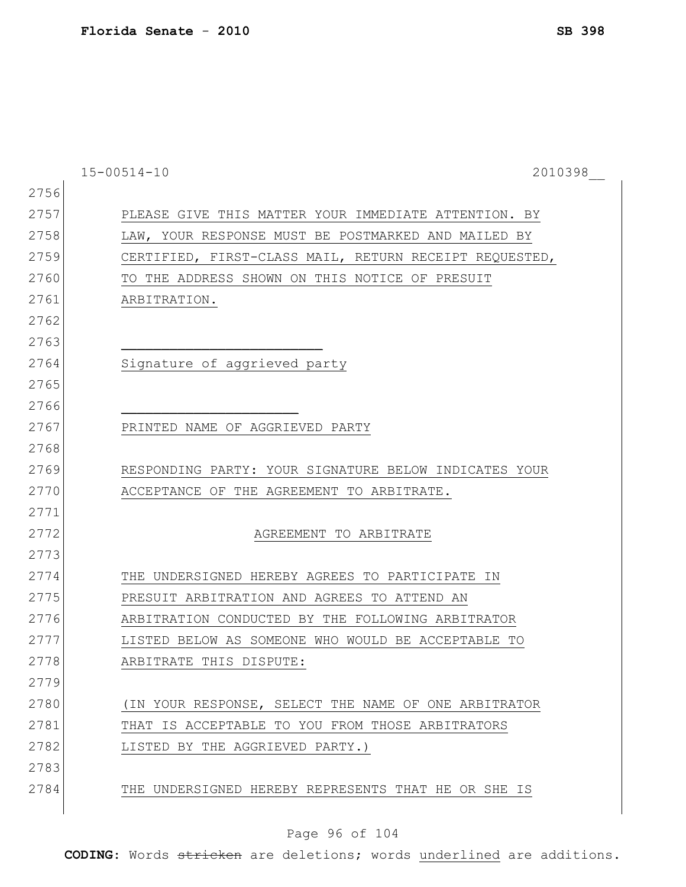PLEASE GIVE THIS MATTER YOUR IMMEDIATE ATTENTION. BY LAW, YOUR RESPONSE MUST BE POSTMARKED AND MAILED BY CERTIFIED, FIRST-CLASS MAIL, RETURN RECEIPT REQUESTED, TO THE ADDRESS SHOWN ON THIS NOTICE OF PRESUIT ARBITRATION.

\_\_\_\_\_\_\_\_\_\_\_\_\_\_\_\_\_\_\_\_\_\_\_\_\_

Signature of aggrieved party

\_\_\_\_\_\_\_\_\_\_\_\_\_\_\_\_\_\_\_\_\_\_\_\_\_

PRINTED NAME OF AGGRIEVED PARTY

RESPONDING PARTY: YOUR SIGNATURE BELOW INDICATES YOUR ACCEPTANCE OF THE AGREEMENT TO ARBITRATE.

AGREEMENT TO ARBITRATE

THE UNDERSIGNED HEREBY AGREES TO PARTICIPATE IN PRESUIT ARBITRATION AND AGREES TO ATTEND AN ARBITRATION CONDUCTED BY THE FOLLOWING ARBITRATOR LISTED BELOW AS SOMEONE WHO WOULD BE ACCEPTABLE TO ARBITRATE THIS DISPUTE:

(IN YOUR RESPONSE, SELECT THE NAME OF ONE ARBITRATOR THAT IS ACCEPTABLE TO YOU FROM THOSE ARBITRATORS LISTED BY THE AGGRIEVED PARTY.)

THE UNDERSIGNED HEREBY REPRESENTS THAT HE OR SHE IS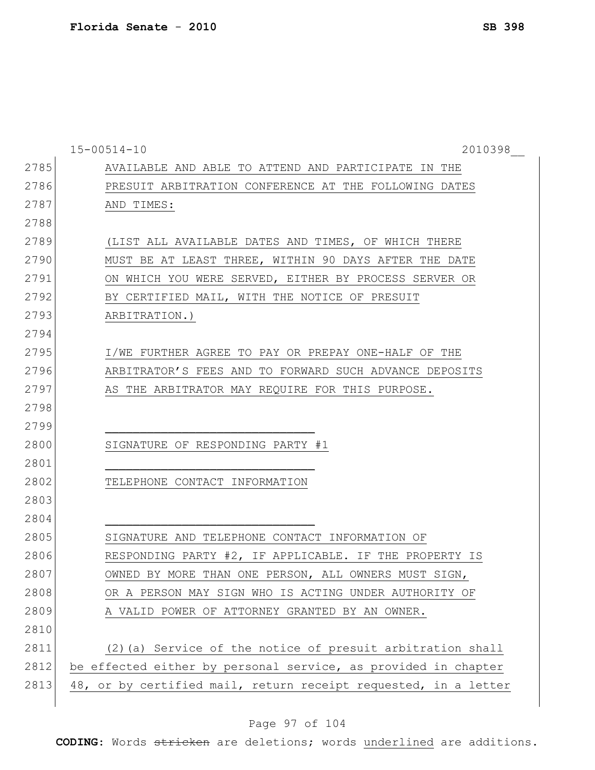AVAILABLE AND ABLE TO ATTEND AND PARTICIPATE IN THE PRESUIT ARBITRATION CONFERENCE AT THE FOLLOWING DATES AND TIMES:

(LIST ALL AVAILABLE DATES AND TIMES, OF WHICH THERE MUST BE AT LEAST THREE, WITHIN 90 DAYS AFTER THE DATE ON WHICH YOU WERE SERVED, EITHER BY PROCESS SERVER OR BY CERTIFIED MAIL, WITH THE NOTICE OF PRESUIT ARBITRATION.)

I/WE FURTHER AGREE TO PAY OR PREPAY ONE-HALF OF THE ARBITRATOR'S FEES AND TO FORWARD SUCH ADVANCE DEPOSITS AS THE ARBITRATOR MAY REQUIRE FOR THIS PURPOSE.

______________________________

SIGNATURE OF RESPONDING PARTY #1

______________________________

TELEPHONE CONTACT INFORMATION

______________________________

SIGNATURE AND TELEPHONE CONTACT INFORMATION OF RESPONDING PARTY #2, IF APPLICABLE. IF THE PROPERTY IS OWNED BY MORE THAN ONE PERSON, ALL OWNERS MUST SIGN, OR A PERSON MAY SIGN WHO IS ACTING UNDER AUTHORITY OF A VALID POWER OF ATTORNEY GRANTED BY AN OWNER.

(2)(a) Service of the notice of presuit arbitration shall be effected either by personal service, as provided in chapter 48, or by certified mail, return receipt requested, in a letter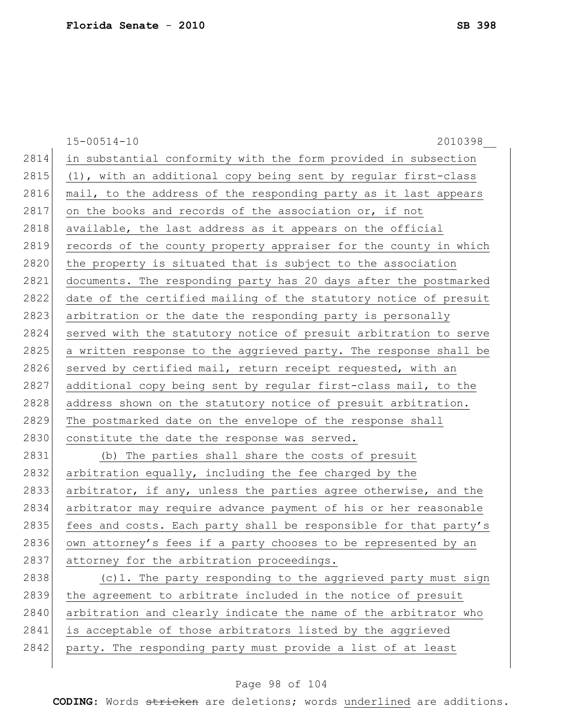in substantial conformity with the form provided in subsection (1), with an additional copy being sent by regular first-class mail, to the address of the responding party as it last appears on the books and records of the association or, if not available, the last address as it appears on the official records of the county property appraiser for the county in which the property is situated that is subject to the association documents. The responding party has 20 days after the postmarked date of the certified mailing of the statutory notice of presuit arbitration or the date the responding party is personally served with the statutory notice of presuit arbitration to serve a written response to the aggrieved party. The response shall be served by certified mail, return receipt requested, with an additional copy being sent by regular first-class mail, to the address shown on the statutory notice of presuit arbitration. The postmarked date on the envelope of the response shall constitute the date the response was served.

(b) The parties shall share the costs of presuit arbitration equally, including the fee charged by the arbitrator, if any, unless the parties agree otherwise, and the arbitrator may require advance payment of his or her reasonable fees and costs. Each party shall be responsible for that party's own attorney's fees if a party chooses to be represented by an attorney for the arbitration proceedings.

(c)1. The party responding to the aggrieved party must sign the agreement to arbitrate included in the notice of presuit arbitration and clearly indicate the name of the arbitrator who is acceptable of those arbitrators listed by the aggrieved party. The responding party must provide a list of at least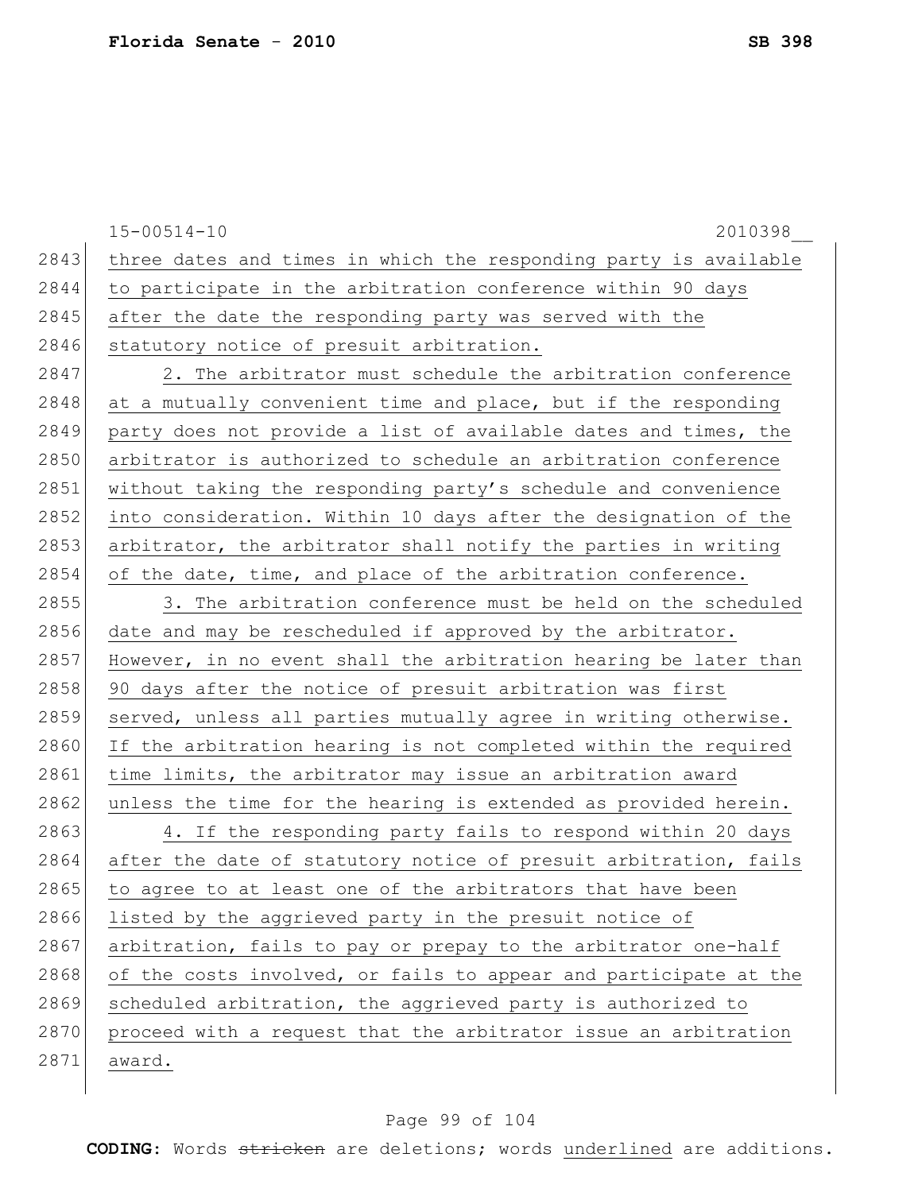three dates and times in which the responding party is available to participate in the arbitration conference within 90 days after the date the responding party was served with the statutory notice of presuit arbitration.

2. The arbitrator must schedule the arbitration conference at a mutually convenient time and place, but if the responding party does not provide a list of available dates and times, the arbitrator is authorized to schedule an arbitration conference without taking the responding party's schedule and convenience into consideration. Within 10 days after the designation of the arbitrator, the arbitrator shall notify the parties in writing of the date, time, and place of the arbitration conference.

3. The arbitration conference must be held on the scheduled date and may be rescheduled if approved by the arbitrator. However, in no event shall the arbitration hearing be later than 90 days after the notice of presuit arbitration was first served, unless all parties mutually agree in writing otherwise. If the arbitration hearing is not completed within the required time limits, the arbitrator may issue an arbitration award unless the time for the hearing is extended as provided herein.

4. If the responding party fails to respond within 20 days after the date of statutory notice of presuit arbitration, fails to agree to at least one of the arbitrators that have been listed by the aggrieved party in the presuit notice of arbitration, fails to pay or prepay to the arbitrator one-half of the costs involved, or fails to appear and participate at the scheduled arbitration, the aggrieved party is authorized to proceed with a request that the arbitrator issue an arbitration award.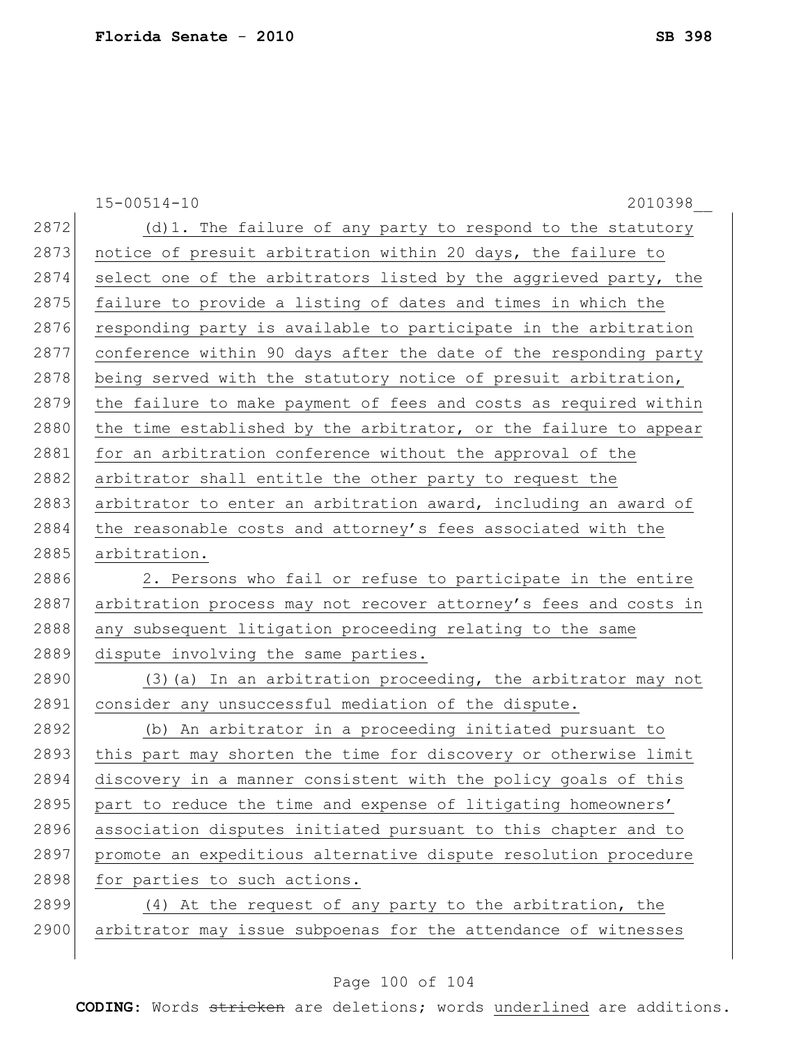15-00514-10 2010398__

(d)1. The failure of any party to respond to the statutory notice of presuit arbitration within 20 days, the failure to select one of the arbitrators listed by the aggrieved party, the failure to provide a listing of dates and times in which the responding party is available to participate in the arbitration conference within 90 days after the date of the responding party being served with the statutory notice of presuit arbitration, the failure to make payment of fees and costs as required within the time established by the arbitrator, or the failure to appear for an arbitration conference without the approval of the arbitrator shall entitle the other party to request the arbitrator to enter an arbitration award, including an award of the reasonable costs and attorney's fees associated with the arbitration.

2. Persons who fail or refuse to participate in the entire arbitration process may not recover attorney's fees and costs in any subsequent litigation proceeding relating to the same dispute involving the same parties.

(3)(a) In an arbitration proceeding, the arbitrator may not consider any unsuccessful mediation of the dispute.

(b) An arbitrator in a proceeding initiated pursuant to this part may shorten the time for discovery or otherwise limit discovery in a manner consistent with the policy goals of this part to reduce the time and expense of litigating homeowners' association disputes initiated pursuant to this chapter and to promote an expeditious alternative dispute resolution procedure for parties to such actions.

(4) At the request of any party to the arbitration, the arbitrator may issue subpoenas for the attendance of witnesses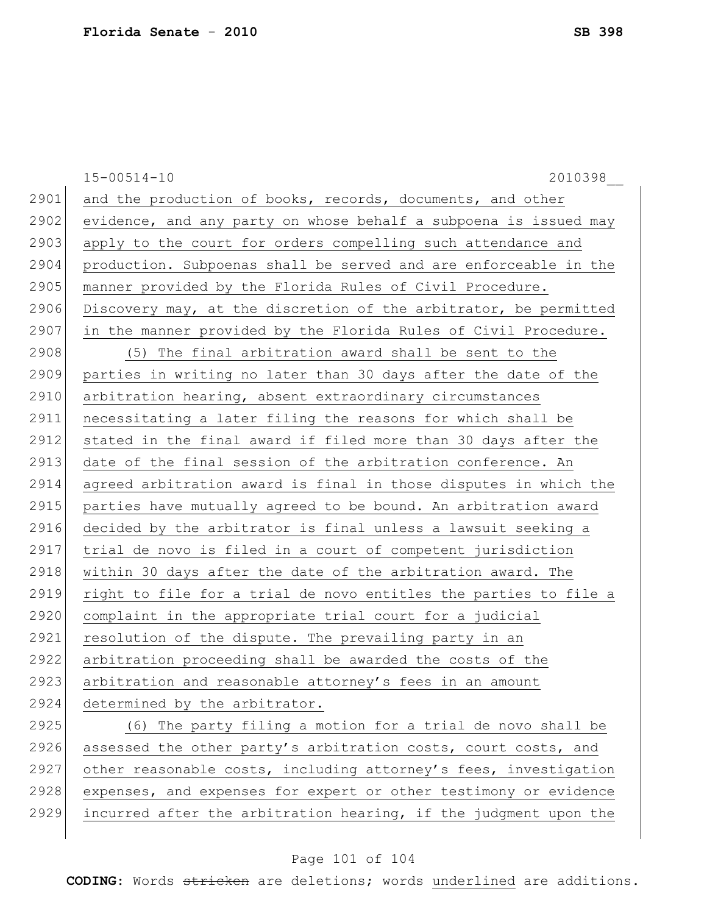and the production of books, records, documents, and other evidence, and any party on whose behalf a subpoena is issued may apply to the court for orders compelling such attendance and production. Subpoenas shall be served and are enforceable in the manner provided by the Florida Rules of Civil Procedure. Discovery may, at the discretion of the arbitrator, be permitted in the manner provided by the Florida Rules of Civil Procedure.

(5) The final arbitration award shall be sent to the parties in writing no later than 30 days after the date of the arbitration hearing, absent extraordinary circumstances necessitating a later filing the reasons for which shall be stated in the final award if filed more than 30 days after the date of the final session of the arbitration conference. An agreed arbitration award is final in those disputes in which the parties have mutually agreed to be bound. An arbitration award decided by the arbitrator is final unless a lawsuit seeking a trial de novo is filed in a court of competent jurisdiction within 30 days after the date of the arbitration award. The right to file for a trial de novo entitles the parties to file a complaint in the appropriate trial court for a judicial resolution of the dispute. The prevailing party in an arbitration proceeding shall be awarded the costs of the arbitration and reasonable attorney's fees in an amount determined by the arbitrator.

(6) The party filing a motion for a trial de novo shall be assessed the other party's arbitration costs, court costs, and other reasonable costs, including attorney's fees, investigation expenses, and expenses for expert or other testimony or evidence incurred after the arbitration hearing, if the judgment upon the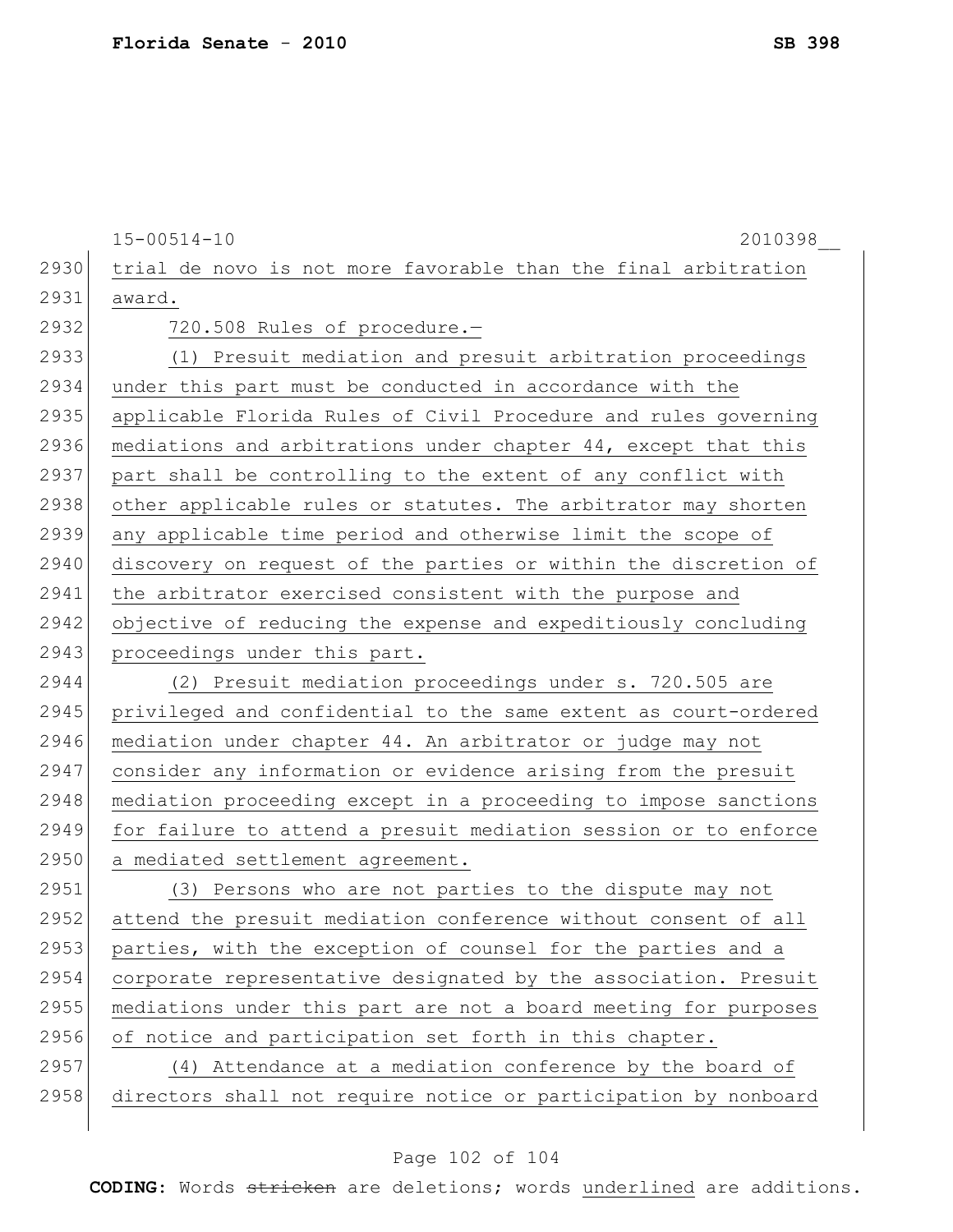trial de novo is not more favorable than the final arbitration award.

720.508 Rules of procedure.—

(1) Presuit mediation and presuit arbitration proceedings under this part must be conducted in accordance with the applicable Florida Rules of Civil Procedure and rules governing mediations and arbitrations under chapter 44, except that this part shall be controlling to the extent of any conflict with other applicable rules or statutes. The arbitrator may shorten any applicable time period and otherwise limit the scope of discovery on request of the parties or within the discretion of the arbitrator exercised consistent with the purpose and objective of reducing the expense and expeditiously concluding proceedings under this part.

(2) Presuit mediation proceedings under s. 720.505 are privileged and confidential to the same extent as court-ordered mediation under chapter 44. An arbitrator or judge may not consider any information or evidence arising from the presuit mediation proceeding except in a proceeding to impose sanctions for failure to attend a presuit mediation session or to enforce a mediated settlement agreement.

(3) Persons who are not parties to the dispute may not attend the presuit mediation conference without consent of all parties, with the exception of counsel for the parties and a corporate representative designated by the association. Presuit mediations under this part are not a board meeting for purposes of notice and participation set forth in this chapter.

(4) Attendance at a mediation conference by the board of directors shall not require notice or participation by nonboard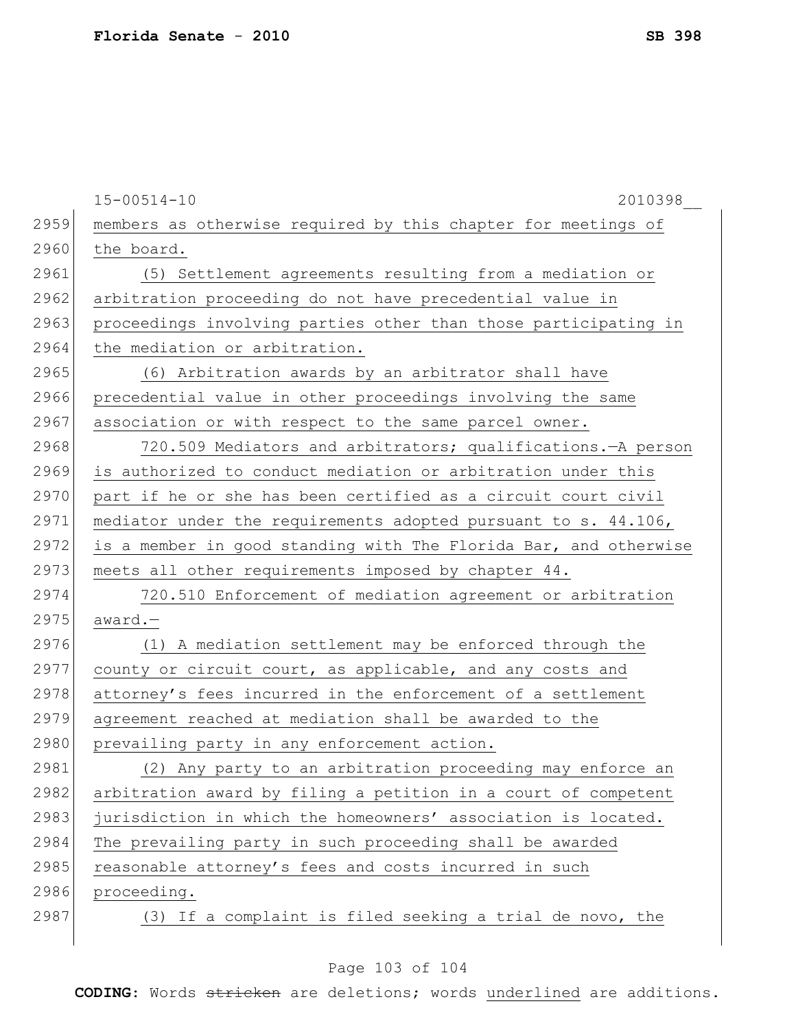15-00514-10 2010398__

members as otherwise required by this chapter for meetings of the board.

(5) Settlement agreements resulting from a mediation or arbitration proceeding do not have precedential value in proceedings involving parties other than those participating in the mediation or arbitration.

(6) Arbitration awards by an arbitrator shall have precedential value in other proceedings involving the same association or with respect to the same parcel owner.

720.509 Mediators and arbitrators; qualifications.—A person is authorized to conduct mediation or arbitration under this part if he or she has been certified as a circuit court civil mediator under the requirements adopted pursuant to s. 44.106, is a member in good standing with The Florida Bar, and otherwise meets all other requirements imposed by chapter 44.

720.510 Enforcement of mediation agreement or arbitration award.—

(1) A mediation settlement may be enforced through the county or circuit court, as applicable, and any costs and attorney's fees incurred in the enforcement of a settlement agreement reached at mediation shall be awarded to the prevailing party in any enforcement action.

(2) Any party to an arbitration proceeding may enforce an arbitration award by filing a petition in a court of competent jurisdiction in which the homeowners' association is located. The prevailing party in such proceeding shall be awarded reasonable attorney's fees and costs incurred in such proceeding.

(3) If a complaint is filed seeking a trial de novo, the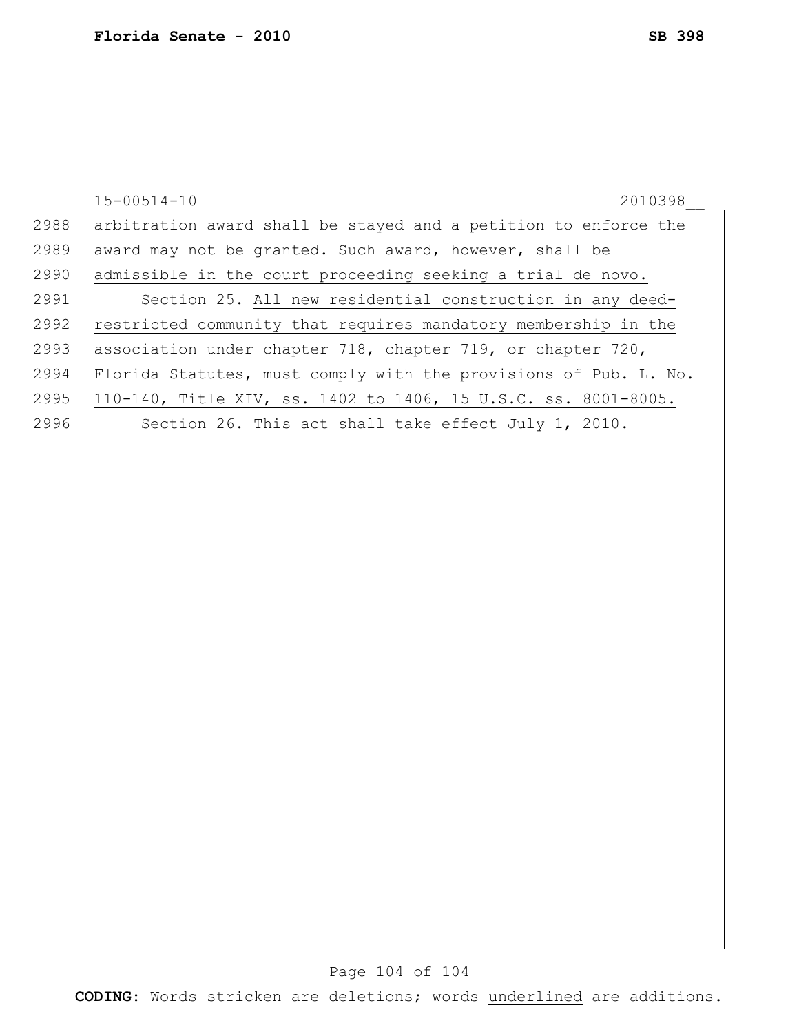2988 arbitration award shall be stayed and a petition to enforce the
2989 award may not be granted. Such award, however, shall be
2990 admissible in the court proceeding seeking a trial de novo.

2991 Section 25. All new residential construction in any deed-
2992 restricted community that requires mandatory membership in the
2993 association under chapter 718, chapter 719, or chapter 720,
2994 Florida Statutes, must comply with the provisions of Pub. L. No.
2995 110-140, Title XIV, ss. 1402 to 1406, 15 U.S.C. ss. 8001-8005.

2996 Section 26. This act shall take effect July 1, 2010.

**CODING:** Words ~~stricken~~ are deletions; words underlined are additions.